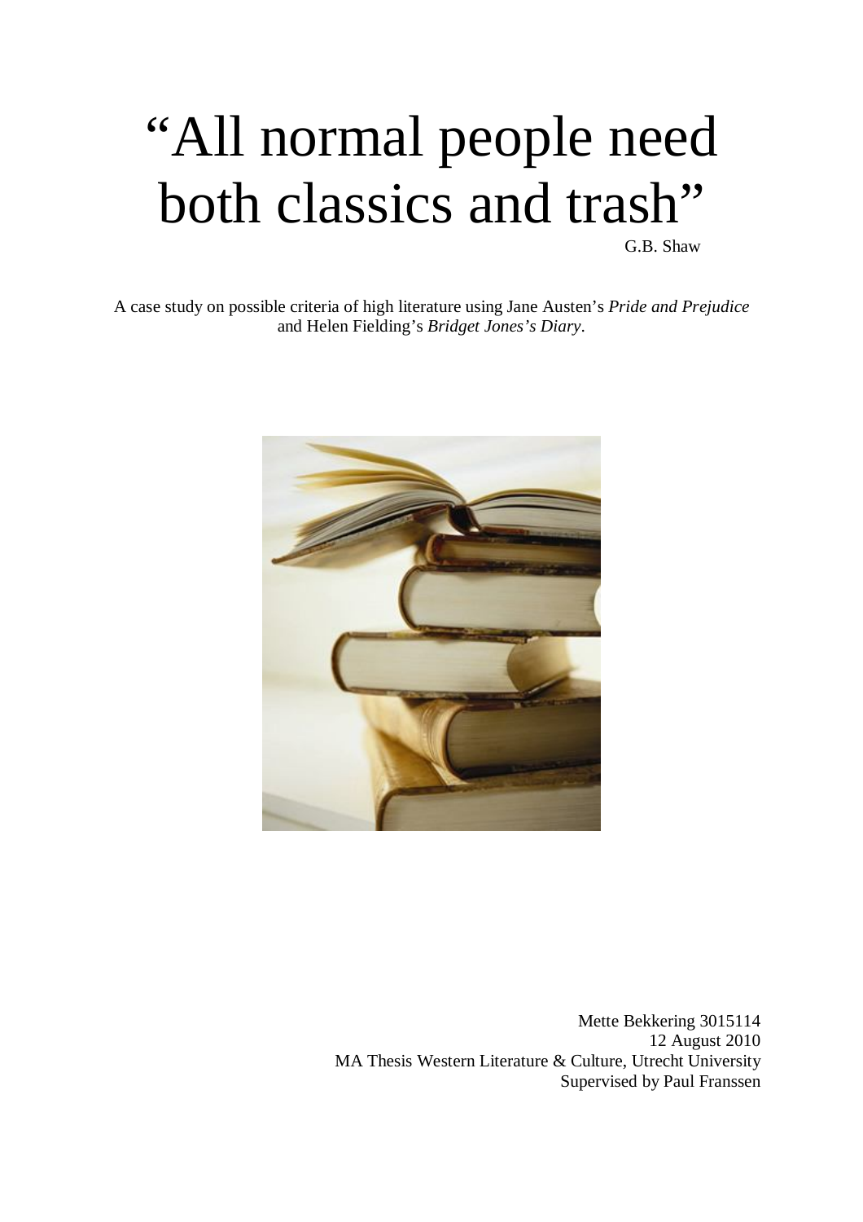# "All normal people need both classics and trash"

G.B. Shaw

A case study on possible criteria of high literature using Jane Austen's *Pride and Prejudice* and Helen Fielding's *Bridget Jones's Diary*.

Mette Bekkering 3015114
12 August 2010
MA Thesis Western Literature & Culture, Utrecht University
Supervised by Paul Franssen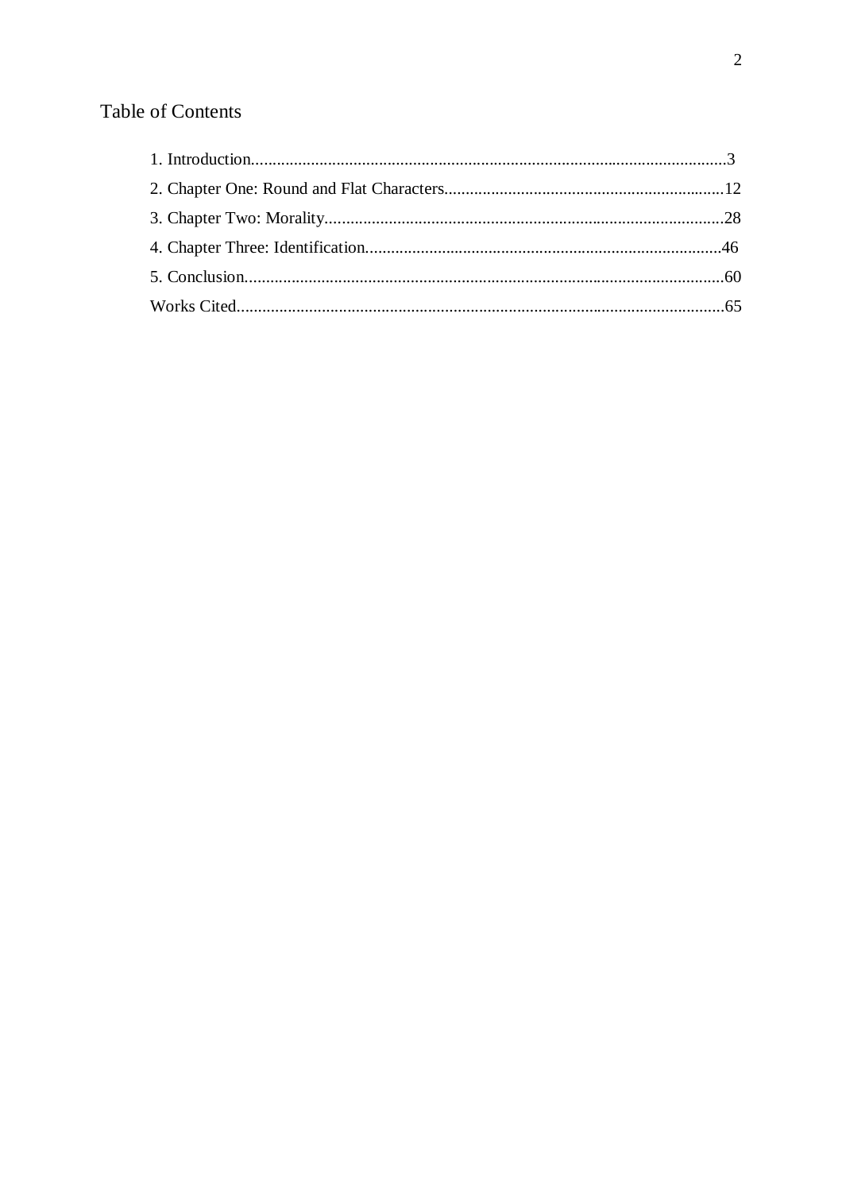# Table of Contents

1. Introduction................................................................................................................3
2. Chapter One: Round and Flat Characters..................................................................12
3. Chapter Two: Morality..............................................................................................28
4. Chapter Three: Identification....................................................................................46
5. Conclusion.................................................................................................................60

Works Cited...................................................................................................................65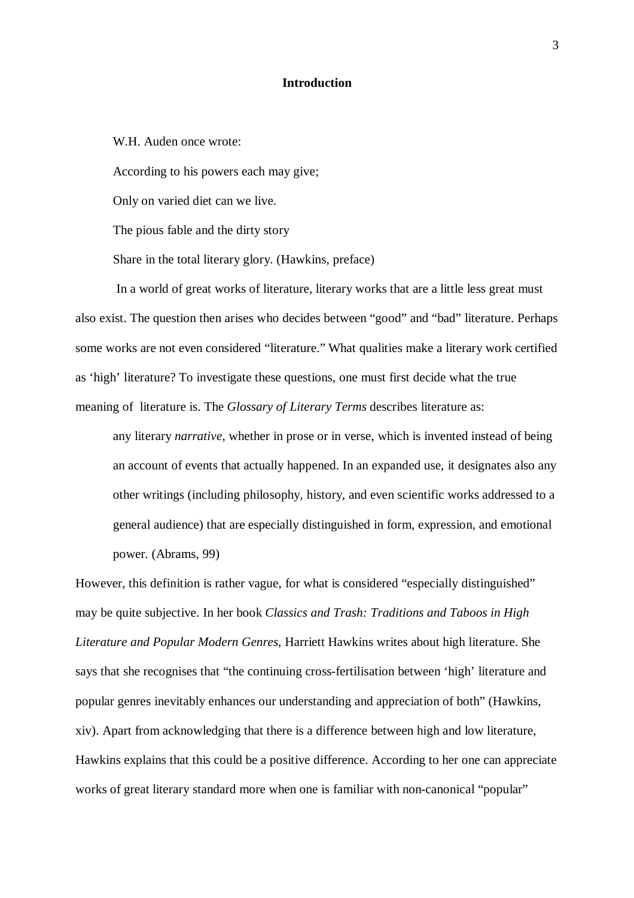## Introduction

W.H. Auden once wrote:

According to his powers each may give;

Only on varied diet can we live.

The pious fable and the dirty story

Share in the total literary glory. (Hawkins, preface)

In a world of great works of literature, literary works that are a little less great must also exist. The question then arises who decides between "good" and "bad" literature. Perhaps some works are not even considered "literature." What qualities make a literary work certified as 'high' literature? To investigate these questions, one must first decide what the true meaning of literature is. The *Glossary of Literary Terms* describes literature as:

> any literary *narrative*, whether in prose or in verse, which is invented instead of being an account of events that actually happened. In an expanded use, it designates also any other writings (including philosophy, history, and even scientific works addressed to a general audience) that are especially distinguished in form, expression, and emotional power. (Abrams, 99)

However, this definition is rather vague, for what is considered "especially distinguished" may be quite subjective. In her book *Classics and Trash: Traditions and Taboos in High Literature and Popular Modern Genres*, Harriett Hawkins writes about high literature. She says that she recognises that "the continuing cross-fertilisation between 'high' literature and popular genres inevitably enhances our understanding and appreciation of both" (Hawkins, xiv). Apart from acknowledging that there is a difference between high and low literature, Hawkins explains that this could be a positive difference. According to her one can appreciate works of great literary standard more when one is familiar with non-canonical "popular"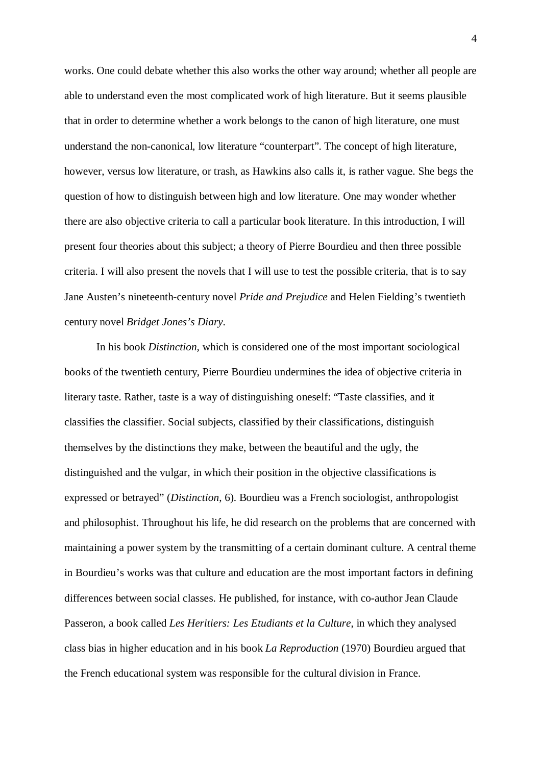works. One could debate whether this also works the other way around; whether all people are able to understand even the most complicated work of high literature. But it seems plausible that in order to determine whether a work belongs to the canon of high literature, one must understand the non-canonical, low literature "counterpart". The concept of high literature, however, versus low literature, or trash, as Hawkins also calls it, is rather vague. She begs the question of how to distinguish between high and low literature. One may wonder whether there are also objective criteria to call a particular book literature. In this introduction, I will present four theories about this subject; a theory of Pierre Bourdieu and then three possible criteria. I will also present the novels that I will use to test the possible criteria, that is to say Jane Austen's nineteenth-century novel *Pride and Prejudice* and Helen Fielding's twentieth century novel *Bridget Jones's Diary*.

In his book *Distinction,* which is considered one of the most important sociological books of the twentieth century, Pierre Bourdieu undermines the idea of objective criteria in literary taste. Rather, taste is a way of distinguishing oneself: "Taste classifies, and it classifies the classifier. Social subjects, classified by their classifications, distinguish themselves by the distinctions they make, between the beautiful and the ugly, the distinguished and the vulgar, in which their position in the objective classifications is expressed or betrayed" (*Distinction*, 6). Bourdieu was a French sociologist, anthropologist and philosophist. Throughout his life, he did research on the problems that are concerned with maintaining a power system by the transmitting of a certain dominant culture. A central theme in Bourdieu's works was that culture and education are the most important factors in defining differences between social classes. He published, for instance, with co-author Jean Claude Passeron, a book called *Les Heritiers: Les Etudiants et la Culture*, in which they analysed class bias in higher education and in his book *La Reproduction* (1970) Bourdieu argued that the French educational system was responsible for the cultural division in France.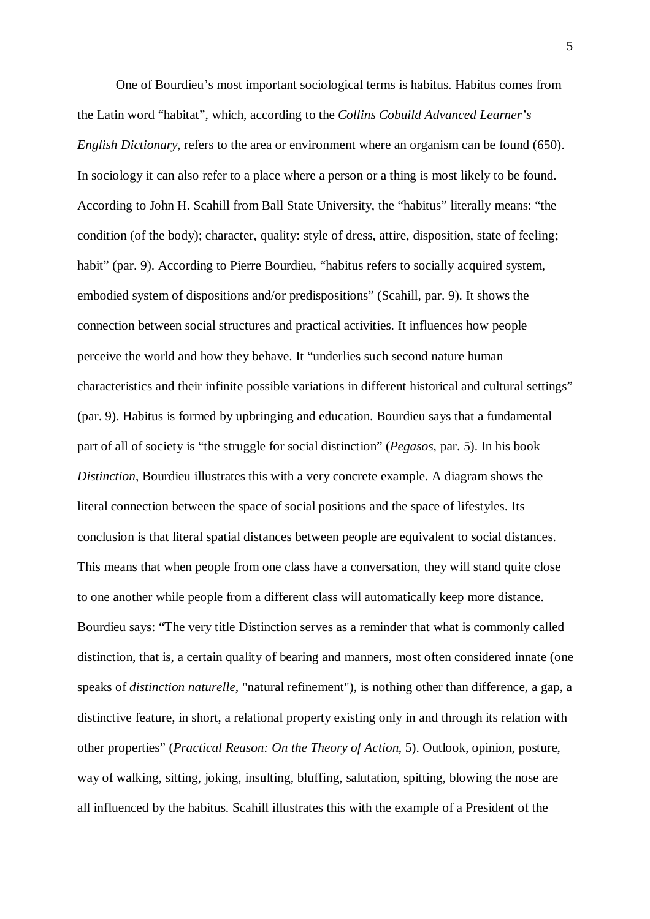One of Bourdieu's most important sociological terms is habitus. Habitus comes from the Latin word "habitat", which, according to the *Collins Cobuild Advanced Learner's English Dictionary*, refers to the area or environment where an organism can be found (650). In sociology it can also refer to a place where a person or a thing is most likely to be found. According to John H. Scahill from Ball State University, the "habitus" literally means: "the condition (of the body); character, quality: style of dress, attire, disposition, state of feeling; habit" (par. 9). According to Pierre Bourdieu, "habitus refers to socially acquired system, embodied system of dispositions and/or predispositions" (Scahill, par. 9). It shows the connection between social structures and practical activities. It influences how people perceive the world and how they behave. It "underlies such second nature human characteristics and their infinite possible variations in different historical and cultural settings" (par. 9). Habitus is formed by upbringing and education. Bourdieu says that a fundamental part of all of society is "the struggle for social distinction" (*Pegasos*, par. 5). In his book *Distinction*, Bourdieu illustrates this with a very concrete example. A diagram shows the literal connection between the space of social positions and the space of lifestyles. Its conclusion is that literal spatial distances between people are equivalent to social distances. This means that when people from one class have a conversation, they will stand quite close to one another while people from a different class will automatically keep more distance. Bourdieu says: "The very title Distinction serves as a reminder that what is commonly called distinction, that is, a certain quality of bearing and manners, most often considered innate (one speaks of *distinction naturelle*, "natural refinement"), is nothing other than difference, a gap, a distinctive feature, in short, a relational property existing only in and through its relation with other properties" (*Practical Reason: On the Theory of Action*, 5). Outlook, opinion, posture, way of walking, sitting, joking, insulting, bluffing, salutation, spitting, blowing the nose are all influenced by the habitus. Scahill illustrates this with the example of a President of the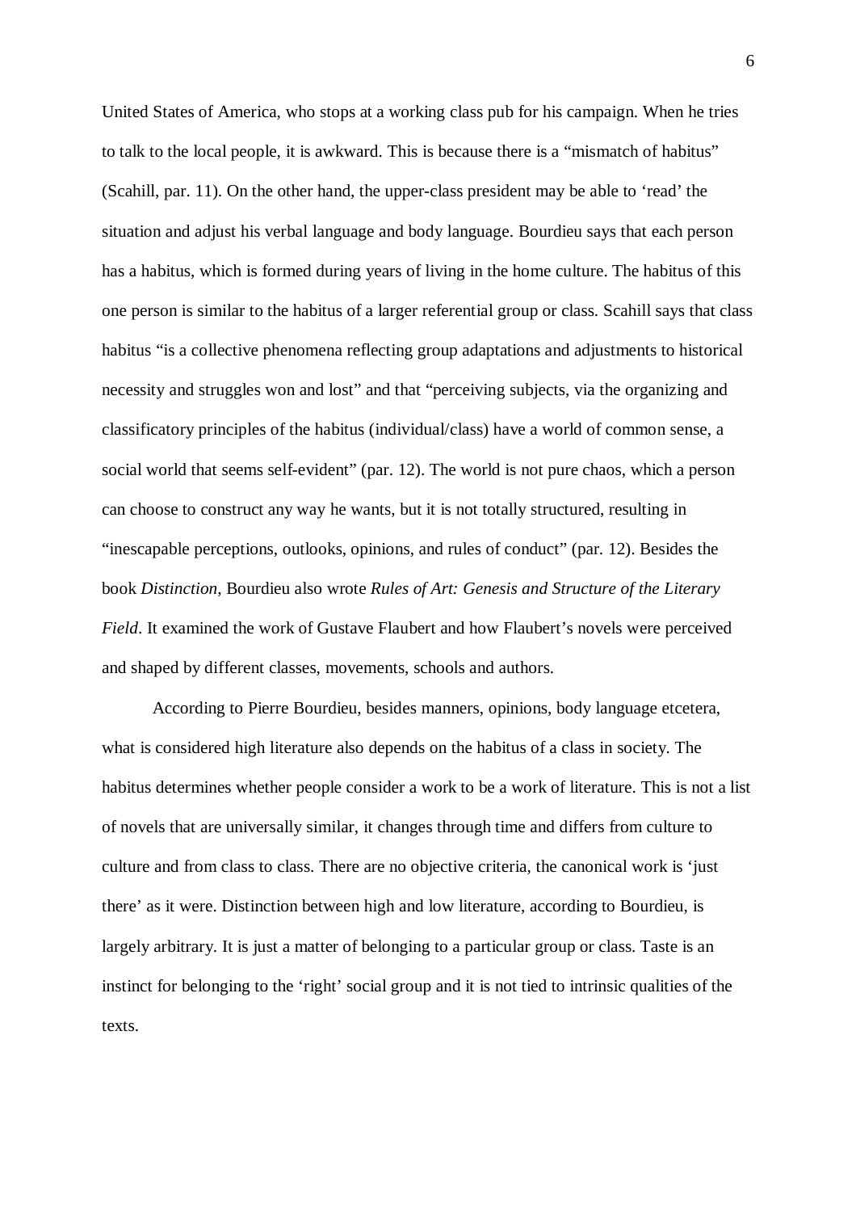United States of America, who stops at a working class pub for his campaign. When he tries to talk to the local people, it is awkward. This is because there is a "mismatch of habitus" (Scahill, par. 11). On the other hand, the upper-class president may be able to 'read' the situation and adjust his verbal language and body language. Bourdieu says that each person has a habitus, which is formed during years of living in the home culture. The habitus of this one person is similar to the habitus of a larger referential group or class. Scahill says that class habitus "is a collective phenomena reflecting group adaptations and adjustments to historical necessity and struggles won and lost" and that "perceiving subjects, via the organizing and classificatory principles of the habitus (individual/class) have a world of common sense, a social world that seems self-evident" (par. 12). The world is not pure chaos, which a person can choose to construct any way he wants, but it is not totally structured, resulting in "inescapable perceptions, outlooks, opinions, and rules of conduct" (par. 12). Besides the book *Distinction*, Bourdieu also wrote *Rules of Art: Genesis and Structure of the Literary Field*. It examined the work of Gustave Flaubert and how Flaubert's novels were perceived and shaped by different classes, movements, schools and authors.

According to Pierre Bourdieu, besides manners, opinions, body language etcetera, what is considered high literature also depends on the habitus of a class in society. The habitus determines whether people consider a work to be a work of literature. This is not a list of novels that are universally similar, it changes through time and differs from culture to culture and from class to class. There are no objective criteria, the canonical work is 'just there' as it were. Distinction between high and low literature, according to Bourdieu, is largely arbitrary. It is just a matter of belonging to a particular group or class. Taste is an instinct for belonging to the 'right' social group and it is not tied to intrinsic qualities of the texts.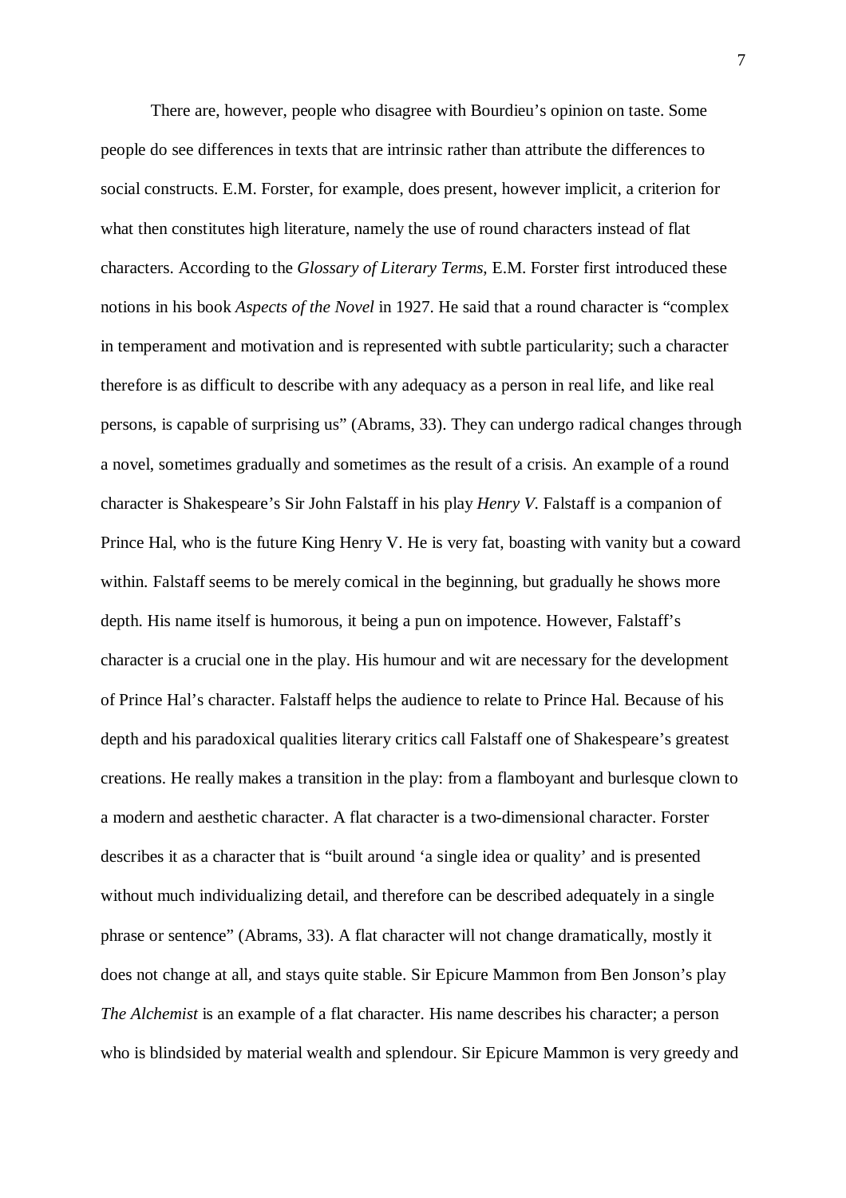There are, however, people who disagree with Bourdieu's opinion on taste. Some people do see differences in texts that are intrinsic rather than attribute the differences to social constructs. E.M. Forster, for example, does present, however implicit, a criterion for what then constitutes high literature, namely the use of round characters instead of flat characters. According to the *Glossary of Literary Terms*, E.M. Forster first introduced these notions in his book *Aspects of the Novel* in 1927. He said that a round character is "complex in temperament and motivation and is represented with subtle particularity; such a character therefore is as difficult to describe with any adequacy as a person in real life, and like real persons, is capable of surprising us" (Abrams, 33). They can undergo radical changes through a novel, sometimes gradually and sometimes as the result of a crisis. An example of a round character is Shakespeare's Sir John Falstaff in his play *Henry V*. Falstaff is a companion of Prince Hal, who is the future King Henry V. He is very fat, boasting with vanity but a coward within. Falstaff seems to be merely comical in the beginning, but gradually he shows more depth. His name itself is humorous, it being a pun on impotence. However, Falstaff's character is a crucial one in the play. His humour and wit are necessary for the development of Prince Hal's character. Falstaff helps the audience to relate to Prince Hal. Because of his depth and his paradoxical qualities literary critics call Falstaff one of Shakespeare's greatest creations. He really makes a transition in the play: from a flamboyant and burlesque clown to a modern and aesthetic character. A flat character is a two-dimensional character. Forster describes it as a character that is "built around 'a single idea or quality' and is presented without much individualizing detail, and therefore can be described adequately in a single phrase or sentence" (Abrams, 33). A flat character will not change dramatically, mostly it does not change at all, and stays quite stable. Sir Epicure Mammon from Ben Jonson's play *The Alchemist* is an example of a flat character. His name describes his character; a person who is blindsided by material wealth and splendour. Sir Epicure Mammon is very greedy and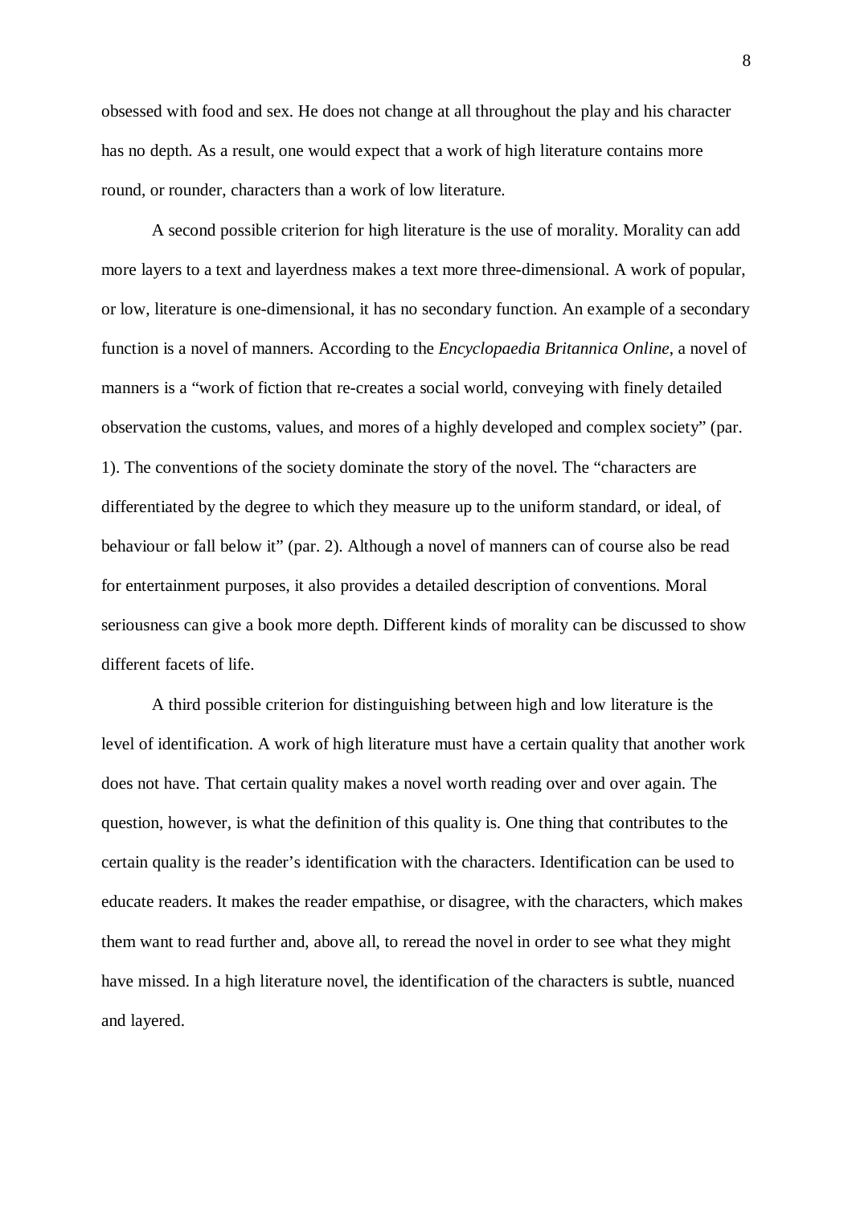obsessed with food and sex. He does not change at all throughout the play and his character has no depth. As a result, one would expect that a work of high literature contains more round, or rounder, characters than a work of low literature.

A second possible criterion for high literature is the use of morality. Morality can add more layers to a text and layerdness makes a text more three-dimensional. A work of popular, or low, literature is one-dimensional, it has no secondary function. An example of a secondary function is a novel of manners. According to the *Encyclopaedia Britannica Online*, a novel of manners is a "work of fiction that re-creates a social world, conveying with finely detailed observation the customs, values, and mores of a highly developed and complex society" (par. 1). The conventions of the society dominate the story of the novel. The "characters are differentiated by the degree to which they measure up to the uniform standard, or ideal, of behaviour or fall below it" (par. 2). Although a novel of manners can of course also be read for entertainment purposes, it also provides a detailed description of conventions. Moral seriousness can give a book more depth. Different kinds of morality can be discussed to show different facets of life.

A third possible criterion for distinguishing between high and low literature is the level of identification. A work of high literature must have a certain quality that another work does not have. That certain quality makes a novel worth reading over and over again. The question, however, is what the definition of this quality is. One thing that contributes to the certain quality is the reader's identification with the characters. Identification can be used to educate readers. It makes the reader empathise, or disagree, with the characters, which makes them want to read further and, above all, to reread the novel in order to see what they might have missed. In a high literature novel, the identification of the characters is subtle, nuanced and layered.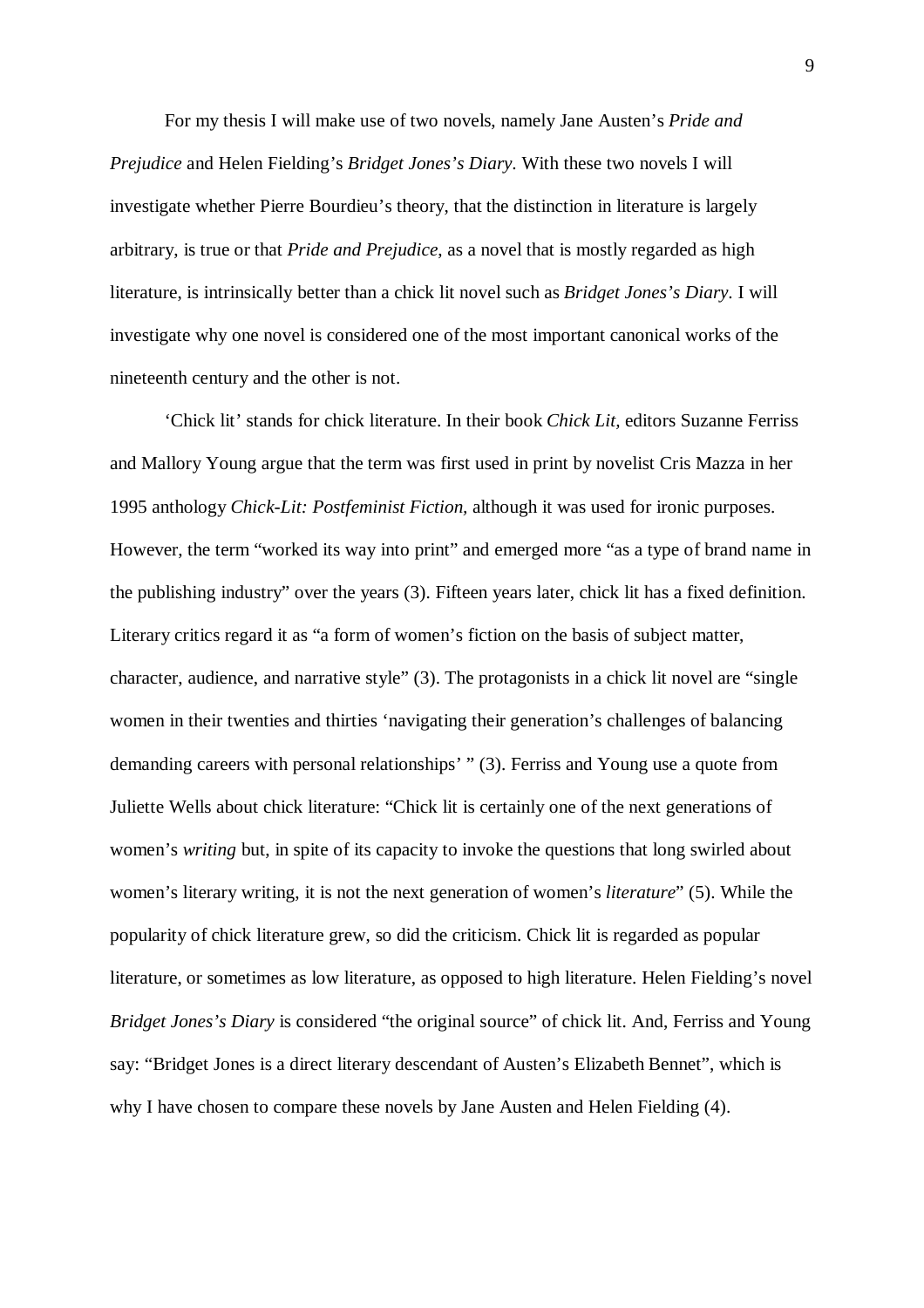For my thesis I will make use of two novels, namely Jane Austen's *Pride and Prejudice* and Helen Fielding's *Bridget Jones's Diary*. With these two novels I will investigate whether Pierre Bourdieu's theory, that the distinction in literature is largely arbitrary, is true or that *Pride and Prejudice*, as a novel that is mostly regarded as high literature, is intrinsically better than a chick lit novel such as *Bridget Jones's Diary*. I will investigate why one novel is considered one of the most important canonical works of the nineteenth century and the other is not.

'Chick lit' stands for chick literature. In their book *Chick Lit,* editors Suzanne Ferriss and Mallory Young argue that the term was first used in print by novelist Cris Mazza in her 1995 anthology *Chick-Lit: Postfeminist Fiction,* although it was used for ironic purposes. However, the term "worked its way into print" and emerged more "as a type of brand name in the publishing industry" over the years (3). Fifteen years later, chick lit has a fixed definition. Literary critics regard it as "a form of women's fiction on the basis of subject matter, character, audience, and narrative style" (3). The protagonists in a chick lit novel are "single women in their twenties and thirties 'navigating their generation's challenges of balancing demanding careers with personal relationships' " (3). Ferriss and Young use a quote from Juliette Wells about chick literature: "Chick lit is certainly one of the next generations of women's *writing* but, in spite of its capacity to invoke the questions that long swirled about women's literary writing, it is not the next generation of women's *literature*" (5). While the popularity of chick literature grew, so did the criticism. Chick lit is regarded as popular literature, or sometimes as low literature, as opposed to high literature. Helen Fielding's novel *Bridget Jones's Diary* is considered "the original source" of chick lit. And, Ferriss and Young say: "Bridget Jones is a direct literary descendant of Austen's Elizabeth Bennet", which is why I have chosen to compare these novels by Jane Austen and Helen Fielding (4).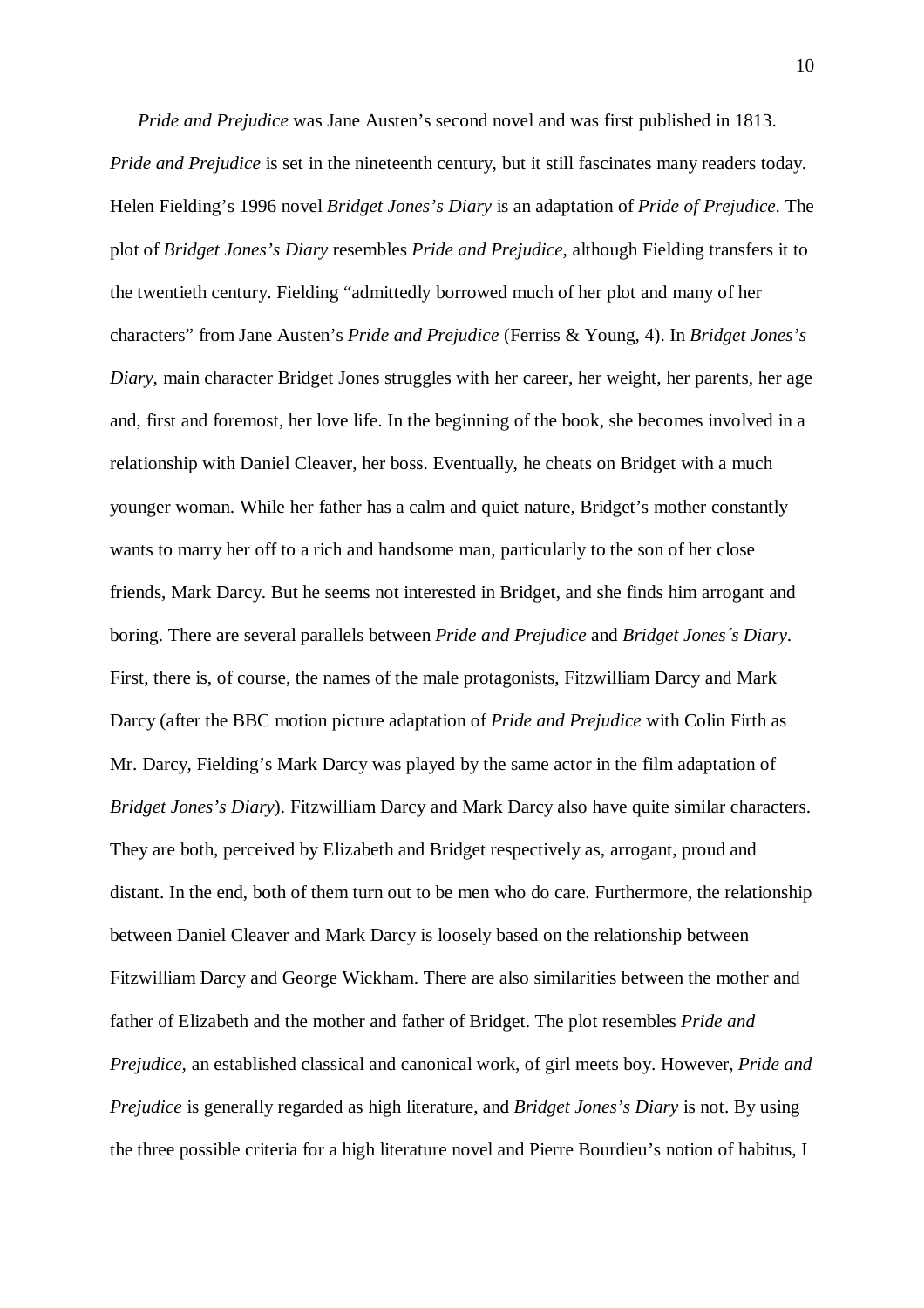*Pride and Prejudice* was Jane Austen's second novel and was first published in 1813. *Pride and Prejudice* is set in the nineteenth century, but it still fascinates many readers today. Helen Fielding's 1996 novel *Bridget Jones's Diary* is an adaptation of *Pride of Prejudice*. The plot of *Bridget Jones's Diary* resembles *Pride and Prejudice*, although Fielding transfers it to the twentieth century. Fielding "admittedly borrowed much of her plot and many of her characters" from Jane Austen's *Pride and Prejudice* (Ferriss & Young, 4). In *Bridget Jones's Diary*, main character Bridget Jones struggles with her career, her weight, her parents, her age and, first and foremost, her love life. In the beginning of the book, she becomes involved in a relationship with Daniel Cleaver, her boss. Eventually, he cheats on Bridget with a much younger woman. While her father has a calm and quiet nature, Bridget's mother constantly wants to marry her off to a rich and handsome man, particularly to the son of her close friends, Mark Darcy. But he seems not interested in Bridget, and she finds him arrogant and boring. There are several parallels between *Pride and Prejudice* and *Bridget Jones´s Diary*. First, there is, of course, the names of the male protagonists, Fitzwilliam Darcy and Mark Darcy (after the BBC motion picture adaptation of *Pride and Prejudice* with Colin Firth as Mr. Darcy, Fielding's Mark Darcy was played by the same actor in the film adaptation of *Bridget Jones's Diary*). Fitzwilliam Darcy and Mark Darcy also have quite similar characters. They are both, perceived by Elizabeth and Bridget respectively as, arrogant, proud and distant. In the end, both of them turn out to be men who do care. Furthermore, the relationship between Daniel Cleaver and Mark Darcy is loosely based on the relationship between Fitzwilliam Darcy and George Wickham. There are also similarities between the mother and father of Elizabeth and the mother and father of Bridget. The plot resembles *Pride and Prejudice*, an established classical and canonical work, of girl meets boy. However, *Pride and Prejudice* is generally regarded as high literature, and *Bridget Jones's Diary* is not. By using the three possible criteria for a high literature novel and Pierre Bourdieu's notion of habitus, I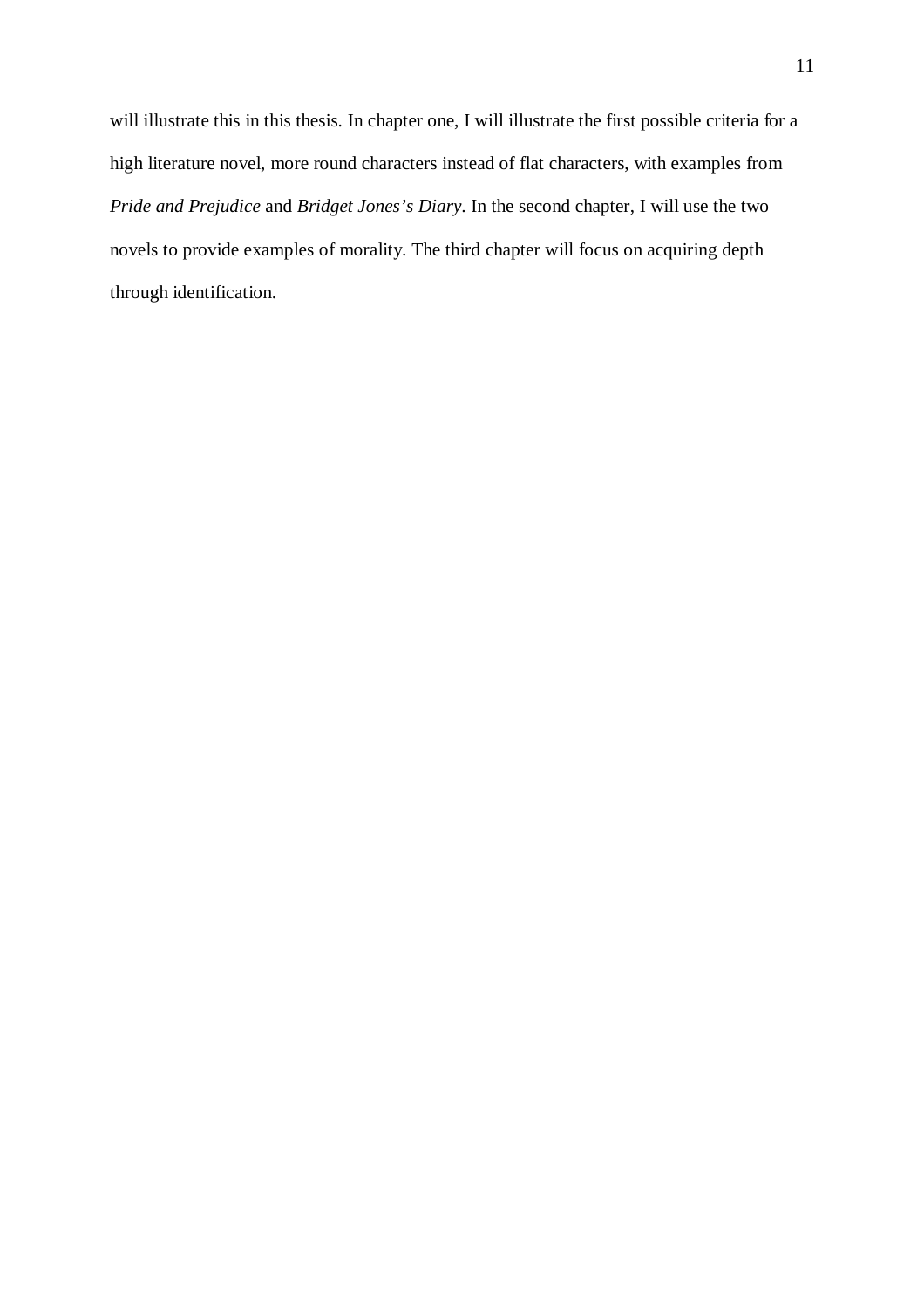will illustrate this in this thesis. In chapter one, I will illustrate the first possible criteria for a high literature novel, more round characters instead of flat characters, with examples from *Pride and Prejudice* and *Bridget Jones's Diary*. In the second chapter, I will use the two novels to provide examples of morality. The third chapter will focus on acquiring depth through identification.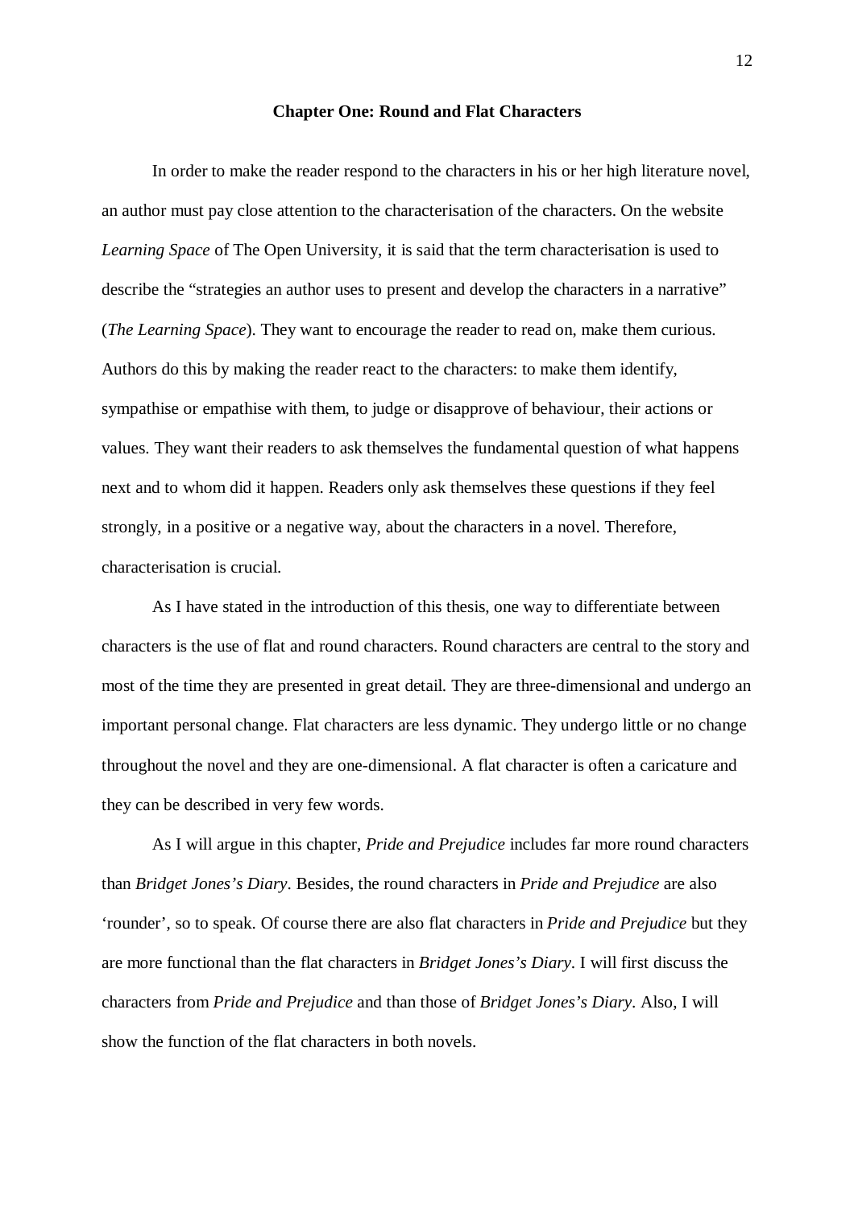## Chapter One: Round and Flat Characters

In order to make the reader respond to the characters in his or her high literature novel, an author must pay close attention to the characterisation of the characters. On the website *Learning Space* of The Open University, it is said that the term characterisation is used to describe the "strategies an author uses to present and develop the characters in a narrative" (*The Learning Space*). They want to encourage the reader to read on, make them curious. Authors do this by making the reader react to the characters: to make them identify, sympathise or empathise with them, to judge or disapprove of behaviour, their actions or values. They want their readers to ask themselves the fundamental question of what happens next and to whom did it happen. Readers only ask themselves these questions if they feel strongly, in a positive or a negative way, about the characters in a novel. Therefore, characterisation is crucial.

As I have stated in the introduction of this thesis, one way to differentiate between characters is the use of flat and round characters. Round characters are central to the story and most of the time they are presented in great detail. They are three-dimensional and undergo an important personal change. Flat characters are less dynamic. They undergo little or no change throughout the novel and they are one-dimensional. A flat character is often a caricature and they can be described in very few words.

As I will argue in this chapter, *Pride and Prejudice* includes far more round characters than *Bridget Jones's Diary*. Besides, the round characters in *Pride and Prejudice* are also 'rounder', so to speak. Of course there are also flat characters in *Pride and Prejudice* but they are more functional than the flat characters in *Bridget Jones's Diary*. I will first discuss the characters from *Pride and Prejudice* and than those of *Bridget Jones's Diary*. Also, I will show the function of the flat characters in both novels.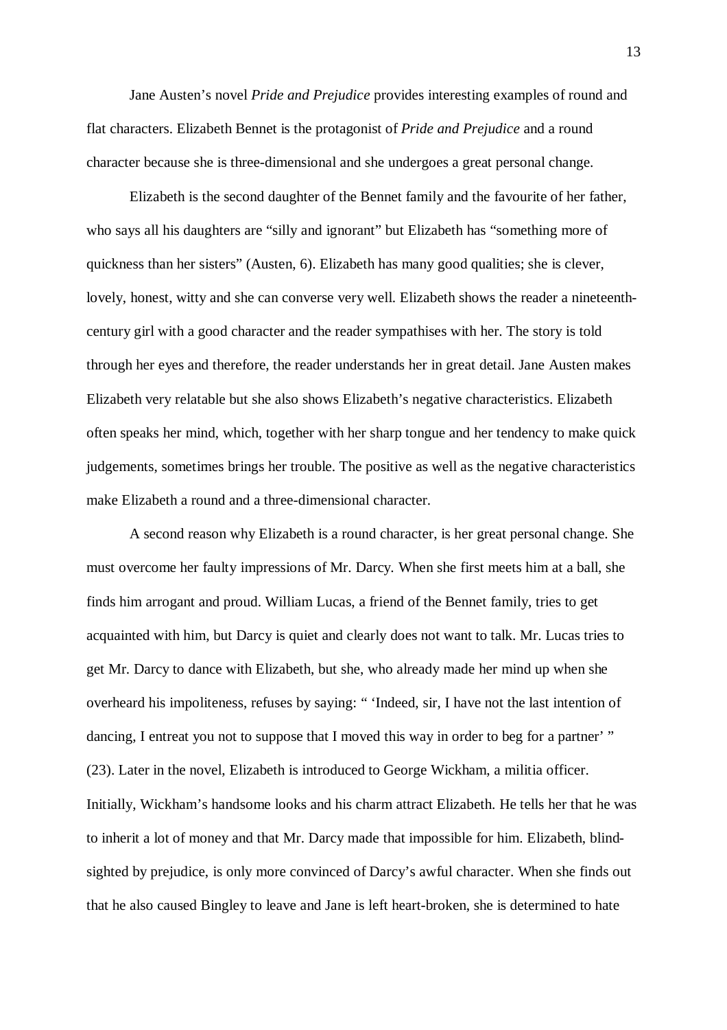Jane Austen's novel *Pride and Prejudice* provides interesting examples of round and flat characters. Elizabeth Bennet is the protagonist of *Pride and Prejudice* and a round character because she is three-dimensional and she undergoes a great personal change.

Elizabeth is the second daughter of the Bennet family and the favourite of her father, who says all his daughters are "silly and ignorant" but Elizabeth has "something more of quickness than her sisters" (Austen, 6). Elizabeth has many good qualities; she is clever, lovely, honest, witty and she can converse very well. Elizabeth shows the reader a nineteenth-century girl with a good character and the reader sympathises with her. The story is told through her eyes and therefore, the reader understands her in great detail. Jane Austen makes Elizabeth very relatable but she also shows Elizabeth's negative characteristics. Elizabeth often speaks her mind, which, together with her sharp tongue and her tendency to make quick judgements, sometimes brings her trouble. The positive as well as the negative characteristics make Elizabeth a round and a three-dimensional character.

A second reason why Elizabeth is a round character, is her great personal change. She must overcome her faulty impressions of Mr. Darcy. When she first meets him at a ball, she finds him arrogant and proud. William Lucas, a friend of the Bennet family, tries to get acquainted with him, but Darcy is quiet and clearly does not want to talk. Mr. Lucas tries to get Mr. Darcy to dance with Elizabeth, but she, who already made her mind up when she overheard his impoliteness, refuses by saying: " 'Indeed, sir, I have not the last intention of dancing, I entreat you not to suppose that I moved this way in order to beg for a partner' " (23). Later in the novel, Elizabeth is introduced to George Wickham, a militia officer. Initially, Wickham's handsome looks and his charm attract Elizabeth. He tells her that he was to inherit a lot of money and that Mr. Darcy made that impossible for him. Elizabeth, blind-sighted by prejudice, is only more convinced of Darcy's awful character. When she finds out that he also caused Bingley to leave and Jane is left heart-broken, she is determined to hate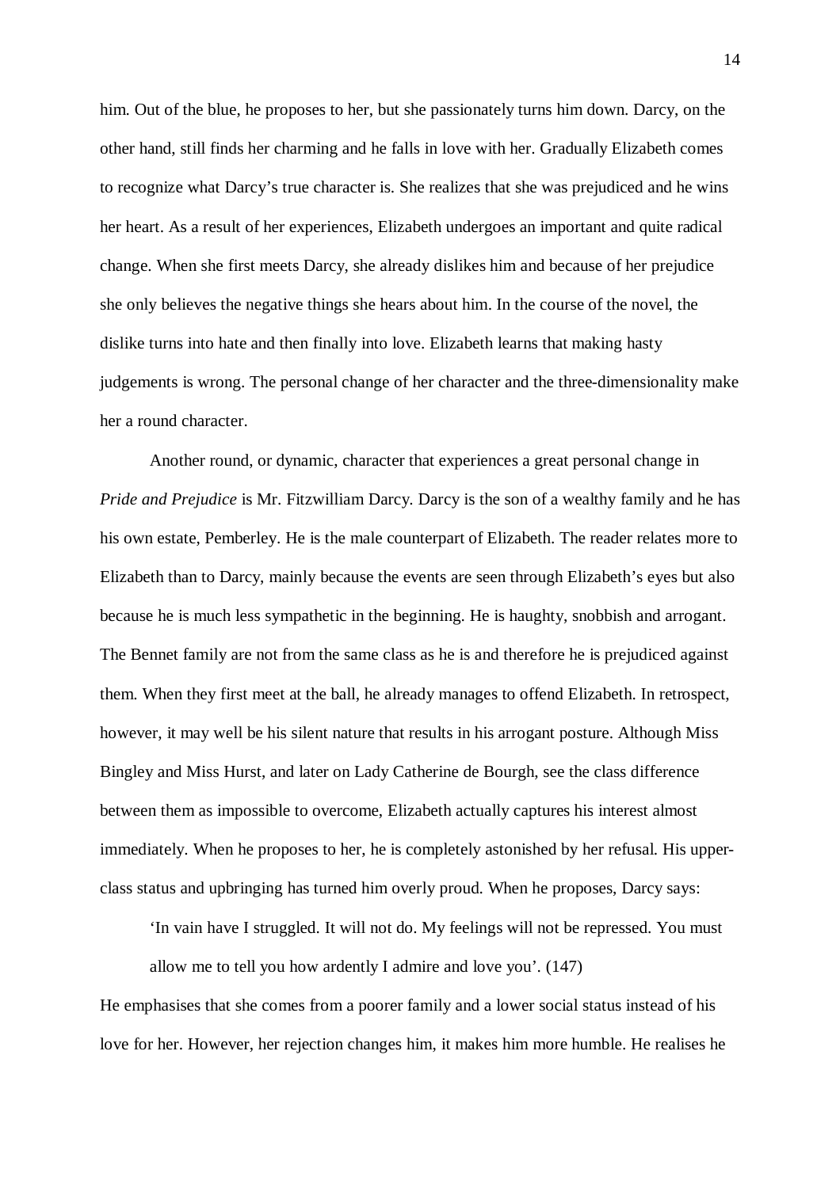him. Out of the blue, he proposes to her, but she passionately turns him down. Darcy, on the other hand, still finds her charming and he falls in love with her. Gradually Elizabeth comes to recognize what Darcy's true character is. She realizes that she was prejudiced and he wins her heart. As a result of her experiences, Elizabeth undergoes an important and quite radical change. When she first meets Darcy, she already dislikes him and because of her prejudice she only believes the negative things she hears about him. In the course of the novel, the dislike turns into hate and then finally into love. Elizabeth learns that making hasty judgements is wrong. The personal change of her character and the three-dimensionality make her a round character.

Another round, or dynamic, character that experiences a great personal change in *Pride and Prejudice* is Mr. Fitzwilliam Darcy. Darcy is the son of a wealthy family and he has his own estate, Pemberley. He is the male counterpart of Elizabeth. The reader relates more to Elizabeth than to Darcy, mainly because the events are seen through Elizabeth's eyes but also because he is much less sympathetic in the beginning. He is haughty, snobbish and arrogant. The Bennet family are not from the same class as he is and therefore he is prejudiced against them. When they first meet at the ball, he already manages to offend Elizabeth. In retrospect, however, it may well be his silent nature that results in his arrogant posture. Although Miss Bingley and Miss Hurst, and later on Lady Catherine de Bourgh, see the class difference between them as impossible to overcome, Elizabeth actually captures his interest almost immediately. When he proposes to her, he is completely astonished by her refusal. His upper-class status and upbringing has turned him overly proud. When he proposes, Darcy says:

> 'In vain have I struggled. It will not do. My feelings will not be repressed. You must allow me to tell you how ardently I admire and love you'. (147)

He emphasises that she comes from a poorer family and a lower social status instead of his love for her. However, her rejection changes him, it makes him more humble. He realises he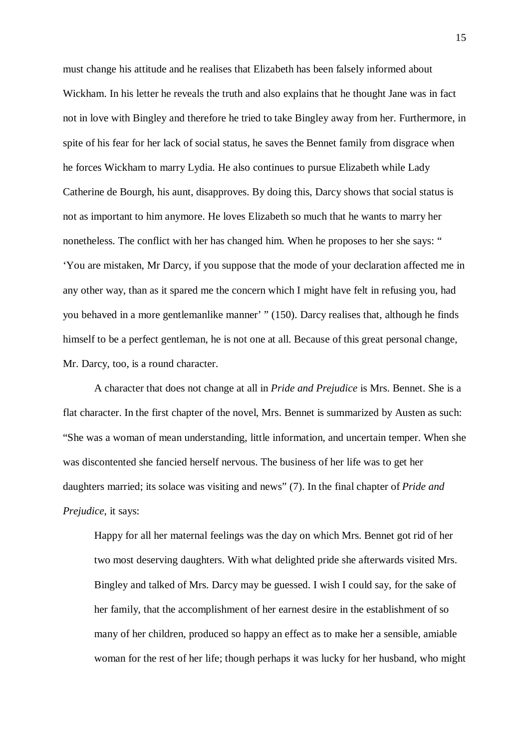must change his attitude and he realises that Elizabeth has been falsely informed about Wickham. In his letter he reveals the truth and also explains that he thought Jane was in fact not in love with Bingley and therefore he tried to take Bingley away from her. Furthermore, in spite of his fear for her lack of social status, he saves the Bennet family from disgrace when he forces Wickham to marry Lydia. He also continues to pursue Elizabeth while Lady Catherine de Bourgh, his aunt, disapproves. By doing this, Darcy shows that social status is not as important to him anymore. He loves Elizabeth so much that he wants to marry her nonetheless. The conflict with her has changed him. When he proposes to her she says: " 'You are mistaken, Mr Darcy, if you suppose that the mode of your declaration affected me in any other way, than as it spared me the concern which I might have felt in refusing you, had you behaved in a more gentlemanlike manner' " (150). Darcy realises that, although he finds himself to be a perfect gentleman, he is not one at all. Because of this great personal change, Mr. Darcy, too, is a round character.

A character that does not change at all in *Pride and Prejudice* is Mrs. Bennet. She is a flat character. In the first chapter of the novel, Mrs. Bennet is summarized by Austen as such: "She was a woman of mean understanding, little information, and uncertain temper. When she was discontented she fancied herself nervous. The business of her life was to get her daughters married; its solace was visiting and news" (7). In the final chapter of *Pride and Prejudice*, it says:

> Happy for all her maternal feelings was the day on which Mrs. Bennet got rid of her two most deserving daughters. With what delighted pride she afterwards visited Mrs. Bingley and talked of Mrs. Darcy may be guessed. I wish I could say, for the sake of her family, that the accomplishment of her earnest desire in the establishment of so many of her children, produced so happy an effect as to make her a sensible, amiable woman for the rest of her life; though perhaps it was lucky for her husband, who might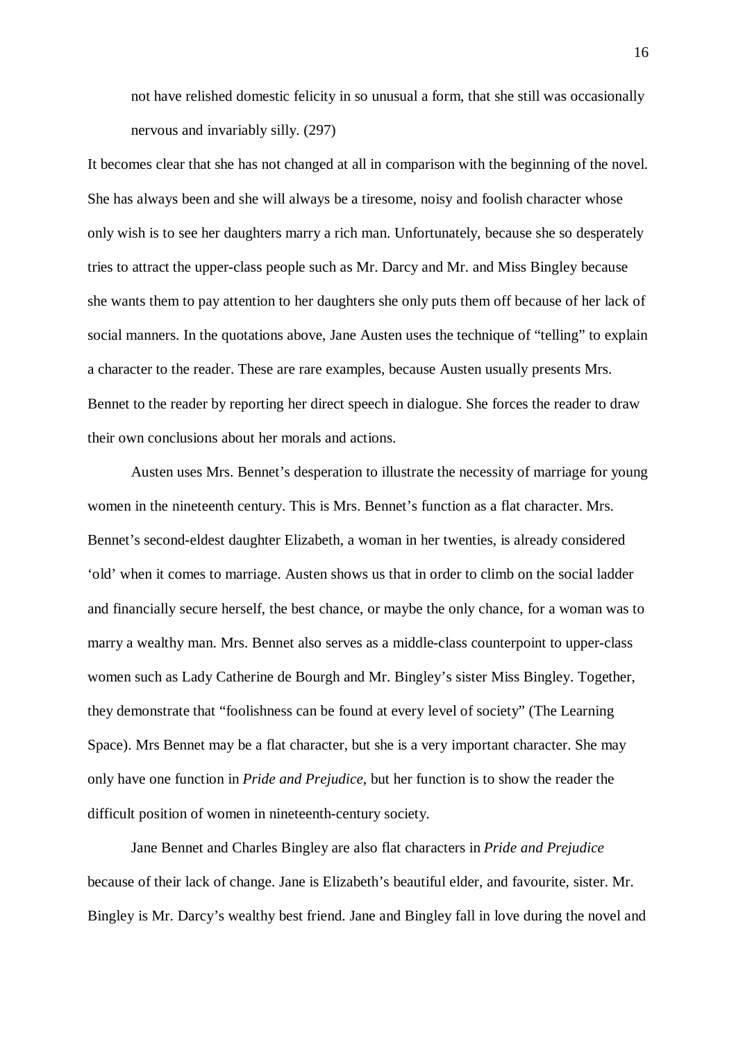> not have relished domestic felicity in so unusual a form, that she still was occasionally nervous and invariably silly. (297)

It becomes clear that she has not changed at all in comparison with the beginning of the novel. She has always been and she will always be a tiresome, noisy and foolish character whose only wish is to see her daughters marry a rich man. Unfortunately, because she so desperately tries to attract the upper-class people such as Mr. Darcy and Mr. and Miss Bingley because she wants them to pay attention to her daughters she only puts them off because of her lack of social manners. In the quotations above, Jane Austen uses the technique of "telling" to explain a character to the reader. These are rare examples, because Austen usually presents Mrs. Bennet to the reader by reporting her direct speech in dialogue. She forces the reader to draw their own conclusions about her morals and actions.

Austen uses Mrs. Bennet's desperation to illustrate the necessity of marriage for young women in the nineteenth century. This is Mrs. Bennet's function as a flat character. Mrs. Bennet's second-eldest daughter Elizabeth, a woman in her twenties, is already considered 'old' when it comes to marriage. Austen shows us that in order to climb on the social ladder and financially secure herself, the best chance, or maybe the only chance, for a woman was to marry a wealthy man. Mrs. Bennet also serves as a middle-class counterpoint to upper-class women such as Lady Catherine de Bourgh and Mr. Bingley's sister Miss Bingley. Together, they demonstrate that "foolishness can be found at every level of society" (The Learning Space). Mrs Bennet may be a flat character, but she is a very important character. She may only have one function in *Pride and Prejudice*, but her function is to show the reader the difficult position of women in nineteenth-century society.

Jane Bennet and Charles Bingley are also flat characters in *Pride and Prejudice* because of their lack of change. Jane is Elizabeth's beautiful elder, and favourite, sister. Mr. Bingley is Mr. Darcy's wealthy best friend. Jane and Bingley fall in love during the novel and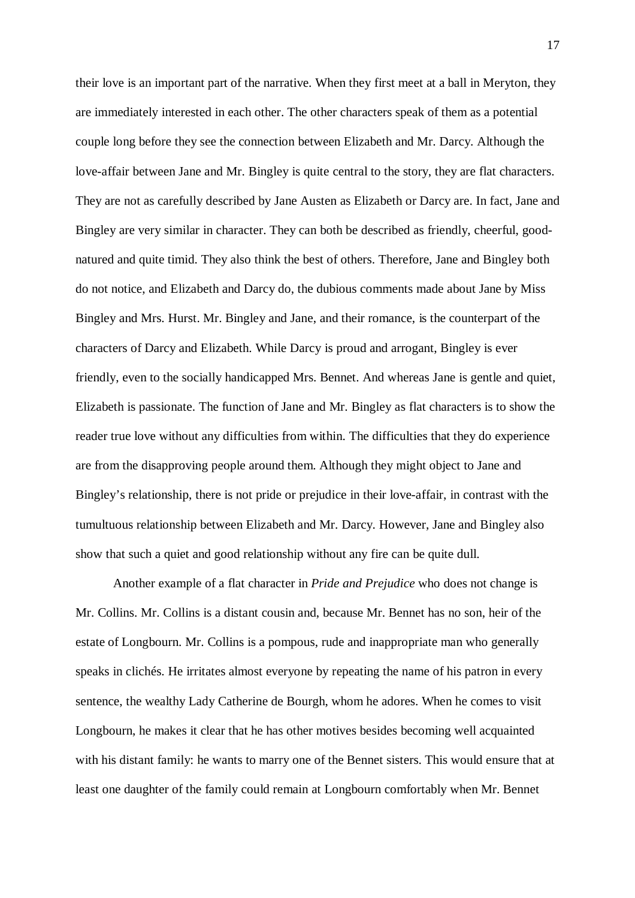their love is an important part of the narrative. When they first meet at a ball in Meryton, they are immediately interested in each other. The other characters speak of them as a potential couple long before they see the connection between Elizabeth and Mr. Darcy. Although the love-affair between Jane and Mr. Bingley is quite central to the story, they are flat characters. They are not as carefully described by Jane Austen as Elizabeth or Darcy are. In fact, Jane and Bingley are very similar in character. They can both be described as friendly, cheerful, good-natured and quite timid. They also think the best of others. Therefore, Jane and Bingley both do not notice, and Elizabeth and Darcy do, the dubious comments made about Jane by Miss Bingley and Mrs. Hurst. Mr. Bingley and Jane, and their romance, is the counterpart of the characters of Darcy and Elizabeth. While Darcy is proud and arrogant, Bingley is ever friendly, even to the socially handicapped Mrs. Bennet. And whereas Jane is gentle and quiet, Elizabeth is passionate. The function of Jane and Mr. Bingley as flat characters is to show the reader true love without any difficulties from within. The difficulties that they do experience are from the disapproving people around them. Although they might object to Jane and Bingley's relationship, there is not pride or prejudice in their love-affair, in contrast with the tumultuous relationship between Elizabeth and Mr. Darcy. However, Jane and Bingley also show that such a quiet and good relationship without any fire can be quite dull.

Another example of a flat character in *Pride and Prejudice* who does not change is Mr. Collins. Mr. Collins is a distant cousin and, because Mr. Bennet has no son, heir of the estate of Longbourn. Mr. Collins is a pompous, rude and inappropriate man who generally speaks in clichés. He irritates almost everyone by repeating the name of his patron in every sentence, the wealthy Lady Catherine de Bourgh, whom he adores. When he comes to visit Longbourn, he makes it clear that he has other motives besides becoming well acquainted with his distant family: he wants to marry one of the Bennet sisters. This would ensure that at least one daughter of the family could remain at Longbourn comfortably when Mr. Bennet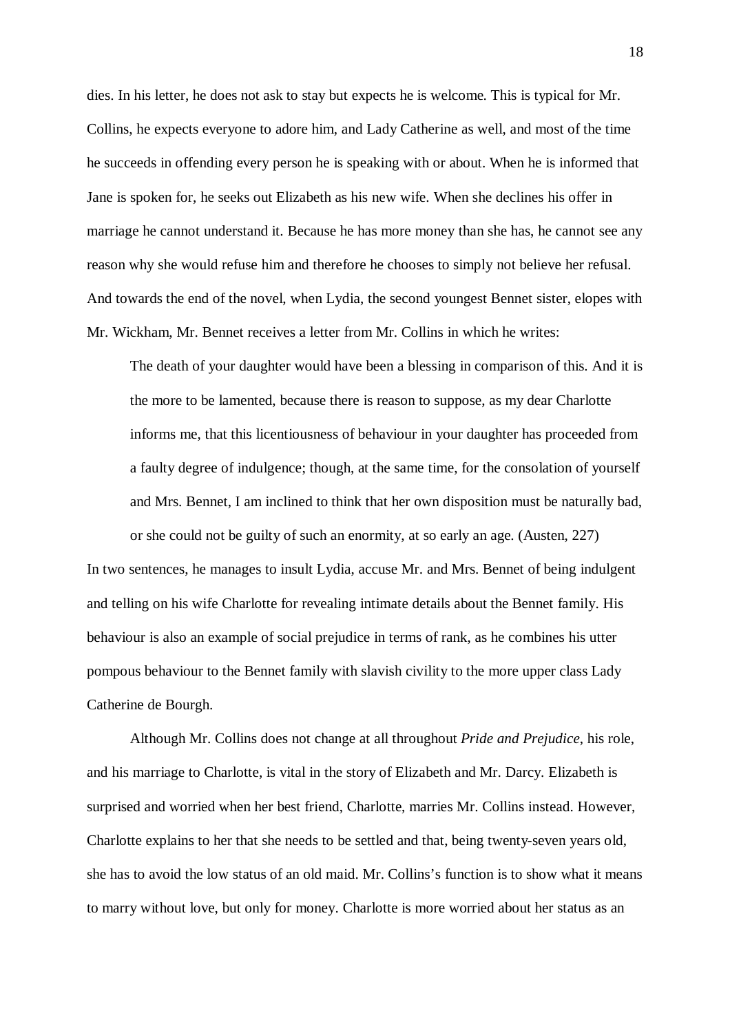dies. In his letter, he does not ask to stay but expects he is welcome. This is typical for Mr. Collins, he expects everyone to adore him, and Lady Catherine as well, and most of the time he succeeds in offending every person he is speaking with or about. When he is informed that Jane is spoken for, he seeks out Elizabeth as his new wife. When she declines his offer in marriage he cannot understand it. Because he has more money than she has, he cannot see any reason why she would refuse him and therefore he chooses to simply not believe her refusal. And towards the end of the novel, when Lydia, the second youngest Bennet sister, elopes with Mr. Wickham, Mr. Bennet receives a letter from Mr. Collins in which he writes:

> The death of your daughter would have been a blessing in comparison of this. And it is the more to be lamented, because there is reason to suppose, as my dear Charlotte informs me, that this licentiousness of behaviour in your daughter has proceeded from a faulty degree of indulgence; though, at the same time, for the consolation of yourself and Mrs. Bennet, I am inclined to think that her own disposition must be naturally bad, or she could not be guilty of such an enormity, at so early an age. (Austen, 227)

In two sentences, he manages to insult Lydia, accuse Mr. and Mrs. Bennet of being indulgent and telling on his wife Charlotte for revealing intimate details about the Bennet family. His behaviour is also an example of social prejudice in terms of rank, as he combines his utter pompous behaviour to the Bennet family with slavish civility to the more upper class Lady Catherine de Bourgh.

Although Mr. Collins does not change at all throughout *Pride and Prejudice*, his role, and his marriage to Charlotte, is vital in the story of Elizabeth and Mr. Darcy. Elizabeth is surprised and worried when her best friend, Charlotte, marries Mr. Collins instead. However, Charlotte explains to her that she needs to be settled and that, being twenty-seven years old, she has to avoid the low status of an old maid. Mr. Collins's function is to show what it means to marry without love, but only for money. Charlotte is more worried about her status as an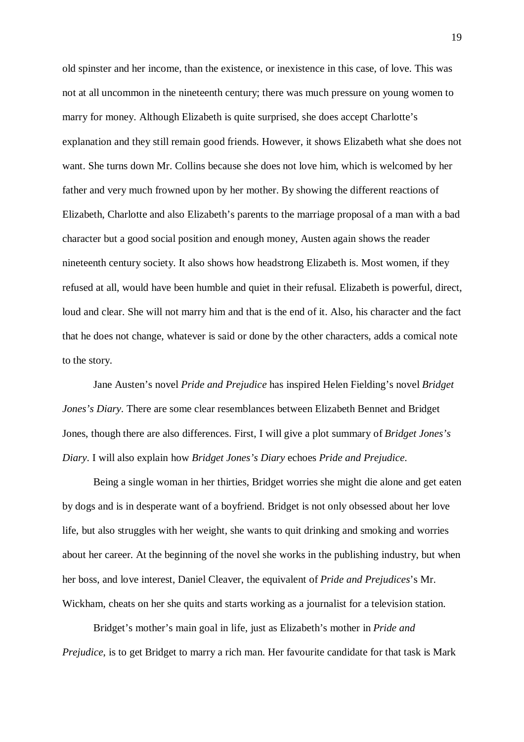old spinster and her income, than the existence, or inexistence in this case, of love. This was not at all uncommon in the nineteenth century; there was much pressure on young women to marry for money. Although Elizabeth is quite surprised, she does accept Charlotte's explanation and they still remain good friends. However, it shows Elizabeth what she does not want. She turns down Mr. Collins because she does not love him, which is welcomed by her father and very much frowned upon by her mother. By showing the different reactions of Elizabeth, Charlotte and also Elizabeth's parents to the marriage proposal of a man with a bad character but a good social position and enough money, Austen again shows the reader nineteenth century society. It also shows how headstrong Elizabeth is. Most women, if they refused at all, would have been humble and quiet in their refusal. Elizabeth is powerful, direct, loud and clear. She will not marry him and that is the end of it. Also, his character and the fact that he does not change, whatever is said or done by the other characters, adds a comical note to the story.

Jane Austen's novel *Pride and Prejudice* has inspired Helen Fielding's novel *Bridget Jones's Diary*. There are some clear resemblances between Elizabeth Bennet and Bridget Jones, though there are also differences. First, I will give a plot summary of *Bridget Jones's Diary*. I will also explain how *Bridget Jones's Diary* echoes *Pride and Prejudice*.

Being a single woman in her thirties, Bridget worries she might die alone and get eaten by dogs and is in desperate want of a boyfriend. Bridget is not only obsessed about her love life, but also struggles with her weight, she wants to quit drinking and smoking and worries about her career. At the beginning of the novel she works in the publishing industry, but when her boss, and love interest, Daniel Cleaver, the equivalent of *Pride and Prejudices*'s Mr. Wickham, cheats on her she quits and starts working as a journalist for a television station.

Bridget's mother's main goal in life, just as Elizabeth's mother in *Pride and Prejudice*, is to get Bridget to marry a rich man. Her favourite candidate for that task is Mark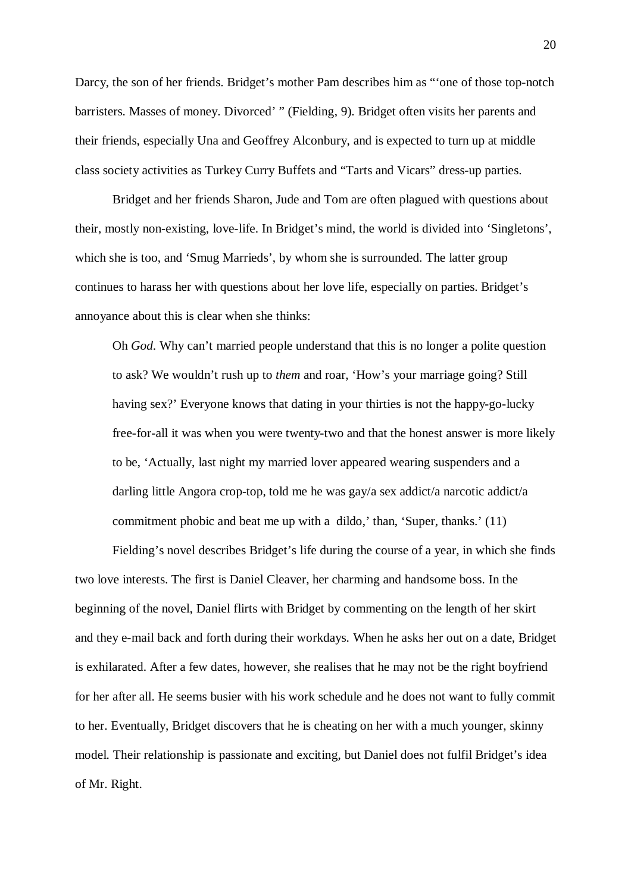Darcy, the son of her friends. Bridget's mother Pam describes him as "'one of those top-notch barristers. Masses of money. Divorced' " (Fielding, 9). Bridget often visits her parents and their friends, especially Una and Geoffrey Alconbury, and is expected to turn up at middle class society activities as Turkey Curry Buffets and "Tarts and Vicars" dress-up parties.

Bridget and her friends Sharon, Jude and Tom are often plagued with questions about their, mostly non-existing, love-life. In Bridget's mind, the world is divided into 'Singletons', which she is too, and 'Smug Marrieds', by whom she is surrounded. The latter group continues to harass her with questions about her love life, especially on parties. Bridget's annoyance about this is clear when she thinks:

> Oh *God*. Why can't married people understand that this is no longer a polite question to ask? We wouldn't rush up to *them* and roar, 'How's your marriage going? Still having sex?' Everyone knows that dating in your thirties is not the happy-go-lucky free-for-all it was when you were twenty-two and that the honest answer is more likely to be, 'Actually, last night my married lover appeared wearing suspenders and a darling little Angora crop-top, told me he was gay/a sex addict/a narcotic addict/a commitment phobic and beat me up with a dildo,' than, 'Super, thanks.' (11)

Fielding's novel describes Bridget's life during the course of a year, in which she finds two love interests. The first is Daniel Cleaver, her charming and handsome boss. In the beginning of the novel, Daniel flirts with Bridget by commenting on the length of her skirt and they e-mail back and forth during their workdays. When he asks her out on a date, Bridget is exhilarated. After a few dates, however, she realises that he may not be the right boyfriend for her after all. He seems busier with his work schedule and he does not want to fully commit to her. Eventually, Bridget discovers that he is cheating on her with a much younger, skinny model. Their relationship is passionate and exciting, but Daniel does not fulfil Bridget's idea of Mr. Right.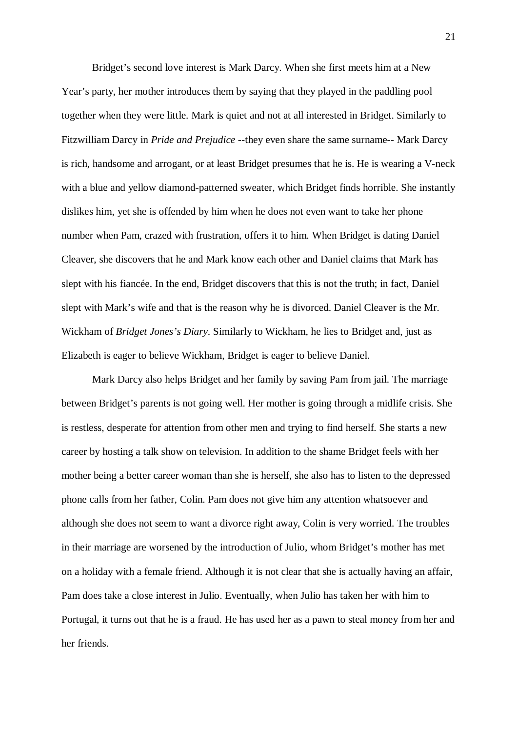Bridget's second love interest is Mark Darcy. When she first meets him at a New Year's party, her mother introduces them by saying that they played in the paddling pool together when they were little. Mark is quiet and not at all interested in Bridget. Similarly to Fitzwilliam Darcy in *Pride and Prejudice* --they even share the same surname-- Mark Darcy is rich, handsome and arrogant, or at least Bridget presumes that he is. He is wearing a V-neck with a blue and yellow diamond-patterned sweater, which Bridget finds horrible. She instantly dislikes him, yet she is offended by him when he does not even want to take her phone number when Pam, crazed with frustration, offers it to him. When Bridget is dating Daniel Cleaver, she discovers that he and Mark know each other and Daniel claims that Mark has slept with his fiancée. In the end, Bridget discovers that this is not the truth; in fact, Daniel slept with Mark's wife and that is the reason why he is divorced. Daniel Cleaver is the Mr. Wickham of *Bridget Jones's Diary*. Similarly to Wickham, he lies to Bridget and, just as Elizabeth is eager to believe Wickham, Bridget is eager to believe Daniel.

Mark Darcy also helps Bridget and her family by saving Pam from jail. The marriage between Bridget's parents is not going well. Her mother is going through a midlife crisis. She is restless, desperate for attention from other men and trying to find herself. She starts a new career by hosting a talk show on television. In addition to the shame Bridget feels with her mother being a better career woman than she is herself, she also has to listen to the depressed phone calls from her father, Colin. Pam does not give him any attention whatsoever and although she does not seem to want a divorce right away, Colin is very worried. The troubles in their marriage are worsened by the introduction of Julio, whom Bridget's mother has met on a holiday with a female friend. Although it is not clear that she is actually having an affair, Pam does take a close interest in Julio. Eventually, when Julio has taken her with him to Portugal, it turns out that he is a fraud. He has used her as a pawn to steal money from her and her friends.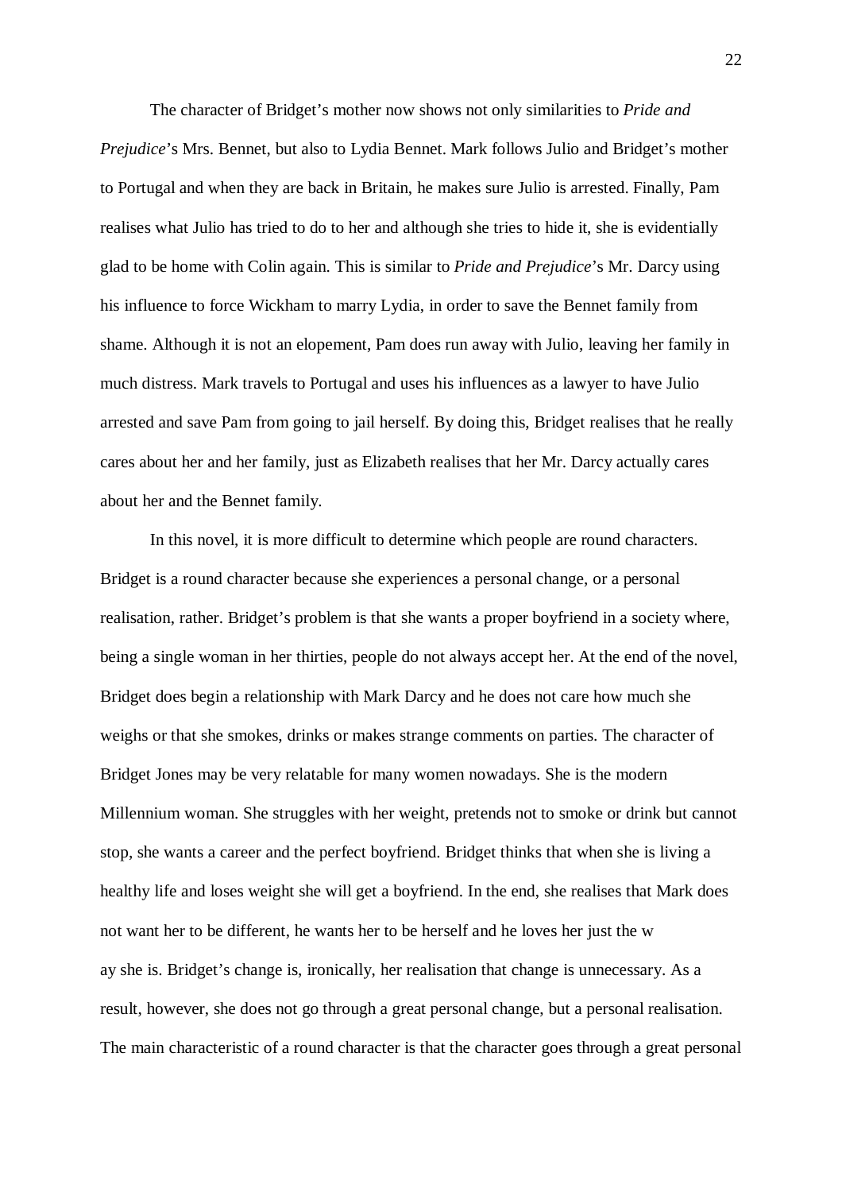The character of Bridget's mother now shows not only similarities to *Pride and Prejudice*'s Mrs. Bennet, but also to Lydia Bennet. Mark follows Julio and Bridget's mother to Portugal and when they are back in Britain, he makes sure Julio is arrested. Finally, Pam realises what Julio has tried to do to her and although she tries to hide it, she is evidentially glad to be home with Colin again. This is similar to *Pride and Prejudice*'s Mr. Darcy using his influence to force Wickham to marry Lydia, in order to save the Bennet family from shame. Although it is not an elopement, Pam does run away with Julio, leaving her family in much distress. Mark travels to Portugal and uses his influences as a lawyer to have Julio arrested and save Pam from going to jail herself. By doing this, Bridget realises that he really cares about her and her family, just as Elizabeth realises that her Mr. Darcy actually cares about her and the Bennet family.

In this novel, it is more difficult to determine which people are round characters. Bridget is a round character because she experiences a personal change, or a personal realisation, rather. Bridget's problem is that she wants a proper boyfriend in a society where, being a single woman in her thirties, people do not always accept her. At the end of the novel, Bridget does begin a relationship with Mark Darcy and he does not care how much she weighs or that she smokes, drinks or makes strange comments on parties. The character of Bridget Jones may be very relatable for many women nowadays. She is the modern Millennium woman. She struggles with her weight, pretends not to smoke or drink but cannot stop, she wants a career and the perfect boyfriend. Bridget thinks that when she is living a healthy life and loses weight she will get a boyfriend. In the end, she realises that Mark does not want her to be different, he wants her to be herself and he loves her just the w ay she is. Bridget's change is, ironically, her realisation that change is unnecessary. As a result, however, she does not go through a great personal change, but a personal realisation. The main characteristic of a round character is that the character goes through a great personal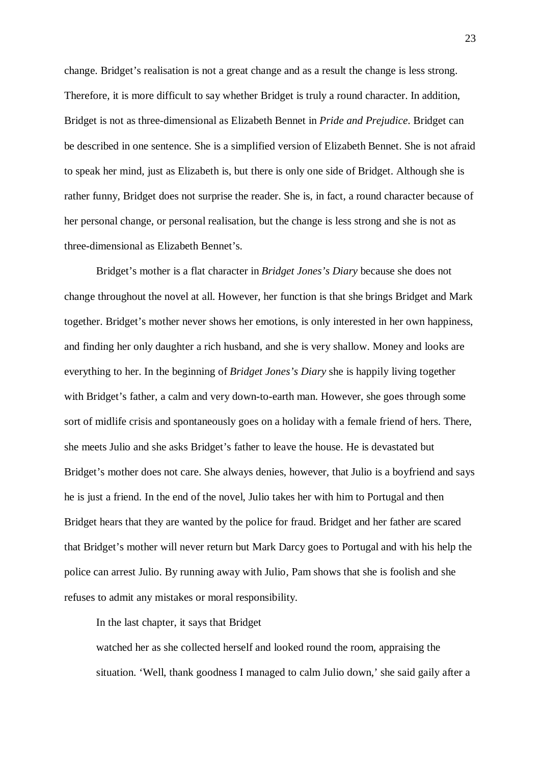change. Bridget's realisation is not a great change and as a result the change is less strong. Therefore, it is more difficult to say whether Bridget is truly a round character. In addition, Bridget is not as three-dimensional as Elizabeth Bennet in *Pride and Prejudice*. Bridget can be described in one sentence. She is a simplified version of Elizabeth Bennet. She is not afraid to speak her mind, just as Elizabeth is, but there is only one side of Bridget. Although she is rather funny, Bridget does not surprise the reader. She is, in fact, a round character because of her personal change, or personal realisation, but the change is less strong and she is not as three-dimensional as Elizabeth Bennet's.

Bridget's mother is a flat character in *Bridget Jones's Diary* because she does not change throughout the novel at all. However, her function is that she brings Bridget and Mark together. Bridget's mother never shows her emotions, is only interested in her own happiness, and finding her only daughter a rich husband, and she is very shallow. Money and looks are everything to her. In the beginning of *Bridget Jones's Diary* she is happily living together with Bridget's father, a calm and very down-to-earth man. However, she goes through some sort of midlife crisis and spontaneously goes on a holiday with a female friend of hers. There, she meets Julio and she asks Bridget's father to leave the house. He is devastated but Bridget's mother does not care. She always denies, however, that Julio is a boyfriend and says he is just a friend. In the end of the novel, Julio takes her with him to Portugal and then Bridget hears that they are wanted by the police for fraud. Bridget and her father are scared that Bridget's mother will never return but Mark Darcy goes to Portugal and with his help the police can arrest Julio. By running away with Julio, Pam shows that she is foolish and she refuses to admit any mistakes or moral responsibility.

In the last chapter, it says that Bridget

> watched her as she collected herself and looked round the room, appraising the situation. 'Well, thank goodness I managed to calm Julio down,' she said gaily after a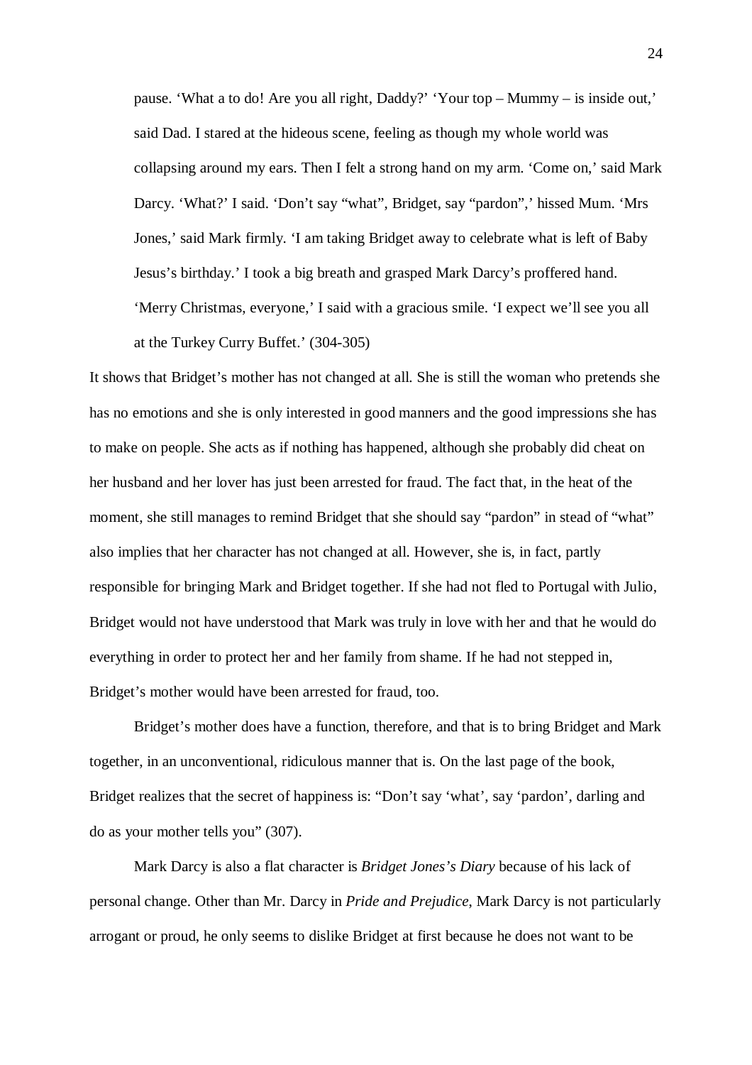> pause. 'What a to do! Are you all right, Daddy?' 'Your top – Mummy – is inside out,' said Dad. I stared at the hideous scene, feeling as though my whole world was collapsing around my ears. Then I felt a strong hand on my arm. 'Come on,' said Mark Darcy. 'What?' I said. 'Don't say "what", Bridget, say "pardon",' hissed Mum. 'Mrs Jones,' said Mark firmly. 'I am taking Bridget away to celebrate what is left of Baby Jesus's birthday.' I took a big breath and grasped Mark Darcy's proffered hand. 'Merry Christmas, everyone,' I said with a gracious smile. 'I expect we'll see you all at the Turkey Curry Buffet.' (304-305)

It shows that Bridget's mother has not changed at all. She is still the woman who pretends she has no emotions and she is only interested in good manners and the good impressions she has to make on people. She acts as if nothing has happened, although she probably did cheat on her husband and her lover has just been arrested for fraud. The fact that, in the heat of the moment, she still manages to remind Bridget that she should say "pardon" in stead of "what" also implies that her character has not changed at all. However, she is, in fact, partly responsible for bringing Mark and Bridget together. If she had not fled to Portugal with Julio, Bridget would not have understood that Mark was truly in love with her and that he would do everything in order to protect her and her family from shame. If he had not stepped in, Bridget's mother would have been arrested for fraud, too.

Bridget's mother does have a function, therefore, and that is to bring Bridget and Mark together, in an unconventional, ridiculous manner that is. On the last page of the book, Bridget realizes that the secret of happiness is: "Don't say 'what', say 'pardon', darling and do as your mother tells you" (307).

Mark Darcy is also a flat character is *Bridget Jones's Diary* because of his lack of personal change. Other than Mr. Darcy in *Pride and Prejudice*, Mark Darcy is not particularly arrogant or proud, he only seems to dislike Bridget at first because he does not want to be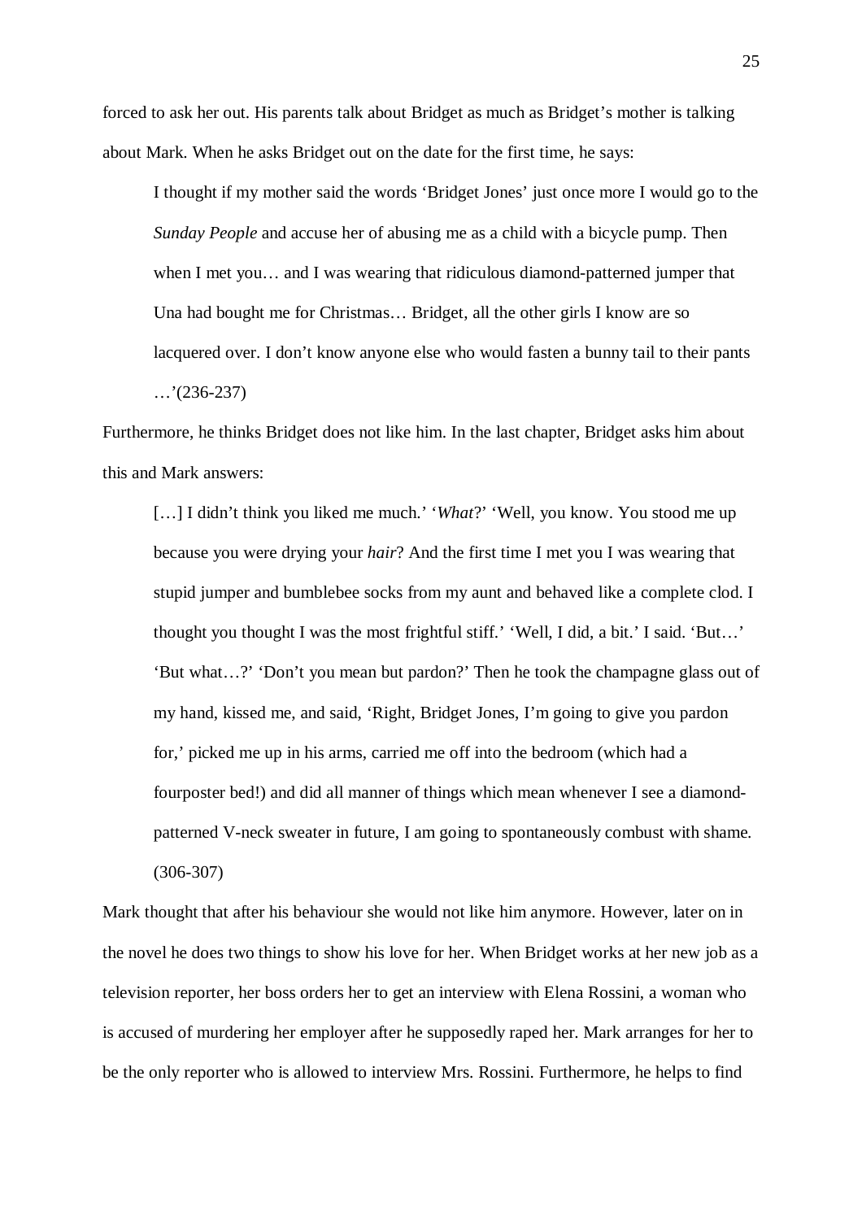forced to ask her out. His parents talk about Bridget as much as Bridget's mother is talking about Mark. When he asks Bridget out on the date for the first time, he says:

> I thought if my mother said the words 'Bridget Jones' just once more I would go to the *Sunday People* and accuse her of abusing me as a child with a bicycle pump. Then when I met you… and I was wearing that ridiculous diamond-patterned jumper that Una had bought me for Christmas… Bridget, all the other girls I know are so lacquered over. I don't know anyone else who would fasten a bunny tail to their pants …'(236-237)

Furthermore, he thinks Bridget does not like him. In the last chapter, Bridget asks him about this and Mark answers:

> […] I didn't think you liked me much.' '*What*?' 'Well, you know. You stood me up because you were drying your *hair*? And the first time I met you I was wearing that stupid jumper and bumblebee socks from my aunt and behaved like a complete clod. I thought you thought I was the most frightful stiff.' 'Well, I did, a bit.' I said. 'But…' 'But what…?' 'Don't you mean but pardon?' Then he took the champagne glass out of my hand, kissed me, and said, 'Right, Bridget Jones, I'm going to give you pardon for,' picked me up in his arms, carried me off into the bedroom (which had a fourposter bed!) and did all manner of things which mean whenever I see a diamond-patterned V-neck sweater in future, I am going to spontaneously combust with shame. (306-307)

Mark thought that after his behaviour she would not like him anymore. However, later on in the novel he does two things to show his love for her. When Bridget works at her new job as a television reporter, her boss orders her to get an interview with Elena Rossini, a woman who is accused of murdering her employer after he supposedly raped her. Mark arranges for her to be the only reporter who is allowed to interview Mrs. Rossini. Furthermore, he helps to find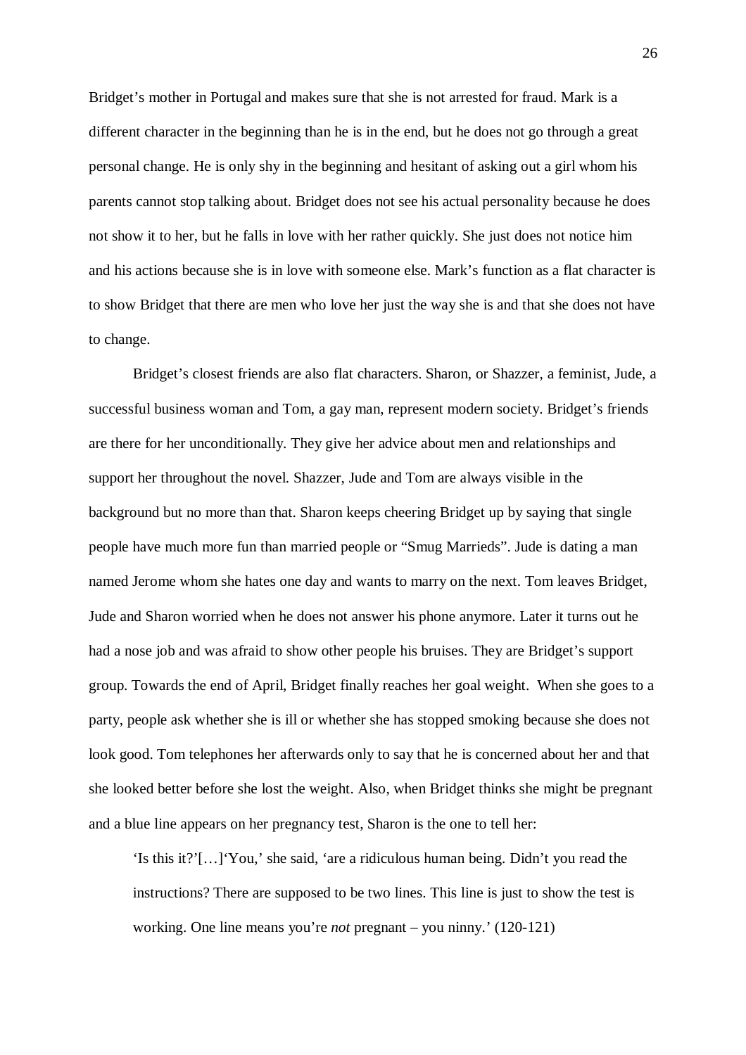Bridget's mother in Portugal and makes sure that she is not arrested for fraud. Mark is a different character in the beginning than he is in the end, but he does not go through a great personal change. He is only shy in the beginning and hesitant of asking out a girl whom his parents cannot stop talking about. Bridget does not see his actual personality because he does not show it to her, but he falls in love with her rather quickly. She just does not notice him and his actions because she is in love with someone else. Mark's function as a flat character is to show Bridget that there are men who love her just the way she is and that she does not have to change.

Bridget's closest friends are also flat characters. Sharon, or Shazzer, a feminist, Jude, a successful business woman and Tom, a gay man, represent modern society. Bridget's friends are there for her unconditionally. They give her advice about men and relationships and support her throughout the novel. Shazzer, Jude and Tom are always visible in the background but no more than that. Sharon keeps cheering Bridget up by saying that single people have much more fun than married people or "Smug Marrieds". Jude is dating a man named Jerome whom she hates one day and wants to marry on the next. Tom leaves Bridget, Jude and Sharon worried when he does not answer his phone anymore. Later it turns out he had a nose job and was afraid to show other people his bruises. They are Bridget's support group. Towards the end of April, Bridget finally reaches her goal weight. When she goes to a party, people ask whether she is ill or whether she has stopped smoking because she does not look good. Tom telephones her afterwards only to say that he is concerned about her and that she looked better before she lost the weight. Also, when Bridget thinks she might be pregnant and a blue line appears on her pregnancy test, Sharon is the one to tell her:

> 'Is this it?'[…]'You,' she said, 'are a ridiculous human being. Didn't you read the instructions? There are supposed to be two lines. This line is just to show the test is working. One line means you're *not* pregnant – you ninny.' (120-121)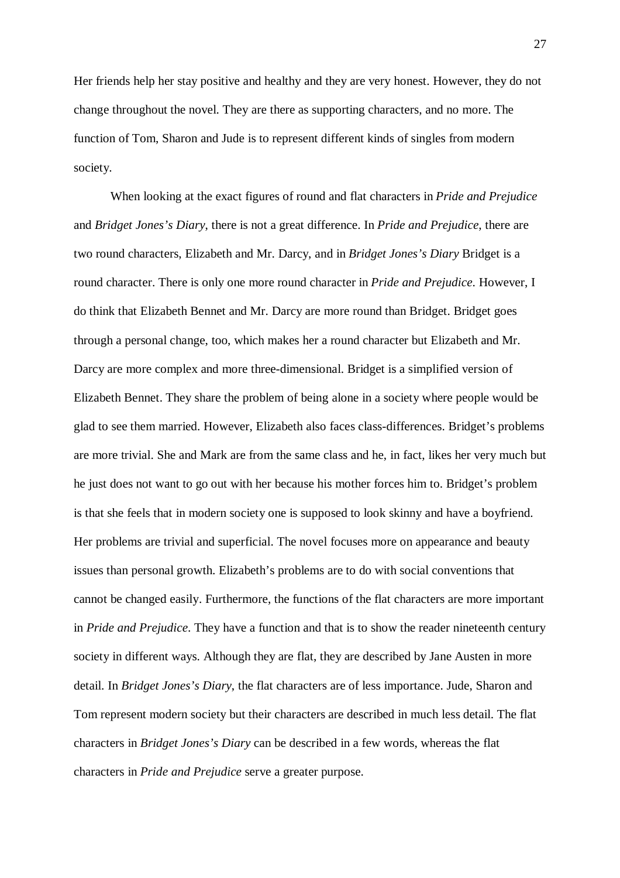Her friends help her stay positive and healthy and they are very honest. However, they do not change throughout the novel. They are there as supporting characters, and no more. The function of Tom, Sharon and Jude is to represent different kinds of singles from modern society.

When looking at the exact figures of round and flat characters in *Pride and Prejudice* and *Bridget Jones's Diary*, there is not a great difference. In *Pride and Prejudice*, there are two round characters, Elizabeth and Mr. Darcy, and in *Bridget Jones's Diary* Bridget is a round character. There is only one more round character in *Pride and Prejudice*. However, I do think that Elizabeth Bennet and Mr. Darcy are more round than Bridget. Bridget goes through a personal change, too, which makes her a round character but Elizabeth and Mr. Darcy are more complex and more three-dimensional. Bridget is a simplified version of Elizabeth Bennet. They share the problem of being alone in a society where people would be glad to see them married. However, Elizabeth also faces class-differences. Bridget's problems are more trivial. She and Mark are from the same class and he, in fact, likes her very much but he just does not want to go out with her because his mother forces him to. Bridget's problem is that she feels that in modern society one is supposed to look skinny and have a boyfriend. Her problems are trivial and superficial. The novel focuses more on appearance and beauty issues than personal growth. Elizabeth's problems are to do with social conventions that cannot be changed easily. Furthermore, the functions of the flat characters are more important in *Pride and Prejudice*. They have a function and that is to show the reader nineteenth century society in different ways. Although they are flat, they are described by Jane Austen in more detail. In *Bridget Jones's Diary*, the flat characters are of less importance. Jude, Sharon and Tom represent modern society but their characters are described in much less detail. The flat characters in *Bridget Jones's Diary* can be described in a few words, whereas the flat characters in *Pride and Prejudice* serve a greater purpose.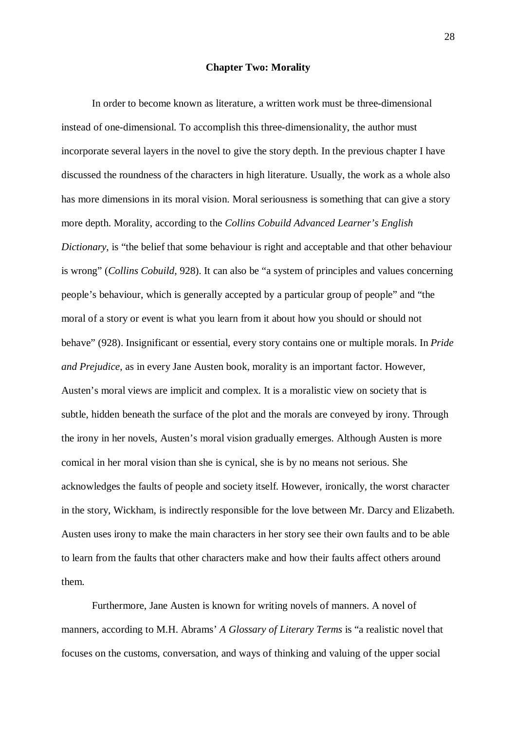## Chapter Two: Morality

In order to become known as literature, a written work must be three-dimensional instead of one-dimensional. To accomplish this three-dimensionality, the author must incorporate several layers in the novel to give the story depth. In the previous chapter I have discussed the roundness of the characters in high literature. Usually, the work as a whole also has more dimensions in its moral vision. Moral seriousness is something that can give a story more depth. Morality, according to the *Collins Cobuild Advanced Learner's English Dictionary*, is "the belief that some behaviour is right and acceptable and that other behaviour is wrong" (*Collins Cobuild*, 928). It can also be "a system of principles and values concerning people's behaviour, which is generally accepted by a particular group of people" and "the moral of a story or event is what you learn from it about how you should or should not behave" (928). Insignificant or essential, every story contains one or multiple morals. In *Pride and Prejudice,* as in every Jane Austen book, morality is an important factor. However, Austen's moral views are implicit and complex. It is a moralistic view on society that is subtle, hidden beneath the surface of the plot and the morals are conveyed by irony. Through the irony in her novels, Austen's moral vision gradually emerges. Although Austen is more comical in her moral vision than she is cynical, she is by no means not serious. She acknowledges the faults of people and society itself. However, ironically, the worst character in the story, Wickham, is indirectly responsible for the love between Mr. Darcy and Elizabeth. Austen uses irony to make the main characters in her story see their own faults and to be able to learn from the faults that other characters make and how their faults affect others around them.

Furthermore, Jane Austen is known for writing novels of manners. A novel of manners, according to M.H. Abrams' *A Glossary of Literary Terms* is "a realistic novel that focuses on the customs, conversation, and ways of thinking and valuing of the upper social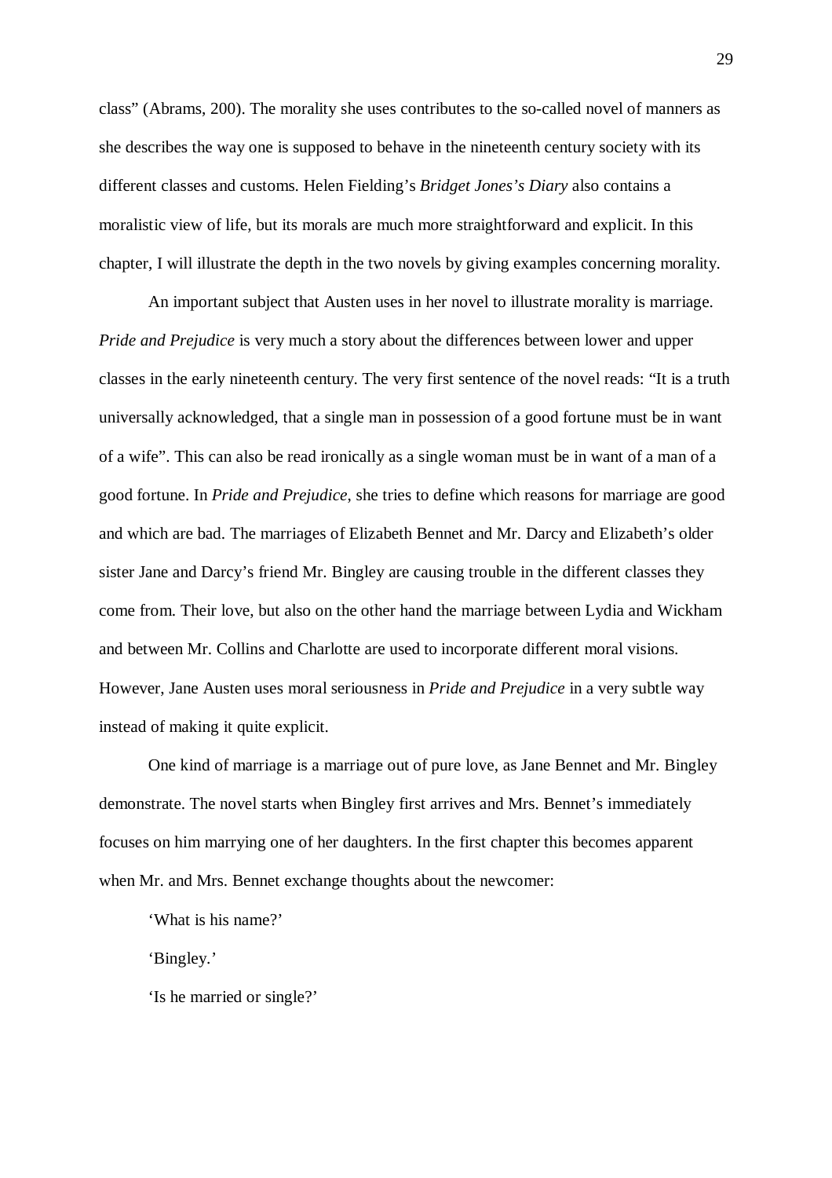class" (Abrams, 200). The morality she uses contributes to the so-called novel of manners as she describes the way one is supposed to behave in the nineteenth century society with its different classes and customs. Helen Fielding's *Bridget Jones's Diary* also contains a moralistic view of life, but its morals are much more straightforward and explicit. In this chapter, I will illustrate the depth in the two novels by giving examples concerning morality.

An important subject that Austen uses in her novel to illustrate morality is marriage. *Pride and Prejudice* is very much a story about the differences between lower and upper classes in the early nineteenth century. The very first sentence of the novel reads: "It is a truth universally acknowledged, that a single man in possession of a good fortune must be in want of a wife". This can also be read ironically as a single woman must be in want of a man of a good fortune. In *Pride and Prejudice*, she tries to define which reasons for marriage are good and which are bad. The marriages of Elizabeth Bennet and Mr. Darcy and Elizabeth's older sister Jane and Darcy's friend Mr. Bingley are causing trouble in the different classes they come from. Their love, but also on the other hand the marriage between Lydia and Wickham and between Mr. Collins and Charlotte are used to incorporate different moral visions. However, Jane Austen uses moral seriousness in *Pride and Prejudice* in a very subtle way instead of making it quite explicit.

One kind of marriage is a marriage out of pure love, as Jane Bennet and Mr. Bingley demonstrate. The novel starts when Bingley first arrives and Mrs. Bennet's immediately focuses on him marrying one of her daughters. In the first chapter this becomes apparent when Mr. and Mrs. Bennet exchange thoughts about the newcomer:

'What is his name?'

'Bingley.'

'Is he married or single?'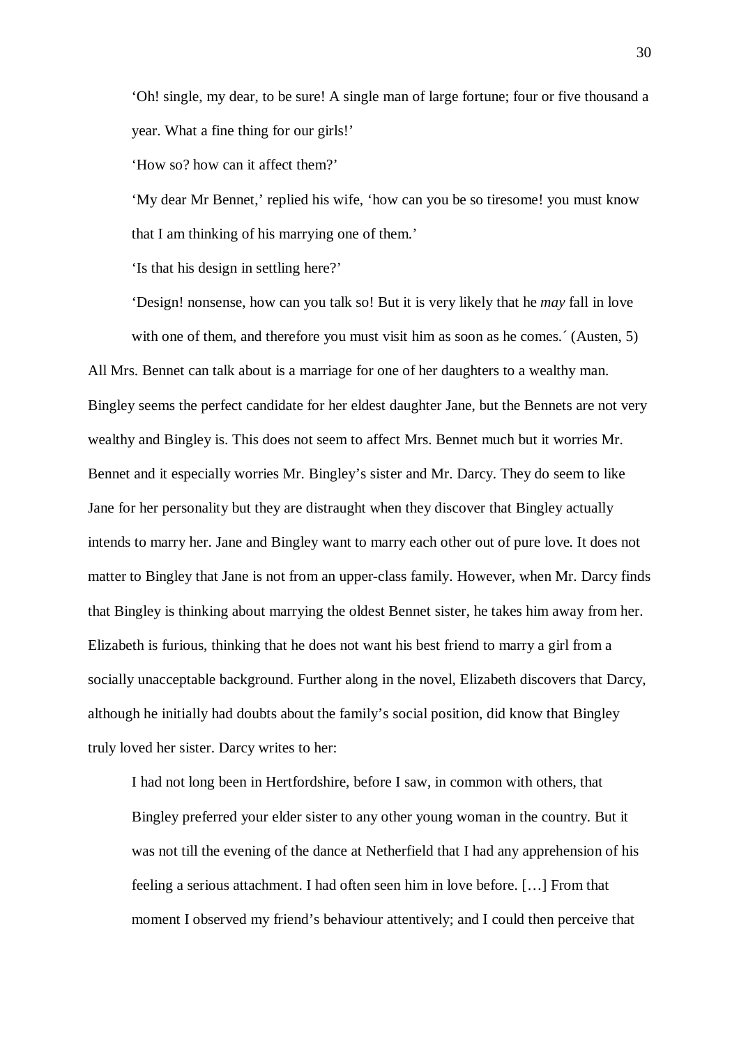> 'Oh! single, my dear, to be sure! A single man of large fortune; four or five thousand a year. What a fine thing for our girls!'
>
> 'How so? how can it affect them?'
>
> 'My dear Mr Bennet,' replied his wife, 'how can you be so tiresome! you must know that I am thinking of his marrying one of them.'
>
> 'Is that his design in settling here?'
>
> 'Design! nonsense, how can you talk so! But it is very likely that he *may* fall in love with one of them, and therefore you must visit him as soon as he comes.´ (Austen, 5)

All Mrs. Bennet can talk about is a marriage for one of her daughters to a wealthy man. Bingley seems the perfect candidate for her eldest daughter Jane, but the Bennets are not very wealthy and Bingley is. This does not seem to affect Mrs. Bennet much but it worries Mr. Bennet and it especially worries Mr. Bingley's sister and Mr. Darcy. They do seem to like Jane for her personality but they are distraught when they discover that Bingley actually intends to marry her. Jane and Bingley want to marry each other out of pure love. It does not matter to Bingley that Jane is not from an upper-class family. However, when Mr. Darcy finds that Bingley is thinking about marrying the oldest Bennet sister, he takes him away from her. Elizabeth is furious, thinking that he does not want his best friend to marry a girl from a socially unacceptable background. Further along in the novel, Elizabeth discovers that Darcy, although he initially had doubts about the family's social position, did know that Bingley truly loved her sister. Darcy writes to her:

> I had not long been in Hertfordshire, before I saw, in common with others, that Bingley preferred your elder sister to any other young woman in the country. But it was not till the evening of the dance at Netherfield that I had any apprehension of his feeling a serious attachment. I had often seen him in love before. […] From that moment I observed my friend's behaviour attentively; and I could then perceive that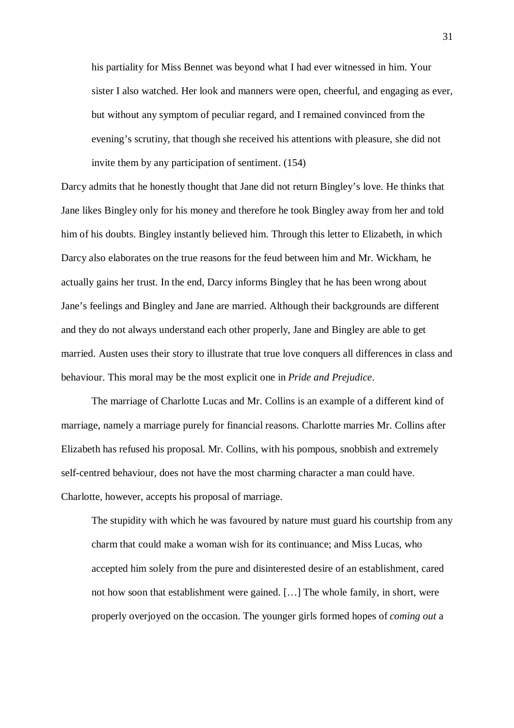> his partiality for Miss Bennet was beyond what I had ever witnessed in him. Your sister I also watched. Her look and manners were open, cheerful, and engaging as ever, but without any symptom of peculiar regard, and I remained convinced from the evening's scrutiny, that though she received his attentions with pleasure, she did not invite them by any participation of sentiment. (154)

Darcy admits that he honestly thought that Jane did not return Bingley's love. He thinks that Jane likes Bingley only for his money and therefore he took Bingley away from her and told him of his doubts. Bingley instantly believed him. Through this letter to Elizabeth, in which Darcy also elaborates on the true reasons for the feud between him and Mr. Wickham, he actually gains her trust. In the end, Darcy informs Bingley that he has been wrong about Jane's feelings and Bingley and Jane are married. Although their backgrounds are different and they do not always understand each other properly, Jane and Bingley are able to get married. Austen uses their story to illustrate that true love conquers all differences in class and behaviour. This moral may be the most explicit one in *Pride and Prejudice*.

The marriage of Charlotte Lucas and Mr. Collins is an example of a different kind of marriage, namely a marriage purely for financial reasons. Charlotte marries Mr. Collins after Elizabeth has refused his proposal. Mr. Collins, with his pompous, snobbish and extremely self-centred behaviour, does not have the most charming character a man could have. Charlotte, however, accepts his proposal of marriage.

> The stupidity with which he was favoured by nature must guard his courtship from any charm that could make a woman wish for its continuance; and Miss Lucas, who accepted him solely from the pure and disinterested desire of an establishment, cared not how soon that establishment were gained. […] The whole family, in short, were properly overjoyed on the occasion. The younger girls formed hopes of *coming out* a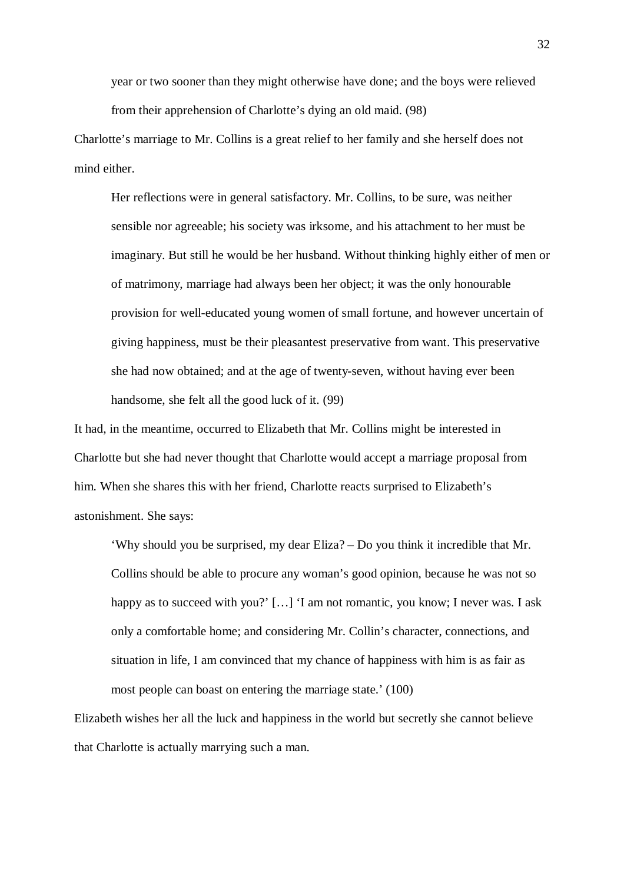> year or two sooner than they might otherwise have done; and the boys were relieved from their apprehension of Charlotte's dying an old maid. (98)

Charlotte's marriage to Mr. Collins is a great relief to her family and she herself does not mind either.

> Her reflections were in general satisfactory. Mr. Collins, to be sure, was neither sensible nor agreeable; his society was irksome, and his attachment to her must be imaginary. But still he would be her husband. Without thinking highly either of men or of matrimony, marriage had always been her object; it was the only honourable provision for well-educated young women of small fortune, and however uncertain of giving happiness, must be their pleasantest preservative from want. This preservative she had now obtained; and at the age of twenty-seven, without having ever been handsome, she felt all the good luck of it. (99)

It had, in the meantime, occurred to Elizabeth that Mr. Collins might be interested in Charlotte but she had never thought that Charlotte would accept a marriage proposal from him. When she shares this with her friend, Charlotte reacts surprised to Elizabeth's astonishment. She says:

> 'Why should you be surprised, my dear Eliza? – Do you think it incredible that Mr. Collins should be able to procure any woman's good opinion, because he was not so happy as to succeed with you?' […] 'I am not romantic, you know; I never was. I ask only a comfortable home; and considering Mr. Collin's character, connections, and situation in life, I am convinced that my chance of happiness with him is as fair as most people can boast on entering the marriage state.' (100)

Elizabeth wishes her all the luck and happiness in the world but secretly she cannot believe that Charlotte is actually marrying such a man.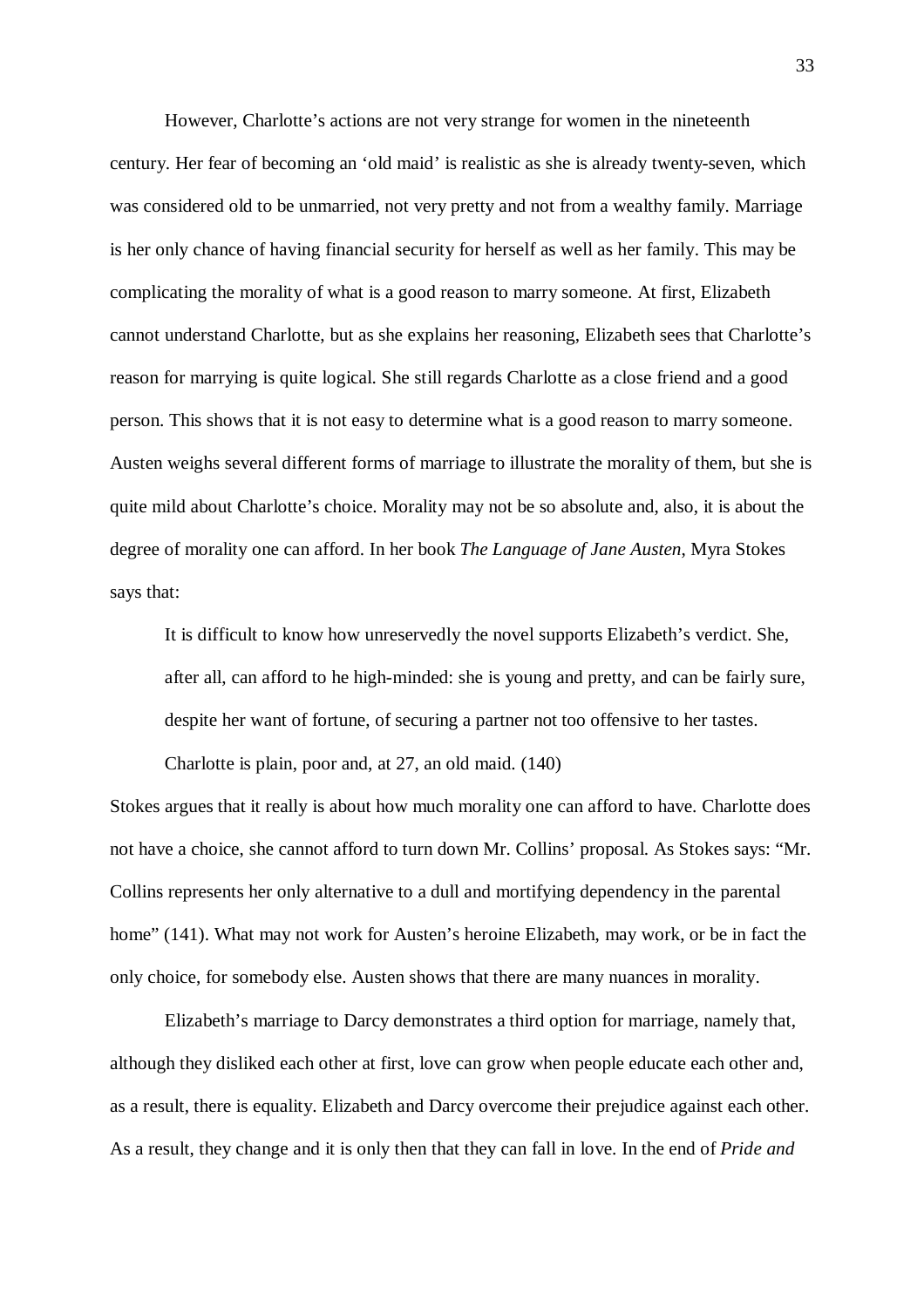However, Charlotte's actions are not very strange for women in the nineteenth century. Her fear of becoming an 'old maid' is realistic as she is already twenty-seven, which was considered old to be unmarried, not very pretty and not from a wealthy family. Marriage is her only chance of having financial security for herself as well as her family. This may be complicating the morality of what is a good reason to marry someone. At first, Elizabeth cannot understand Charlotte, but as she explains her reasoning, Elizabeth sees that Charlotte's reason for marrying is quite logical. She still regards Charlotte as a close friend and a good person. This shows that it is not easy to determine what is a good reason to marry someone. Austen weighs several different forms of marriage to illustrate the morality of them, but she is quite mild about Charlotte's choice. Morality may not be so absolute and, also, it is about the degree of morality one can afford. In her book *The Language of Jane Austen*, Myra Stokes says that:

> It is difficult to know how unreservedly the novel supports Elizabeth's verdict. She, after all, can afford to he high-minded: she is young and pretty, and can be fairly sure, despite her want of fortune, of securing a partner not too offensive to her tastes. Charlotte is plain, poor and, at 27, an old maid. (140)

Stokes argues that it really is about how much morality one can afford to have. Charlotte does not have a choice, she cannot afford to turn down Mr. Collins' proposal. As Stokes says: "Mr. Collins represents her only alternative to a dull and mortifying dependency in the parental home" (141). What may not work for Austen's heroine Elizabeth, may work, or be in fact the only choice, for somebody else. Austen shows that there are many nuances in morality.

Elizabeth's marriage to Darcy demonstrates a third option for marriage, namely that, although they disliked each other at first, love can grow when people educate each other and, as a result, there is equality. Elizabeth and Darcy overcome their prejudice against each other. As a result, they change and it is only then that they can fall in love. In the end of *Pride and*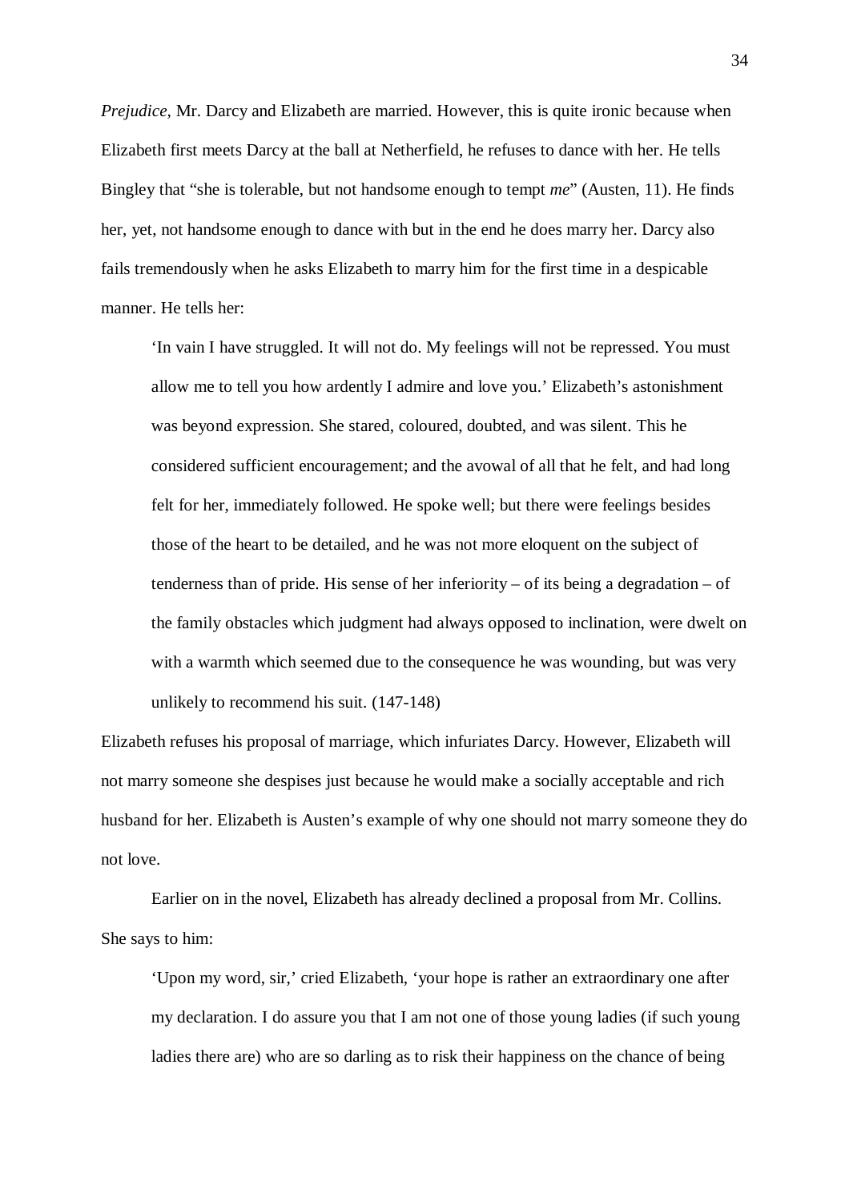*Prejudice*, Mr. Darcy and Elizabeth are married. However, this is quite ironic because when Elizabeth first meets Darcy at the ball at Netherfield, he refuses to dance with her. He tells Bingley that "she is tolerable, but not handsome enough to tempt *me*" (Austen, 11). He finds her, yet, not handsome enough to dance with but in the end he does marry her. Darcy also fails tremendously when he asks Elizabeth to marry him for the first time in a despicable manner. He tells her:

> 'In vain I have struggled. It will not do. My feelings will not be repressed. You must allow me to tell you how ardently I admire and love you.' Elizabeth's astonishment was beyond expression. She stared, coloured, doubted, and was silent. This he considered sufficient encouragement; and the avowal of all that he felt, and had long felt for her, immediately followed. He spoke well; but there were feelings besides those of the heart to be detailed, and he was not more eloquent on the subject of tenderness than of pride. His sense of her inferiority – of its being a degradation – of the family obstacles which judgment had always opposed to inclination, were dwelt on with a warmth which seemed due to the consequence he was wounding, but was very unlikely to recommend his suit. (147-148)

Elizabeth refuses his proposal of marriage, which infuriates Darcy. However, Elizabeth will not marry someone she despises just because he would make a socially acceptable and rich husband for her. Elizabeth is Austen's example of why one should not marry someone they do not love.

Earlier on in the novel, Elizabeth has already declined a proposal from Mr. Collins. She says to him:

> 'Upon my word, sir,' cried Elizabeth, 'your hope is rather an extraordinary one after my declaration. I do assure you that I am not one of those young ladies (if such young ladies there are) who are so darling as to risk their happiness on the chance of being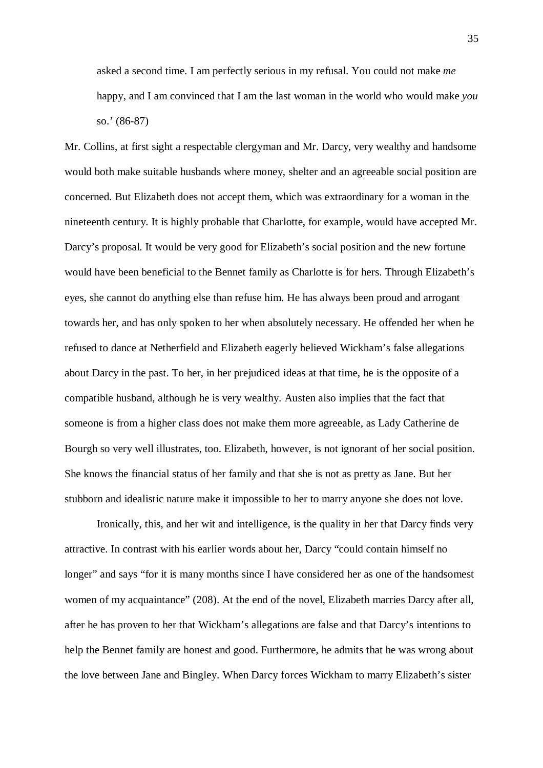> asked a second time. I am perfectly serious in my refusal. You could not make *me* happy, and I am convinced that I am the last woman in the world who would make *you* so.' (86-87)

Mr. Collins, at first sight a respectable clergyman and Mr. Darcy, very wealthy and handsome would both make suitable husbands where money, shelter and an agreeable social position are concerned. But Elizabeth does not accept them, which was extraordinary for a woman in the nineteenth century. It is highly probable that Charlotte, for example, would have accepted Mr. Darcy's proposal. It would be very good for Elizabeth's social position and the new fortune would have been beneficial to the Bennet family as Charlotte is for hers. Through Elizabeth's eyes, she cannot do anything else than refuse him. He has always been proud and arrogant towards her, and has only spoken to her when absolutely necessary. He offended her when he refused to dance at Netherfield and Elizabeth eagerly believed Wickham's false allegations about Darcy in the past. To her, in her prejudiced ideas at that time, he is the opposite of a compatible husband, although he is very wealthy. Austen also implies that the fact that someone is from a higher class does not make them more agreeable, as Lady Catherine de Bourgh so very well illustrates, too. Elizabeth, however, is not ignorant of her social position. She knows the financial status of her family and that she is not as pretty as Jane. But her stubborn and idealistic nature make it impossible to her to marry anyone she does not love.

Ironically, this, and her wit and intelligence, is the quality in her that Darcy finds very attractive. In contrast with his earlier words about her, Darcy "could contain himself no longer" and says "for it is many months since I have considered her as one of the handsomest women of my acquaintance" (208). At the end of the novel, Elizabeth marries Darcy after all, after he has proven to her that Wickham's allegations are false and that Darcy's intentions to help the Bennet family are honest and good. Furthermore, he admits that he was wrong about the love between Jane and Bingley. When Darcy forces Wickham to marry Elizabeth's sister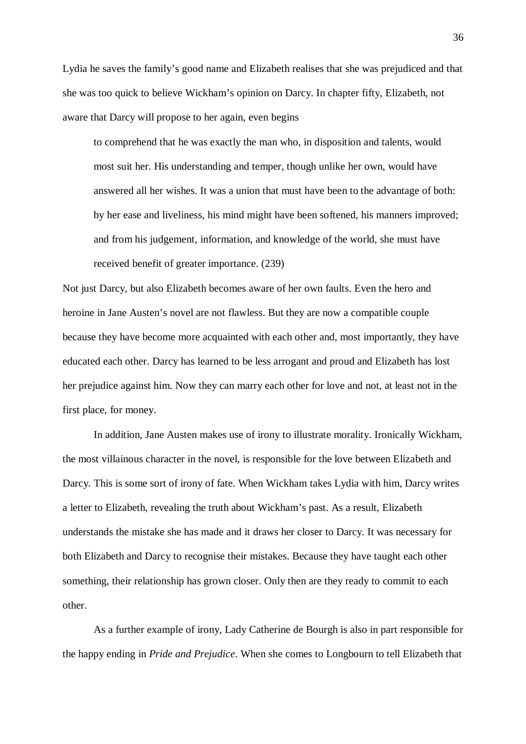Lydia he saves the family's good name and Elizabeth realises that she was prejudiced and that she was too quick to believe Wickham's opinion on Darcy. In chapter fifty, Elizabeth, not aware that Darcy will propose to her again, even begins

> to comprehend that he was exactly the man who, in disposition and talents, would most suit her. His understanding and temper, though unlike her own, would have answered all her wishes. It was a union that must have been to the advantage of both: by her ease and liveliness, his mind might have been softened, his manners improved; and from his judgement, information, and knowledge of the world, she must have received benefit of greater importance. (239)

Not just Darcy, but also Elizabeth becomes aware of her own faults. Even the hero and heroine in Jane Austen's novel are not flawless. But they are now a compatible couple because they have become more acquainted with each other and, most importantly, they have educated each other. Darcy has learned to be less arrogant and proud and Elizabeth has lost her prejudice against him. Now they can marry each other for love and not, at least not in the first place, for money.

In addition, Jane Austen makes use of irony to illustrate morality. Ironically Wickham, the most villainous character in the novel, is responsible for the love between Elizabeth and Darcy. This is some sort of irony of fate. When Wickham takes Lydia with him, Darcy writes a letter to Elizabeth, revealing the truth about Wickham's past. As a result, Elizabeth understands the mistake she has made and it draws her closer to Darcy. It was necessary for both Elizabeth and Darcy to recognise their mistakes. Because they have taught each other something, their relationship has grown closer. Only then are they ready to commit to each other.

As a further example of irony, Lady Catherine de Bourgh is also in part responsible for the happy ending in *Pride and Prejudice*. When she comes to Longbourn to tell Elizabeth that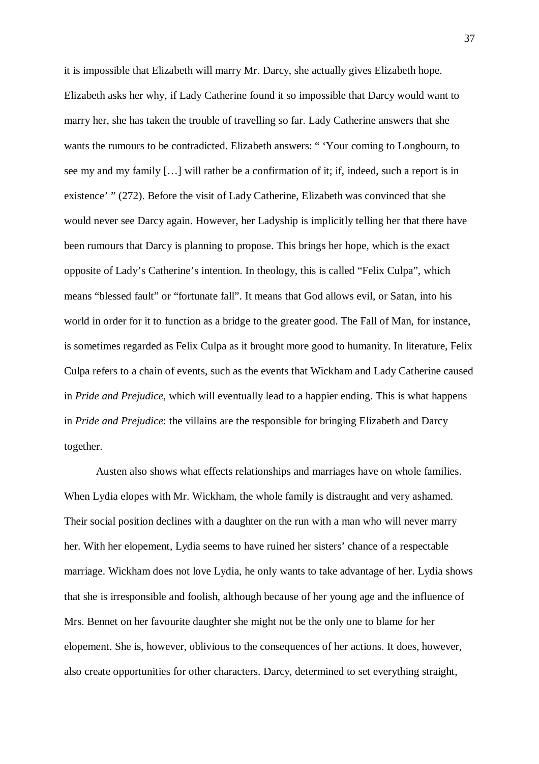it is impossible that Elizabeth will marry Mr. Darcy, she actually gives Elizabeth hope. Elizabeth asks her why, if Lady Catherine found it so impossible that Darcy would want to marry her, she has taken the trouble of travelling so far. Lady Catherine answers that she wants the rumours to be contradicted. Elizabeth answers: " 'Your coming to Longbourn, to see my and my family […] will rather be a confirmation of it; if, indeed, such a report is in existence' " (272). Before the visit of Lady Catherine, Elizabeth was convinced that she would never see Darcy again. However, her Ladyship is implicitly telling her that there have been rumours that Darcy is planning to propose. This brings her hope, which is the exact opposite of Lady's Catherine's intention. In theology, this is called "Felix Culpa", which means "blessed fault" or "fortunate fall". It means that God allows evil, or Satan, into his world in order for it to function as a bridge to the greater good. The Fall of Man, for instance, is sometimes regarded as Felix Culpa as it brought more good to humanity. In literature, Felix Culpa refers to a chain of events, such as the events that Wickham and Lady Catherine caused in *Pride and Prejudice*, which will eventually lead to a happier ending. This is what happens in *Pride and Prejudice*: the villains are the responsible for bringing Elizabeth and Darcy together.

Austen also shows what effects relationships and marriages have on whole families. When Lydia elopes with Mr. Wickham, the whole family is distraught and very ashamed. Their social position declines with a daughter on the run with a man who will never marry her. With her elopement, Lydia seems to have ruined her sisters' chance of a respectable marriage. Wickham does not love Lydia, he only wants to take advantage of her. Lydia shows that she is irresponsible and foolish, although because of her young age and the influence of Mrs. Bennet on her favourite daughter she might not be the only one to blame for her elopement. She is, however, oblivious to the consequences of her actions. It does, however, also create opportunities for other characters. Darcy, determined to set everything straight,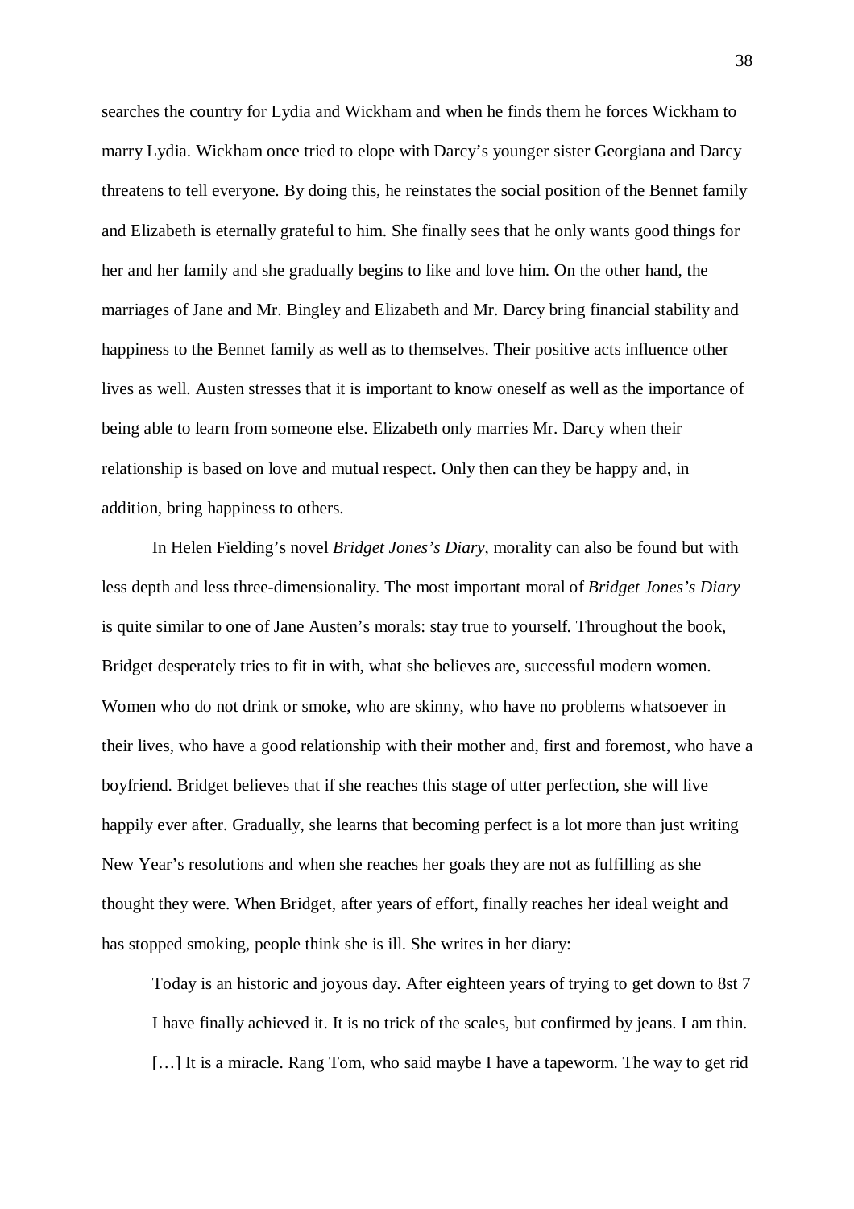searches the country for Lydia and Wickham and when he finds them he forces Wickham to marry Lydia. Wickham once tried to elope with Darcy's younger sister Georgiana and Darcy threatens to tell everyone. By doing this, he reinstates the social position of the Bennet family and Elizabeth is eternally grateful to him. She finally sees that he only wants good things for her and her family and she gradually begins to like and love him. On the other hand, the marriages of Jane and Mr. Bingley and Elizabeth and Mr. Darcy bring financial stability and happiness to the Bennet family as well as to themselves. Their positive acts influence other lives as well. Austen stresses that it is important to know oneself as well as the importance of being able to learn from someone else. Elizabeth only marries Mr. Darcy when their relationship is based on love and mutual respect. Only then can they be happy and, in addition, bring happiness to others.

In Helen Fielding's novel *Bridget Jones's Diary*, morality can also be found but with less depth and less three-dimensionality. The most important moral of *Bridget Jones's Diary* is quite similar to one of Jane Austen's morals: stay true to yourself. Throughout the book, Bridget desperately tries to fit in with, what she believes are, successful modern women. Women who do not drink or smoke, who are skinny, who have no problems whatsoever in their lives, who have a good relationship with their mother and, first and foremost, who have a boyfriend. Bridget believes that if she reaches this stage of utter perfection, she will live happily ever after. Gradually, she learns that becoming perfect is a lot more than just writing New Year's resolutions and when she reaches her goals they are not as fulfilling as she thought they were. When Bridget, after years of effort, finally reaches her ideal weight and has stopped smoking, people think she is ill. She writes in her diary:

> Today is an historic and joyous day. After eighteen years of trying to get down to 8st 7 I have finally achieved it. It is no trick of the scales, but confirmed by jeans. I am thin. […] It is a miracle. Rang Tom, who said maybe I have a tapeworm. The way to get rid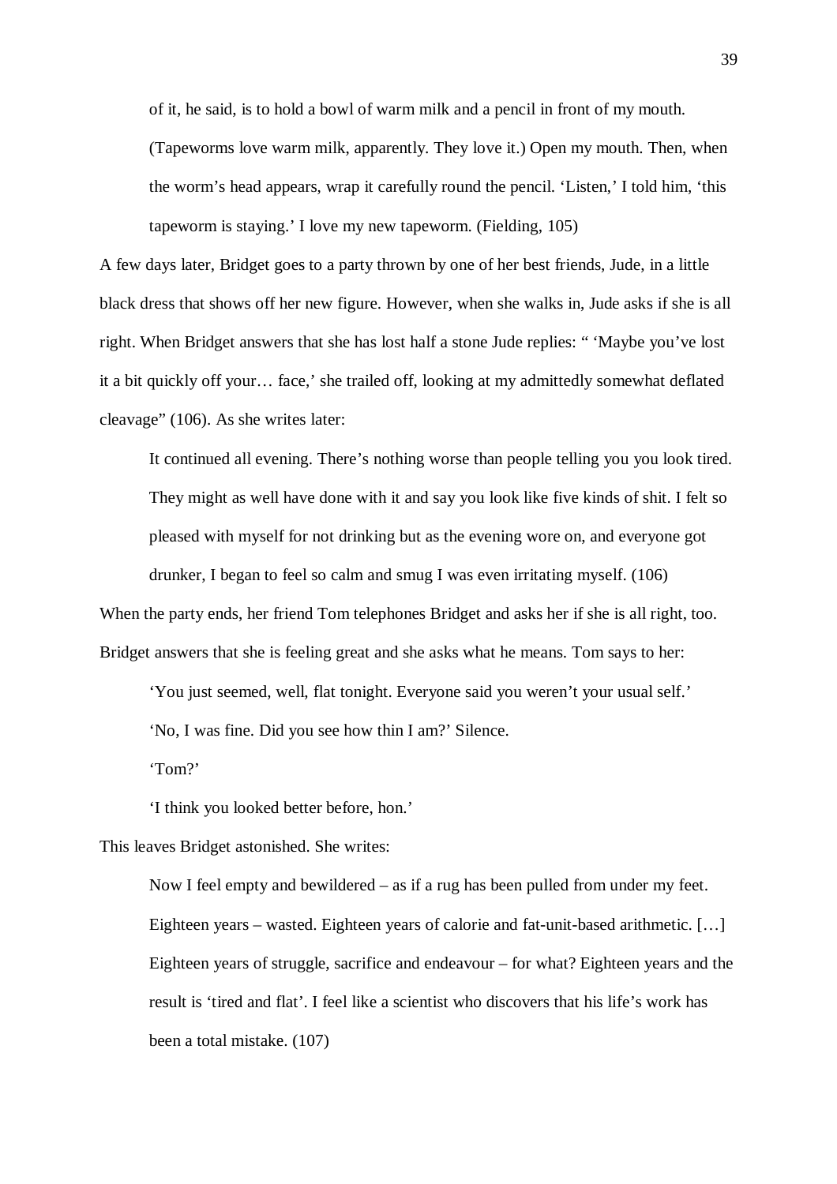> of it, he said, is to hold a bowl of warm milk and a pencil in front of my mouth. (Tapeworms love warm milk, apparently. They love it.) Open my mouth. Then, when the worm's head appears, wrap it carefully round the pencil. 'Listen,' I told him, 'this tapeworm is staying.' I love my new tapeworm. (Fielding, 105)

A few days later, Bridget goes to a party thrown by one of her best friends, Jude, in a little black dress that shows off her new figure. However, when she walks in, Jude asks if she is all right. When Bridget answers that she has lost half a stone Jude replies: " 'Maybe you've lost it a bit quickly off your… face,' she trailed off, looking at my admittedly somewhat deflated cleavage" (106). As she writes later:

> It continued all evening. There's nothing worse than people telling you you look tired. They might as well have done with it and say you look like five kinds of shit. I felt so pleased with myself for not drinking but as the evening wore on, and everyone got drunker, I began to feel so calm and smug I was even irritating myself. (106)

When the party ends, her friend Tom telephones Bridget and asks her if she is all right, too. Bridget answers that she is feeling great and she asks what he means. Tom says to her:

> 'You just seemed, well, flat tonight. Everyone said you weren't your usual self.'
>
> 'No, I was fine. Did you see how thin I am?' Silence.
>
> 'Tom?'
>
> 'I think you looked better before, hon.'

This leaves Bridget astonished. She writes:

> Now I feel empty and bewildered – as if a rug has been pulled from under my feet. Eighteen years – wasted. Eighteen years of calorie and fat-unit-based arithmetic. […] Eighteen years of struggle, sacrifice and endeavour – for what? Eighteen years and the result is 'tired and flat'. I feel like a scientist who discovers that his life's work has been a total mistake. (107)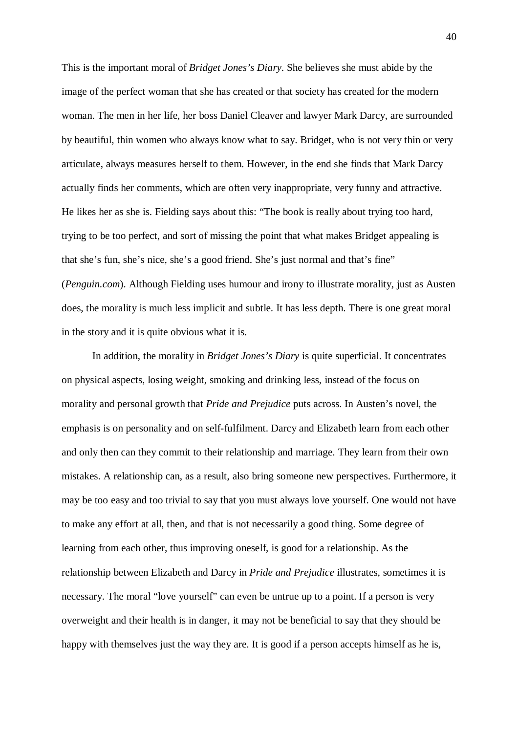This is the important moral of *Bridget Jones's Diary*. She believes she must abide by the image of the perfect woman that she has created or that society has created for the modern woman. The men in her life, her boss Daniel Cleaver and lawyer Mark Darcy, are surrounded by beautiful, thin women who always know what to say. Bridget, who is not very thin or very articulate, always measures herself to them. However, in the end she finds that Mark Darcy actually finds her comments, which are often very inappropriate, very funny and attractive. He likes her as she is. Fielding says about this: "The book is really about trying too hard, trying to be too perfect, and sort of missing the point that what makes Bridget appealing is that she's fun, she's nice, she's a good friend. She's just normal and that's fine" (*Penguin.com*). Although Fielding uses humour and irony to illustrate morality, just as Austen does, the morality is much less implicit and subtle. It has less depth. There is one great moral in the story and it is quite obvious what it is.

In addition, the morality in *Bridget Jones's Diary* is quite superficial. It concentrates on physical aspects, losing weight, smoking and drinking less, instead of the focus on morality and personal growth that *Pride and Prejudice* puts across. In Austen's novel, the emphasis is on personality and on self-fulfilment. Darcy and Elizabeth learn from each other and only then can they commit to their relationship and marriage. They learn from their own mistakes. A relationship can, as a result, also bring someone new perspectives. Furthermore, it may be too easy and too trivial to say that you must always love yourself. One would not have to make any effort at all, then, and that is not necessarily a good thing. Some degree of learning from each other, thus improving oneself, is good for a relationship. As the relationship between Elizabeth and Darcy in *Pride and Prejudice* illustrates, sometimes it is necessary. The moral "love yourself" can even be untrue up to a point. If a person is very overweight and their health is in danger, it may not be beneficial to say that they should be happy with themselves just the way they are. It is good if a person accepts himself as he is,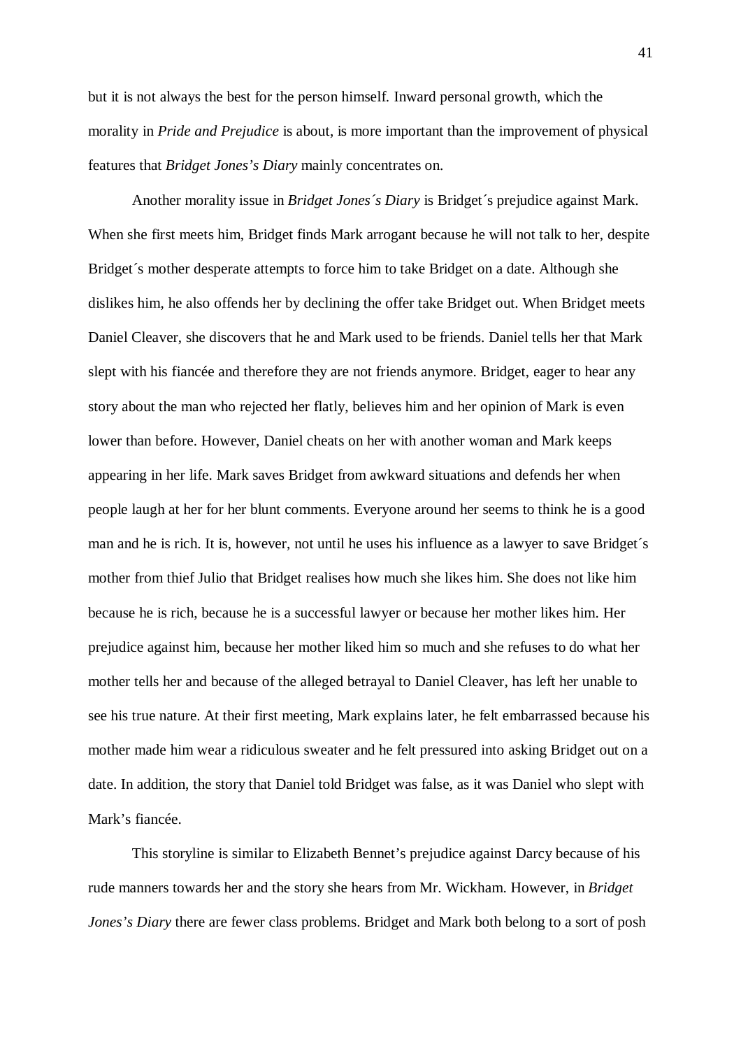but it is not always the best for the person himself. Inward personal growth, which the morality in *Pride and Prejudice* is about, is more important than the improvement of physical features that *Bridget Jones's Diary* mainly concentrates on.

Another morality issue in *Bridget Jones´s Diary* is Bridget´s prejudice against Mark. When she first meets him, Bridget finds Mark arrogant because he will not talk to her, despite Bridget´s mother desperate attempts to force him to take Bridget on a date. Although she dislikes him, he also offends her by declining the offer take Bridget out. When Bridget meets Daniel Cleaver, she discovers that he and Mark used to be friends. Daniel tells her that Mark slept with his fiancée and therefore they are not friends anymore. Bridget, eager to hear any story about the man who rejected her flatly, believes him and her opinion of Mark is even lower than before. However, Daniel cheats on her with another woman and Mark keeps appearing in her life. Mark saves Bridget from awkward situations and defends her when people laugh at her for her blunt comments. Everyone around her seems to think he is a good man and he is rich. It is, however, not until he uses his influence as a lawyer to save Bridget´s mother from thief Julio that Bridget realises how much she likes him. She does not like him because he is rich, because he is a successful lawyer or because her mother likes him. Her prejudice against him, because her mother liked him so much and she refuses to do what her mother tells her and because of the alleged betrayal to Daniel Cleaver, has left her unable to see his true nature. At their first meeting, Mark explains later, he felt embarrassed because his mother made him wear a ridiculous sweater and he felt pressured into asking Bridget out on a date. In addition, the story that Daniel told Bridget was false, as it was Daniel who slept with Mark's fiancée.

This storyline is similar to Elizabeth Bennet's prejudice against Darcy because of his rude manners towards her and the story she hears from Mr. Wickham. However, in *Bridget Jones's Diary* there are fewer class problems. Bridget and Mark both belong to a sort of posh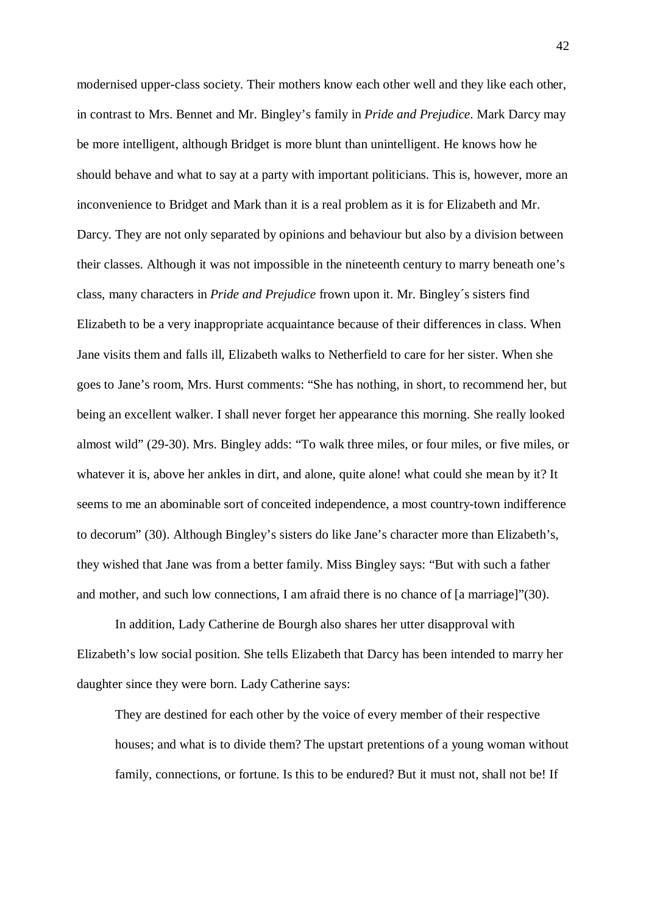modernised upper-class society. Their mothers know each other well and they like each other, in contrast to Mrs. Bennet and Mr. Bingley's family in *Pride and Prejudice*. Mark Darcy may be more intelligent, although Bridget is more blunt than unintelligent. He knows how he should behave and what to say at a party with important politicians. This is, however, more an inconvenience to Bridget and Mark than it is a real problem as it is for Elizabeth and Mr. Darcy. They are not only separated by opinions and behaviour but also by a division between their classes. Although it was not impossible in the nineteenth century to marry beneath one's class, many characters in *Pride and Prejudice* frown upon it. Mr. Bingley´s sisters find Elizabeth to be a very inappropriate acquaintance because of their differences in class. When Jane visits them and falls ill, Elizabeth walks to Netherfield to care for her sister. When she goes to Jane's room, Mrs. Hurst comments: "She has nothing, in short, to recommend her, but being an excellent walker. I shall never forget her appearance this morning. She really looked almost wild" (29-30). Mrs. Bingley adds: "To walk three miles, or four miles, or five miles, or whatever it is, above her ankles in dirt, and alone, quite alone! what could she mean by it? It seems to me an abominable sort of conceited independence, a most country-town indifference to decorum" (30). Although Bingley's sisters do like Jane's character more than Elizabeth's, they wished that Jane was from a better family. Miss Bingley says: "But with such a father and mother, and such low connections, I am afraid there is no chance of [a marriage]"(30).

In addition, Lady Catherine de Bourgh also shares her utter disapproval with Elizabeth's low social position. She tells Elizabeth that Darcy has been intended to marry her daughter since they were born. Lady Catherine says:

> They are destined for each other by the voice of every member of their respective houses; and what is to divide them? The upstart pretentions of a young woman without family, connections, or fortune. Is this to be endured? But it must not, shall not be! If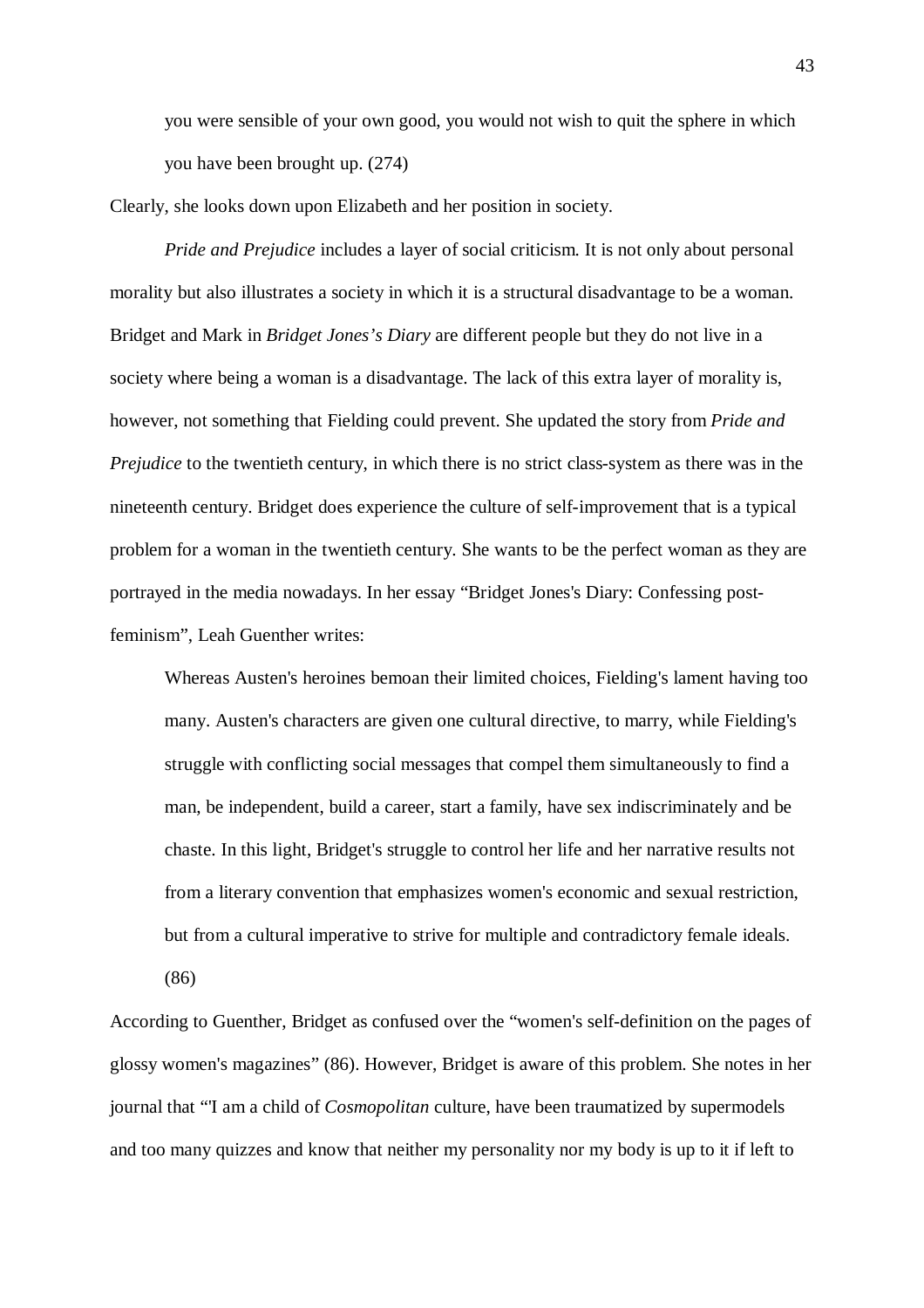> you were sensible of your own good, you would not wish to quit the sphere in which you have been brought up. (274)

Clearly, she looks down upon Elizabeth and her position in society.

*Pride and Prejudice* includes a layer of social criticism. It is not only about personal morality but also illustrates a society in which it is a structural disadvantage to be a woman. Bridget and Mark in *Bridget Jones's Diary* are different people but they do not live in a society where being a woman is a disadvantage. The lack of this extra layer of morality is, however, not something that Fielding could prevent. She updated the story from *Pride and Prejudice* to the twentieth century, in which there is no strict class-system as there was in the nineteenth century. Bridget does experience the culture of self-improvement that is a typical problem for a woman in the twentieth century. She wants to be the perfect woman as they are portrayed in the media nowadays. In her essay "Bridget Jones's Diary: Confessing post-feminism", Leah Guenther writes:

> Whereas Austen's heroines bemoan their limited choices, Fielding's lament having too many. Austen's characters are given one cultural directive, to marry, while Fielding's struggle with conflicting social messages that compel them simultaneously to find a man, be independent, build a career, start a family, have sex indiscriminately and be chaste. In this light, Bridget's struggle to control her life and her narrative results not from a literary convention that emphasizes women's economic and sexual restriction, but from a cultural imperative to strive for multiple and contradictory female ideals. (86)

According to Guenther, Bridget as confused over the "women's self-definition on the pages of glossy women's magazines" (86). However, Bridget is aware of this problem. She notes in her journal that "'I am a child of *Cosmopolitan* culture, have been traumatized by supermodels and too many quizzes and know that neither my personality nor my body is up to it if left to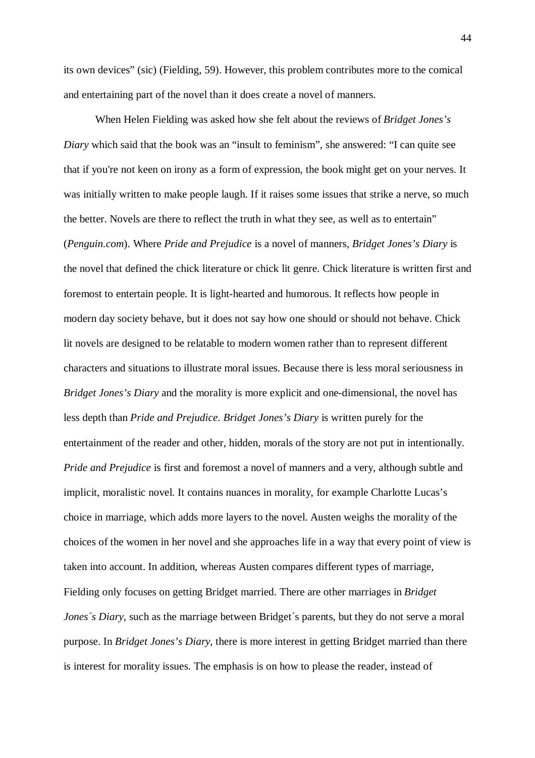its own devices" (sic) (Fielding, 59). However, this problem contributes more to the comical and entertaining part of the novel than it does create a novel of manners.

When Helen Fielding was asked how she felt about the reviews of *Bridget Jones's Diary* which said that the book was an "insult to feminism", she answered: "I can quite see that if you're not keen on irony as a form of expression, the book might get on your nerves. It was initially written to make people laugh. If it raises some issues that strike a nerve, so much the better. Novels are there to reflect the truth in what they see, as well as to entertain" (*Penguin.com*). Where *Pride and Prejudice* is a novel of manners, *Bridget Jones's Diary* is the novel that defined the chick literature or chick lit genre. Chick literature is written first and foremost to entertain people. It is light-hearted and humorous. It reflects how people in modern day society behave, but it does not say how one should or should not behave. Chick lit novels are designed to be relatable to modern women rather than to represent different characters and situations to illustrate moral issues. Because there is less moral seriousness in *Bridget Jones's Diary* and the morality is more explicit and one-dimensional, the novel has less depth than *Pride and Prejudice*. *Bridget Jones's Diary* is written purely for the entertainment of the reader and other, hidden, morals of the story are not put in intentionally. *Pride and Prejudice* is first and foremost a novel of manners and a very, although subtle and implicit, moralistic novel. It contains nuances in morality, for example Charlotte Lucas's choice in marriage, which adds more layers to the novel. Austen weighs the morality of the choices of the women in her novel and she approaches life in a way that every point of view is taken into account. In addition, whereas Austen compares different types of marriage, Fielding only focuses on getting Bridget married. There are other marriages in *Bridget Jones´s Diary*, such as the marriage between Bridget´s parents, but they do not serve a moral purpose. In *Bridget Jones's Diary*, there is more interest in getting Bridget married than there is interest for morality issues. The emphasis is on how to please the reader, instead of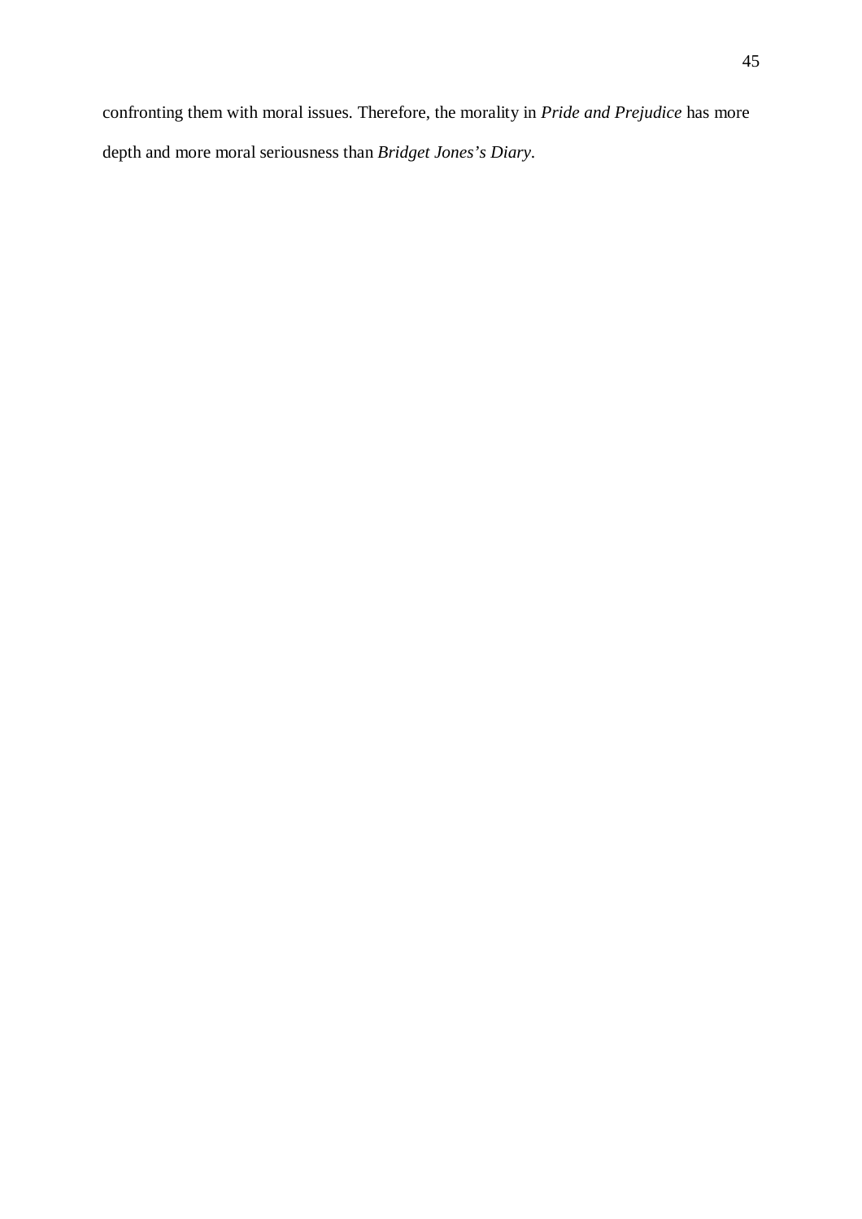confronting them with moral issues. Therefore, the morality in *Pride and Prejudice* has more depth and more moral seriousness than *Bridget Jones's Diary*.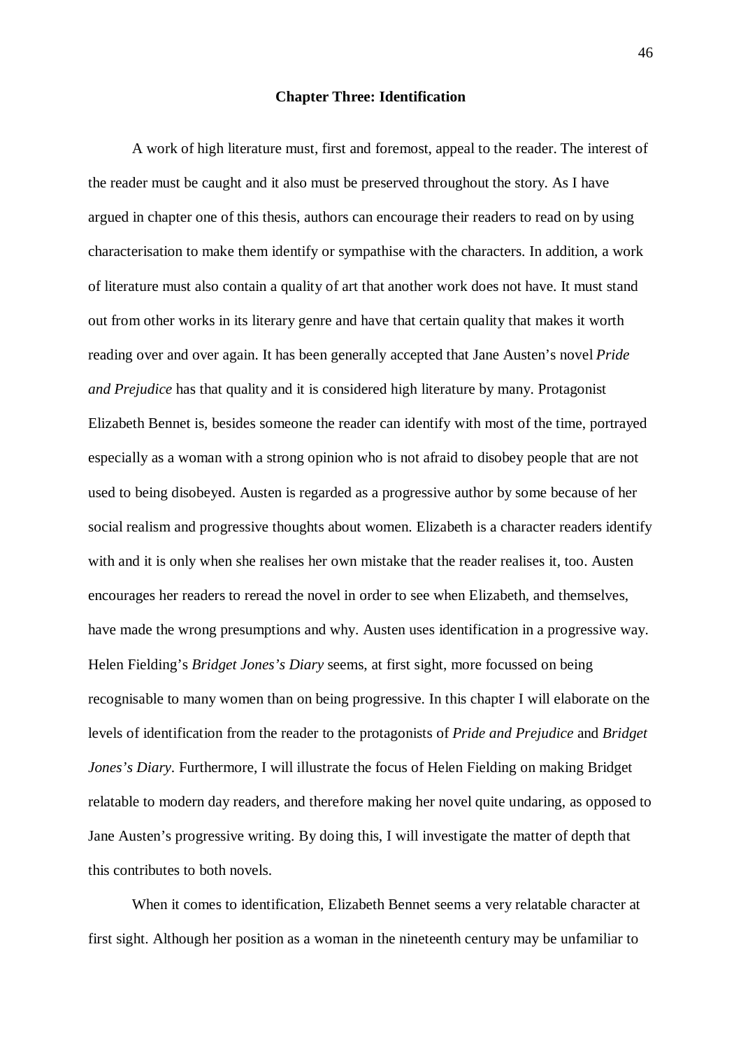# Chapter Three: Identification

A work of high literature must, first and foremost, appeal to the reader. The interest of the reader must be caught and it also must be preserved throughout the story. As I have argued in chapter one of this thesis, authors can encourage their readers to read on by using characterisation to make them identify or sympathise with the characters. In addition, a work of literature must also contain a quality of art that another work does not have. It must stand out from other works in its literary genre and have that certain quality that makes it worth reading over and over again. It has been generally accepted that Jane Austen's novel *Pride and Prejudice* has that quality and it is considered high literature by many. Protagonist Elizabeth Bennet is, besides someone the reader can identify with most of the time, portrayed especially as a woman with a strong opinion who is not afraid to disobey people that are not used to being disobeyed. Austen is regarded as a progressive author by some because of her social realism and progressive thoughts about women. Elizabeth is a character readers identify with and it is only when she realises her own mistake that the reader realises it, too. Austen encourages her readers to reread the novel in order to see when Elizabeth, and themselves, have made the wrong presumptions and why. Austen uses identification in a progressive way. Helen Fielding's *Bridget Jones's Diary* seems, at first sight, more focussed on being recognisable to many women than on being progressive. In this chapter I will elaborate on the levels of identification from the reader to the protagonists of *Pride and Prejudice* and *Bridget Jones's Diary*. Furthermore, I will illustrate the focus of Helen Fielding on making Bridget relatable to modern day readers, and therefore making her novel quite undaring, as opposed to Jane Austen's progressive writing. By doing this, I will investigate the matter of depth that this contributes to both novels.

When it comes to identification, Elizabeth Bennet seems a very relatable character at first sight. Although her position as a woman in the nineteenth century may be unfamiliar to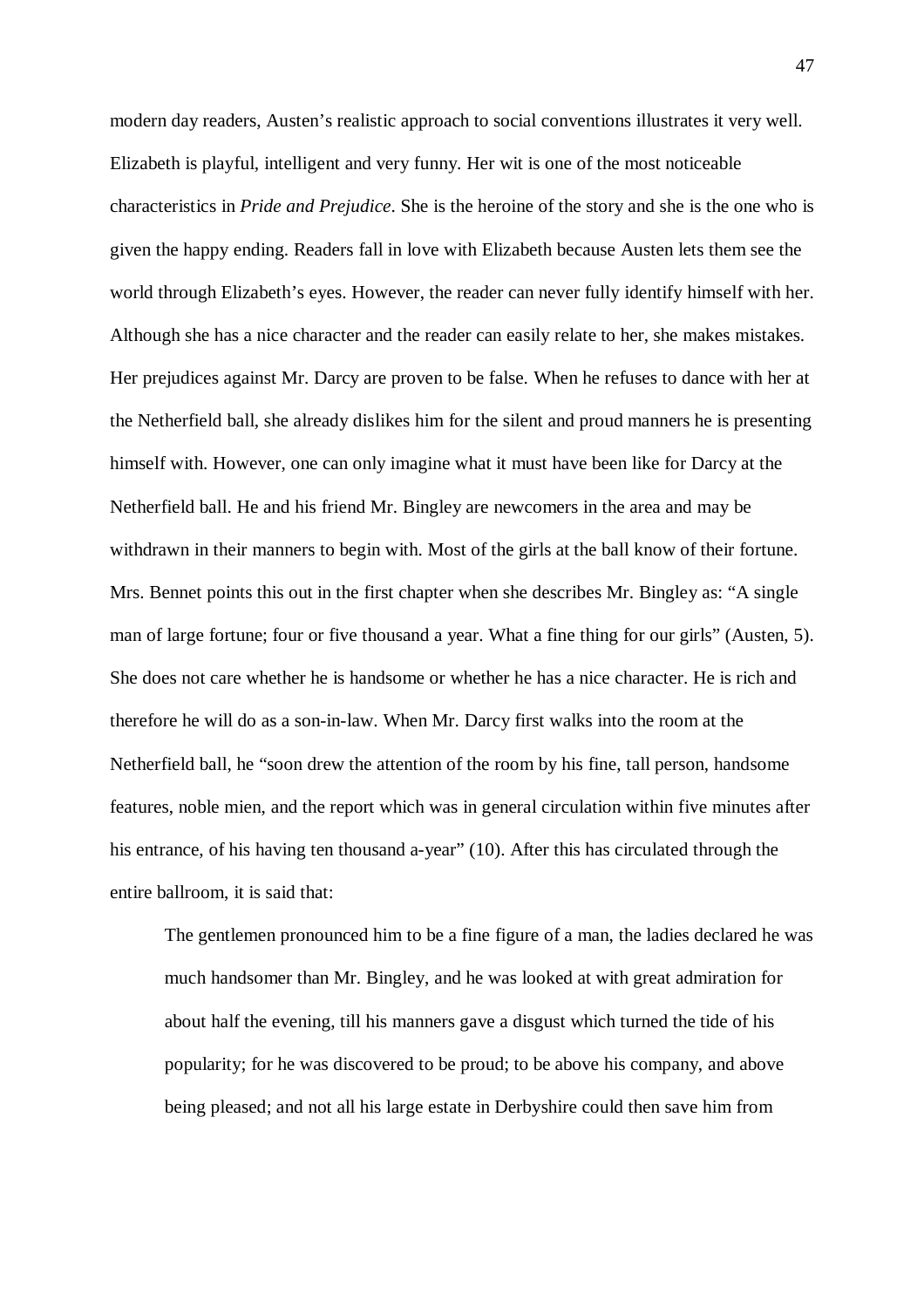modern day readers, Austen's realistic approach to social conventions illustrates it very well. Elizabeth is playful, intelligent and very funny. Her wit is one of the most noticeable characteristics in *Pride and Prejudice*. She is the heroine of the story and she is the one who is given the happy ending. Readers fall in love with Elizabeth because Austen lets them see the world through Elizabeth's eyes. However, the reader can never fully identify himself with her. Although she has a nice character and the reader can easily relate to her, she makes mistakes. Her prejudices against Mr. Darcy are proven to be false. When he refuses to dance with her at the Netherfield ball, she already dislikes him for the silent and proud manners he is presenting himself with. However, one can only imagine what it must have been like for Darcy at the Netherfield ball. He and his friend Mr. Bingley are newcomers in the area and may be withdrawn in their manners to begin with. Most of the girls at the ball know of their fortune. Mrs. Bennet points this out in the first chapter when she describes Mr. Bingley as: "A single man of large fortune; four or five thousand a year. What a fine thing for our girls" (Austen, 5). She does not care whether he is handsome or whether he has a nice character. He is rich and therefore he will do as a son-in-law. When Mr. Darcy first walks into the room at the Netherfield ball, he "soon drew the attention of the room by his fine, tall person, handsome features, noble mien, and the report which was in general circulation within five minutes after his entrance, of his having ten thousand a-year" (10). After this has circulated through the entire ballroom, it is said that:

> The gentlemen pronounced him to be a fine figure of a man, the ladies declared he was much handsomer than Mr. Bingley, and he was looked at with great admiration for about half the evening, till his manners gave a disgust which turned the tide of his popularity; for he was discovered to be proud; to be above his company, and above being pleased; and not all his large estate in Derbyshire could then save him from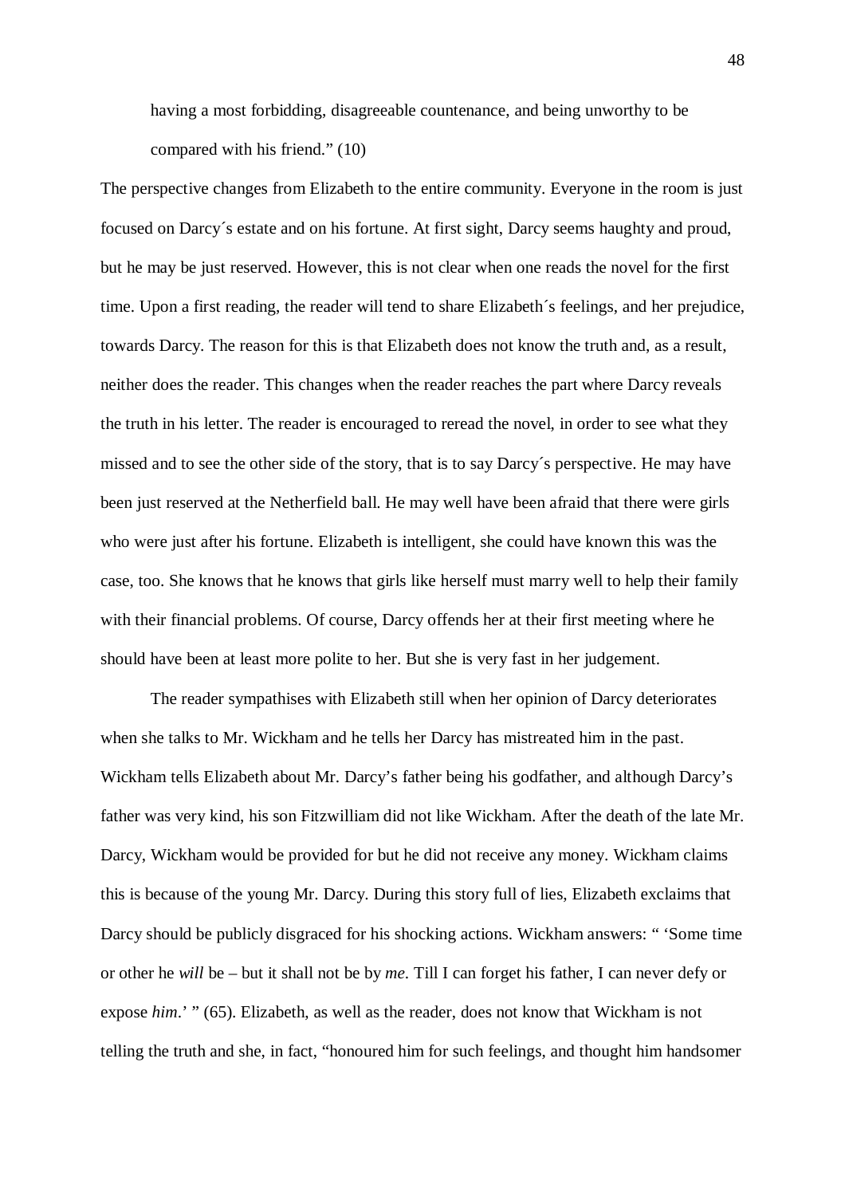having a most forbidding, disagreeable countenance, and being unworthy to be compared with his friend." (10)

The perspective changes from Elizabeth to the entire community. Everyone in the room is just focused on Darcy´s estate and on his fortune. At first sight, Darcy seems haughty and proud, but he may be just reserved. However, this is not clear when one reads the novel for the first time. Upon a first reading, the reader will tend to share Elizabeth´s feelings, and her prejudice, towards Darcy. The reason for this is that Elizabeth does not know the truth and, as a result, neither does the reader. This changes when the reader reaches the part where Darcy reveals the truth in his letter. The reader is encouraged to reread the novel, in order to see what they missed and to see the other side of the story, that is to say Darcy´s perspective. He may have been just reserved at the Netherfield ball. He may well have been afraid that there were girls who were just after his fortune. Elizabeth is intelligent, she could have known this was the case, too. She knows that he knows that girls like herself must marry well to help their family with their financial problems. Of course, Darcy offends her at their first meeting where he should have been at least more polite to her. But she is very fast in her judgement.

The reader sympathises with Elizabeth still when her opinion of Darcy deteriorates when she talks to Mr. Wickham and he tells her Darcy has mistreated him in the past. Wickham tells Elizabeth about Mr. Darcy's father being his godfather, and although Darcy's father was very kind, his son Fitzwilliam did not like Wickham. After the death of the late Mr. Darcy, Wickham would be provided for but he did not receive any money. Wickham claims this is because of the young Mr. Darcy. During this story full of lies, Elizabeth exclaims that Darcy should be publicly disgraced for his shocking actions. Wickham answers: " 'Some time or other he *will* be – but it shall not be by *me*. Till I can forget his father, I can never defy or expose *him*.' " (65). Elizabeth, as well as the reader, does not know that Wickham is not telling the truth and she, in fact, "honoured him for such feelings, and thought him handsomer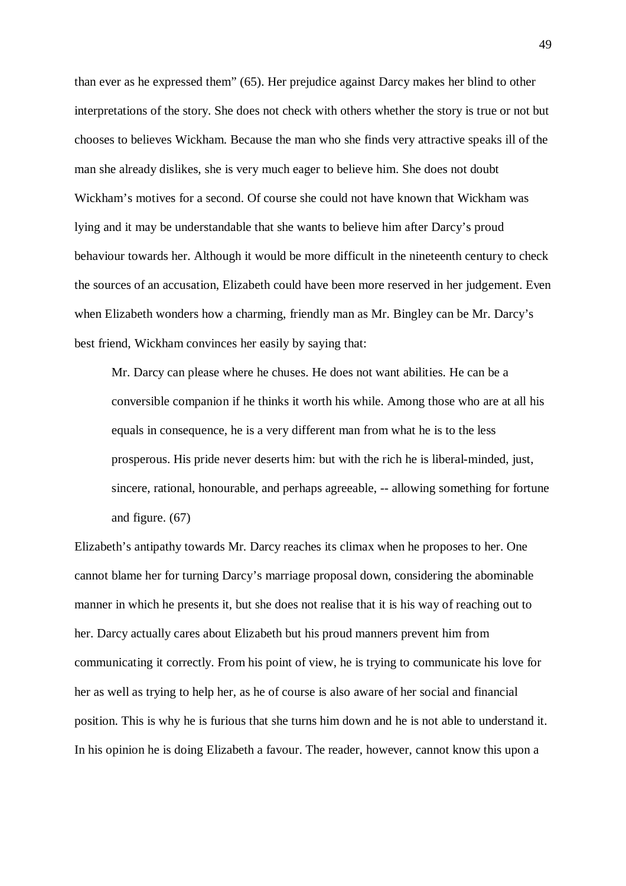than ever as he expressed them" (65). Her prejudice against Darcy makes her blind to other interpretations of the story. She does not check with others whether the story is true or not but chooses to believes Wickham. Because the man who she finds very attractive speaks ill of the man she already dislikes, she is very much eager to believe him. She does not doubt Wickham's motives for a second. Of course she could not have known that Wickham was lying and it may be understandable that she wants to believe him after Darcy's proud behaviour towards her. Although it would be more difficult in the nineteenth century to check the sources of an accusation, Elizabeth could have been more reserved in her judgement. Even when Elizabeth wonders how a charming, friendly man as Mr. Bingley can be Mr. Darcy's best friend, Wickham convinces her easily by saying that:

> Mr. Darcy can please where he chuses. He does not want abilities. He can be a conversible companion if he thinks it worth his while. Among those who are at all his equals in consequence, he is a very different man from what he is to the less prosperous. His pride never deserts him: but with the rich he is liberal-minded, just, sincere, rational, honourable, and perhaps agreeable, -- allowing something for fortune and figure. (67)

Elizabeth's antipathy towards Mr. Darcy reaches its climax when he proposes to her. One cannot blame her for turning Darcy's marriage proposal down, considering the abominable manner in which he presents it, but she does not realise that it is his way of reaching out to her. Darcy actually cares about Elizabeth but his proud manners prevent him from communicating it correctly. From his point of view, he is trying to communicate his love for her as well as trying to help her, as he of course is also aware of her social and financial position. This is why he is furious that she turns him down and he is not able to understand it. In his opinion he is doing Elizabeth a favour. The reader, however, cannot know this upon a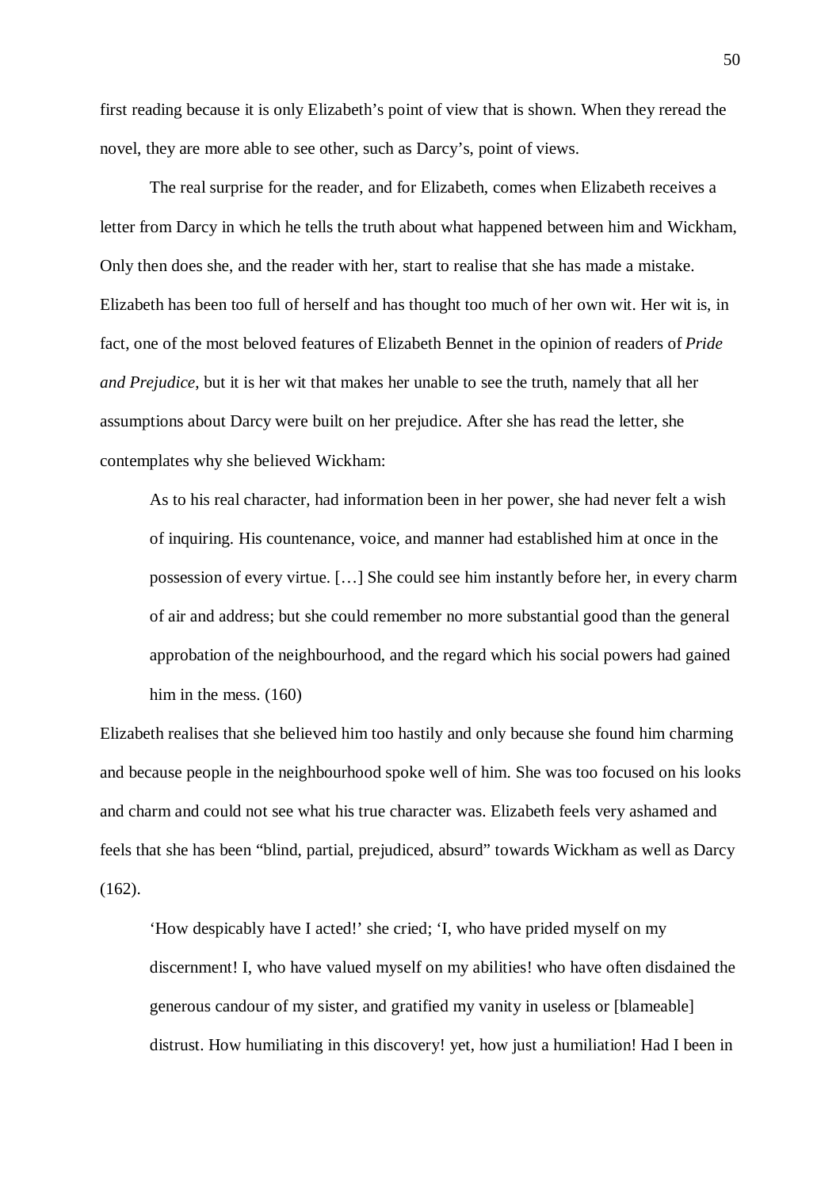first reading because it is only Elizabeth's point of view that is shown. When they reread the novel, they are more able to see other, such as Darcy's, point of views.

The real surprise for the reader, and for Elizabeth, comes when Elizabeth receives a letter from Darcy in which he tells the truth about what happened between him and Wickham, Only then does she, and the reader with her, start to realise that she has made a mistake. Elizabeth has been too full of herself and has thought too much of her own wit. Her wit is, in fact, one of the most beloved features of Elizabeth Bennet in the opinion of readers of *Pride and Prejudice*, but it is her wit that makes her unable to see the truth, namely that all her assumptions about Darcy were built on her prejudice. After she has read the letter, she contemplates why she believed Wickham:

> As to his real character, had information been in her power, she had never felt a wish of inquiring. His countenance, voice, and manner had established him at once in the possession of every virtue. […] She could see him instantly before her, in every charm of air and address; but she could remember no more substantial good than the general approbation of the neighbourhood, and the regard which his social powers had gained him in the mess. (160)

Elizabeth realises that she believed him too hastily and only because she found him charming and because people in the neighbourhood spoke well of him. She was too focused on his looks and charm and could not see what his true character was. Elizabeth feels very ashamed and feels that she has been "blind, partial, prejudiced, absurd" towards Wickham as well as Darcy (162).

> 'How despicably have I acted!' she cried; 'I, who have prided myself on my discernment! I, who have valued myself on my abilities! who have often disdained the generous candour of my sister, and gratified my vanity in useless or [blameable] distrust. How humiliating in this discovery! yet, how just a humiliation! Had I been in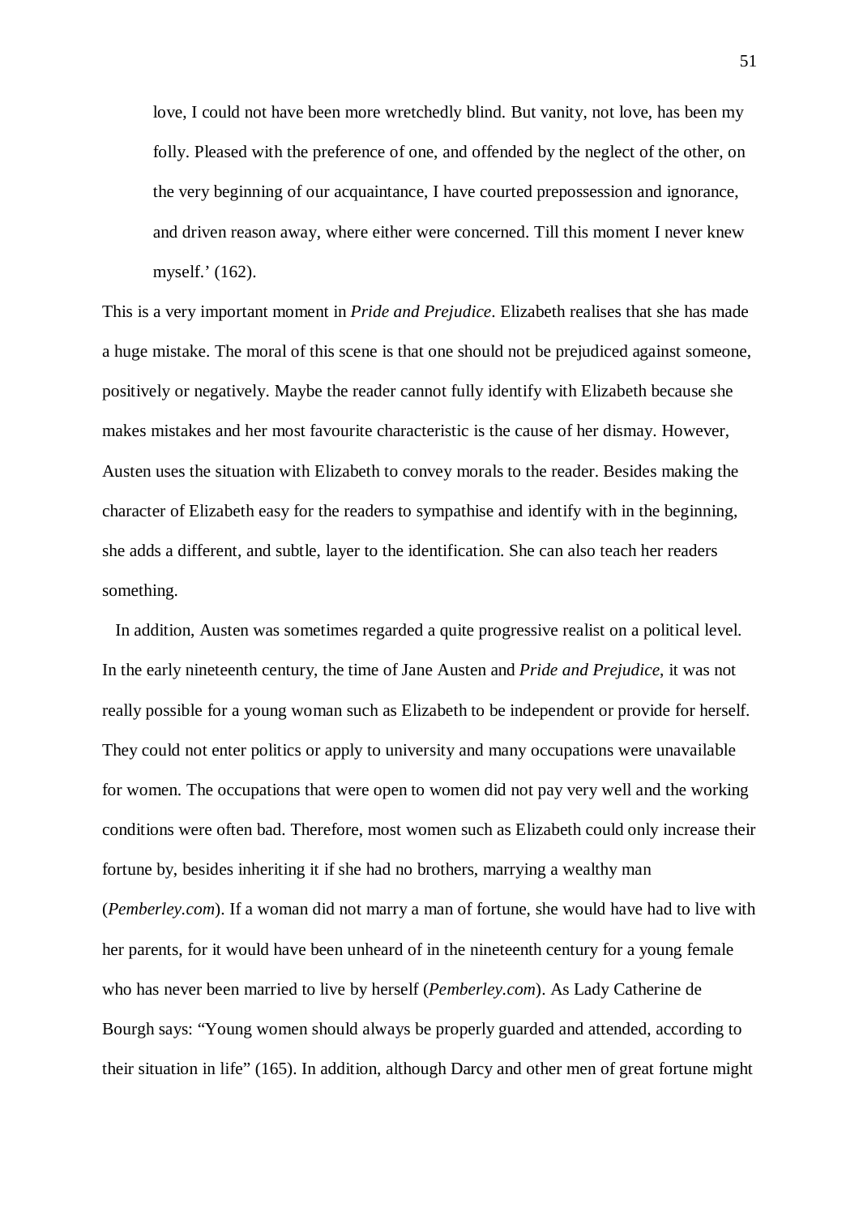> love, I could not have been more wretchedly blind. But vanity, not love, has been my folly. Pleased with the preference of one, and offended by the neglect of the other, on the very beginning of our acquaintance, I have courted prepossession and ignorance, and driven reason away, where either were concerned. Till this moment I never knew myself.' (162).

This is a very important moment in *Pride and Prejudice*. Elizabeth realises that she has made a huge mistake. The moral of this scene is that one should not be prejudiced against someone, positively or negatively. Maybe the reader cannot fully identify with Elizabeth because she makes mistakes and her most favourite characteristic is the cause of her dismay. However, Austen uses the situation with Elizabeth to convey morals to the reader. Besides making the character of Elizabeth easy for the readers to sympathise and identify with in the beginning, she adds a different, and subtle, layer to the identification. She can also teach her readers something.

In addition, Austen was sometimes regarded a quite progressive realist on a political level. In the early nineteenth century, the time of Jane Austen and *Pride and Prejudice*, it was not really possible for a young woman such as Elizabeth to be independent or provide for herself. They could not enter politics or apply to university and many occupations were unavailable for women. The occupations that were open to women did not pay very well and the working conditions were often bad. Therefore, most women such as Elizabeth could only increase their fortune by, besides inheriting it if she had no brothers, marrying a wealthy man (*Pemberley.com*). If a woman did not marry a man of fortune, she would have had to live with her parents, for it would have been unheard of in the nineteenth century for a young female who has never been married to live by herself (*Pemberley.com*). As Lady Catherine de Bourgh says: "Young women should always be properly guarded and attended, according to their situation in life" (165). In addition, although Darcy and other men of great fortune might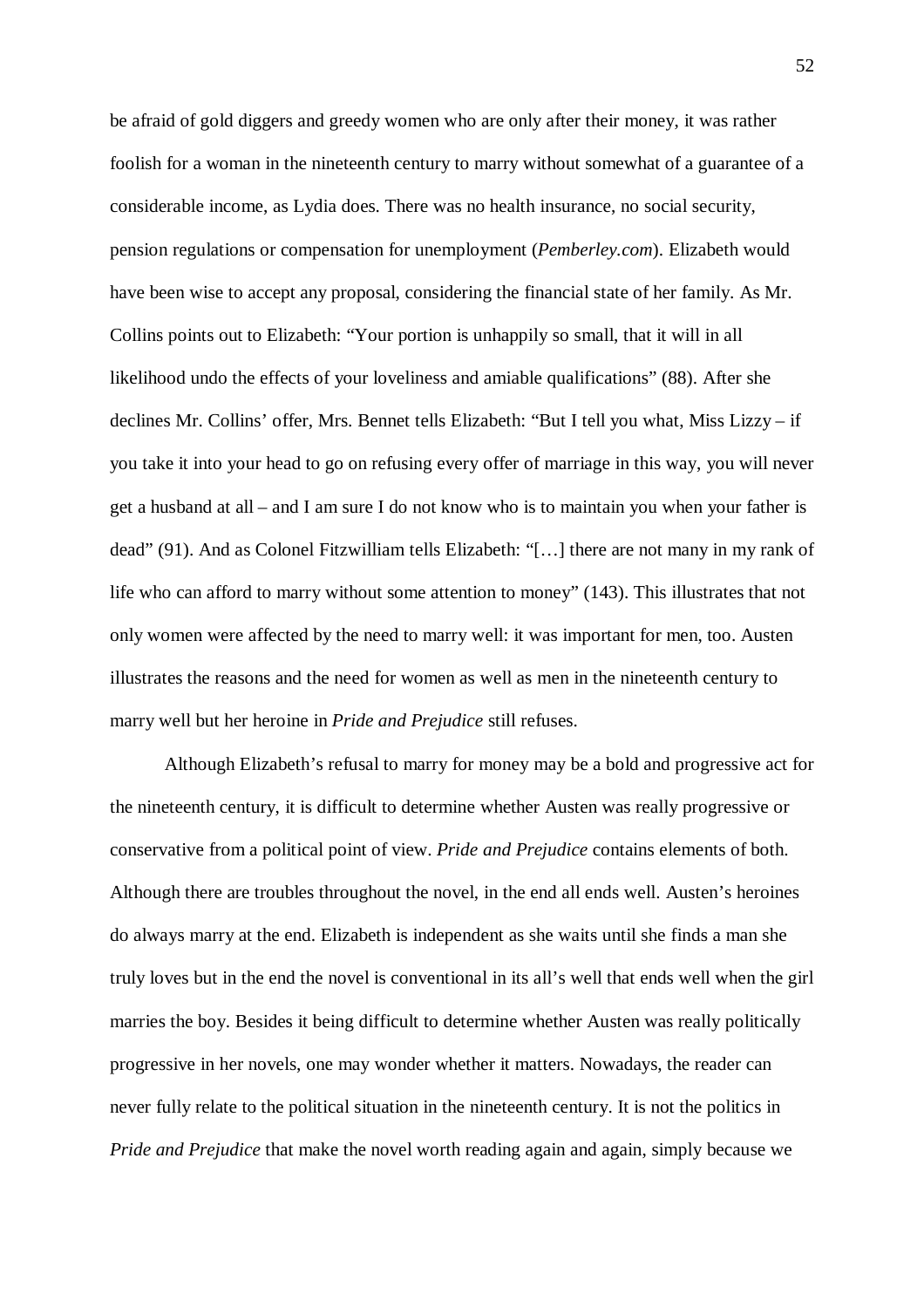be afraid of gold diggers and greedy women who are only after their money, it was rather foolish for a woman in the nineteenth century to marry without somewhat of a guarantee of a considerable income, as Lydia does. There was no health insurance, no social security, pension regulations or compensation for unemployment (*Pemberley.com*). Elizabeth would have been wise to accept any proposal, considering the financial state of her family. As Mr. Collins points out to Elizabeth: "Your portion is unhappily so small, that it will in all likelihood undo the effects of your loveliness and amiable qualifications" (88). After she declines Mr. Collins' offer, Mrs. Bennet tells Elizabeth: "But I tell you what, Miss Lizzy – if you take it into your head to go on refusing every offer of marriage in this way, you will never get a husband at all – and I am sure I do not know who is to maintain you when your father is dead" (91). And as Colonel Fitzwilliam tells Elizabeth: "[…] there are not many in my rank of life who can afford to marry without some attention to money" (143). This illustrates that not only women were affected by the need to marry well: it was important for men, too. Austen illustrates the reasons and the need for women as well as men in the nineteenth century to marry well but her heroine in *Pride and Prejudice* still refuses.

Although Elizabeth's refusal to marry for money may be a bold and progressive act for the nineteenth century, it is difficult to determine whether Austen was really progressive or conservative from a political point of view. *Pride and Prejudice* contains elements of both. Although there are troubles throughout the novel, in the end all ends well. Austen's heroines do always marry at the end. Elizabeth is independent as she waits until she finds a man she truly loves but in the end the novel is conventional in its all's well that ends well when the girl marries the boy. Besides it being difficult to determine whether Austen was really politically progressive in her novels, one may wonder whether it matters. Nowadays, the reader can never fully relate to the political situation in the nineteenth century. It is not the politics in *Pride and Prejudice* that make the novel worth reading again and again, simply because we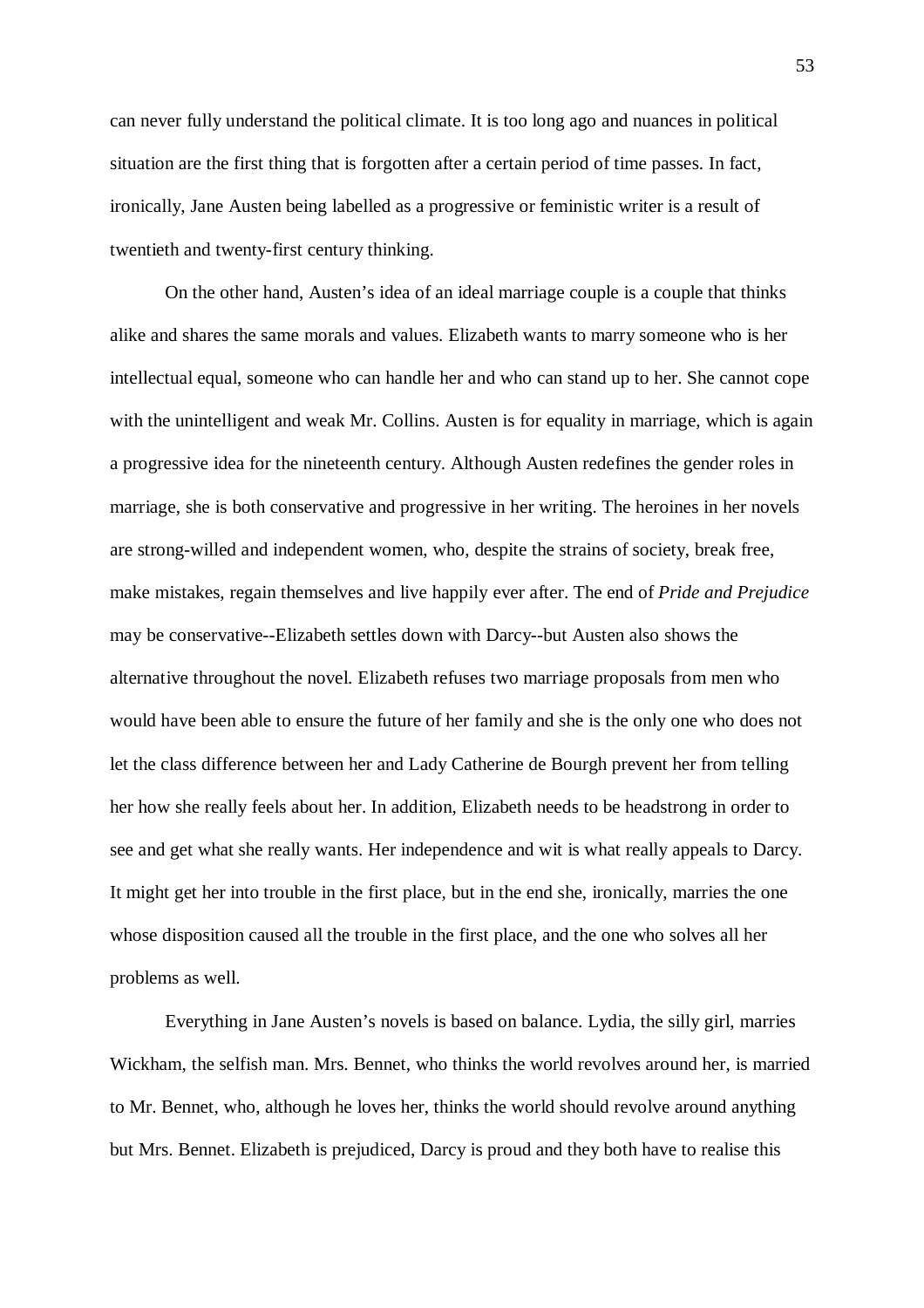can never fully understand the political climate. It is too long ago and nuances in political situation are the first thing that is forgotten after a certain period of time passes. In fact, ironically, Jane Austen being labelled as a progressive or feministic writer is a result of twentieth and twenty-first century thinking.

On the other hand, Austen's idea of an ideal marriage couple is a couple that thinks alike and shares the same morals and values. Elizabeth wants to marry someone who is her intellectual equal, someone who can handle her and who can stand up to her. She cannot cope with the unintelligent and weak Mr. Collins. Austen is for equality in marriage, which is again a progressive idea for the nineteenth century. Although Austen redefines the gender roles in marriage, she is both conservative and progressive in her writing. The heroines in her novels are strong-willed and independent women, who, despite the strains of society, break free, make mistakes, regain themselves and live happily ever after. The end of *Pride and Prejudice* may be conservative--Elizabeth settles down with Darcy--but Austen also shows the alternative throughout the novel. Elizabeth refuses two marriage proposals from men who would have been able to ensure the future of her family and she is the only one who does not let the class difference between her and Lady Catherine de Bourgh prevent her from telling her how she really feels about her. In addition, Elizabeth needs to be headstrong in order to see and get what she really wants. Her independence and wit is what really appeals to Darcy. It might get her into trouble in the first place, but in the end she, ironically, marries the one whose disposition caused all the trouble in the first place, and the one who solves all her problems as well.

Everything in Jane Austen's novels is based on balance. Lydia, the silly girl, marries Wickham, the selfish man. Mrs. Bennet, who thinks the world revolves around her, is married to Mr. Bennet, who, although he loves her, thinks the world should revolve around anything but Mrs. Bennet. Elizabeth is prejudiced, Darcy is proud and they both have to realise this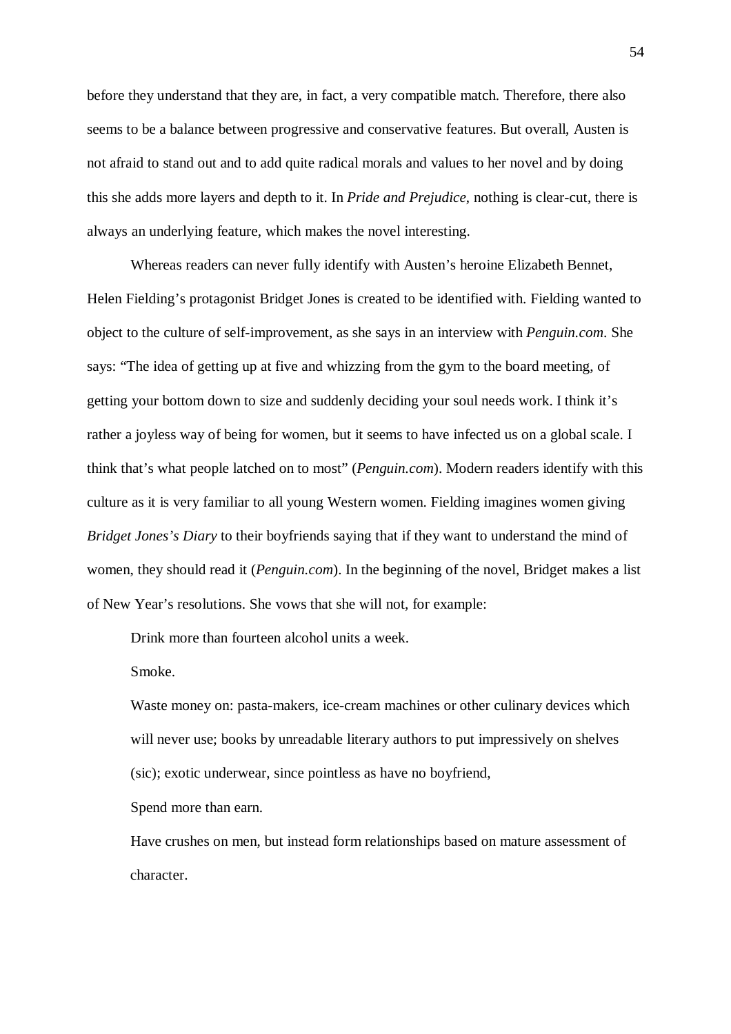before they understand that they are, in fact, a very compatible match. Therefore, there also seems to be a balance between progressive and conservative features. But overall, Austen is not afraid to stand out and to add quite radical morals and values to her novel and by doing this she adds more layers and depth to it. In *Pride and Prejudice*, nothing is clear-cut, there is always an underlying feature, which makes the novel interesting.

Whereas readers can never fully identify with Austen's heroine Elizabeth Bennet, Helen Fielding's protagonist Bridget Jones is created to be identified with. Fielding wanted to object to the culture of self-improvement, as she says in an interview with *Penguin.com*. She says: "The idea of getting up at five and whizzing from the gym to the board meeting, of getting your bottom down to size and suddenly deciding your soul needs work. I think it's rather a joyless way of being for women, but it seems to have infected us on a global scale. I think that's what people latched on to most" (*Penguin.com*). Modern readers identify with this culture as it is very familiar to all young Western women. Fielding imagines women giving *Bridget Jones's Diary* to their boyfriends saying that if they want to understand the mind of women, they should read it (*Penguin.com*). In the beginning of the novel, Bridget makes a list of New Year's resolutions. She vows that she will not, for example:

> Drink more than fourteen alcohol units a week.
>
> Smoke.
>
> Waste money on: pasta-makers, ice-cream machines or other culinary devices which will never use; books by unreadable literary authors to put impressively on shelves (sic); exotic underwear, since pointless as have no boyfriend,
>
> Spend more than earn.
>
> Have crushes on men, but instead form relationships based on mature assessment of character.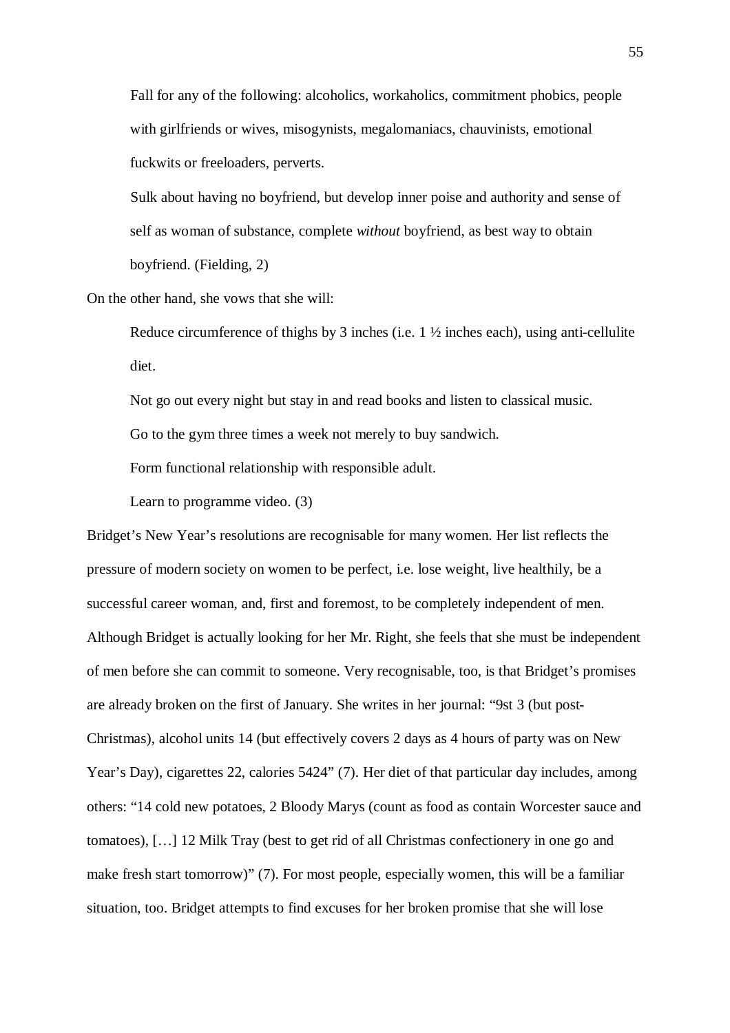> Fall for any of the following: alcoholics, workaholics, commitment phobics, people with girlfriends or wives, misogynists, megalomaniacs, chauvinists, emotional fuckwits or freeloaders, perverts.
>
> Sulk about having no boyfriend, but develop inner poise and authority and sense of self as woman of substance, complete *without* boyfriend, as best way to obtain boyfriend. (Fielding, 2)

On the other hand, she vows that she will:

> Reduce circumference of thighs by 3 inches (i.e. 1 ½ inches each), using anti-cellulite diet.
>
> Not go out every night but stay in and read books and listen to classical music.
>
> Go to the gym three times a week not merely to buy sandwich.
>
> Form functional relationship with responsible adult.
>
> Learn to programme video. (3)

Bridget's New Year's resolutions are recognisable for many women. Her list reflects the pressure of modern society on women to be perfect, i.e. lose weight, live healthily, be a successful career woman, and, first and foremost, to be completely independent of men. Although Bridget is actually looking for her Mr. Right, she feels that she must be independent of men before she can commit to someone. Very recognisable, too, is that Bridget's promises are already broken on the first of January. She writes in her journal: "9st 3 (but post-Christmas), alcohol units 14 (but effectively covers 2 days as 4 hours of party was on New Year's Day), cigarettes 22, calories 5424" (7). Her diet of that particular day includes, among others: "14 cold new potatoes, 2 Bloody Marys (count as food as contain Worcester sauce and tomatoes), […] 12 Milk Tray (best to get rid of all Christmas confectionery in one go and make fresh start tomorrow)" (7). For most people, especially women, this will be a familiar situation, too. Bridget attempts to find excuses for her broken promise that she will lose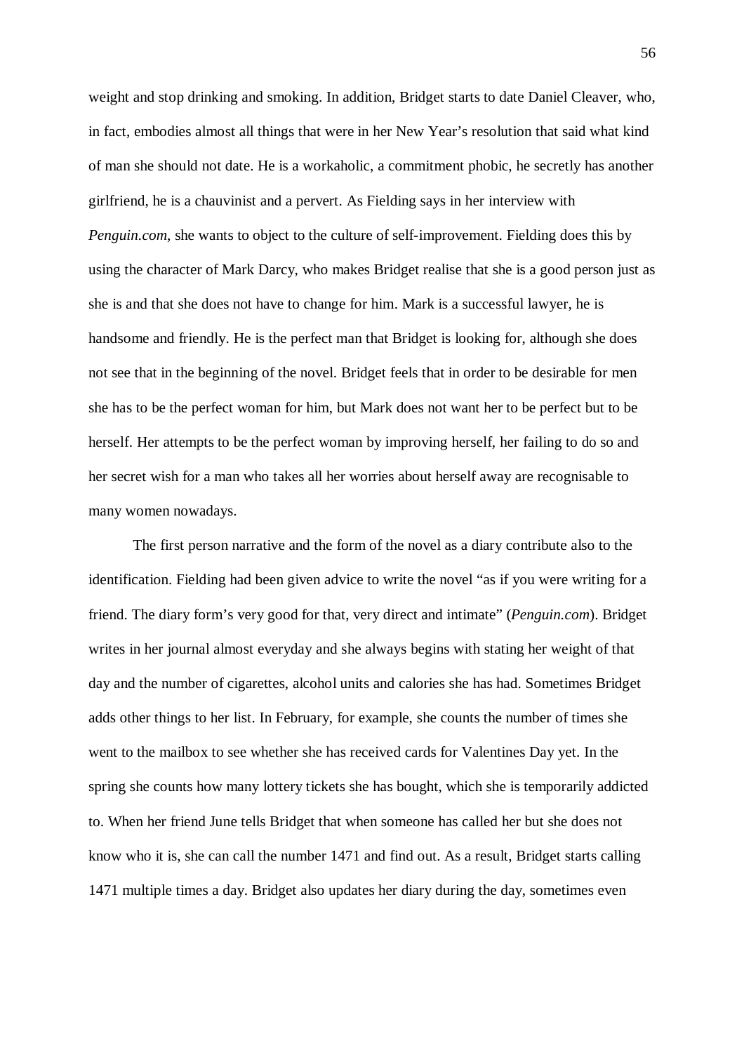weight and stop drinking and smoking. In addition, Bridget starts to date Daniel Cleaver, who, in fact, embodies almost all things that were in her New Year's resolution that said what kind of man she should not date. He is a workaholic, a commitment phobic, he secretly has another girlfriend, he is a chauvinist and a pervert. As Fielding says in her interview with *Penguin.com*, she wants to object to the culture of self-improvement. Fielding does this by using the character of Mark Darcy, who makes Bridget realise that she is a good person just as she is and that she does not have to change for him. Mark is a successful lawyer, he is handsome and friendly. He is the perfect man that Bridget is looking for, although she does not see that in the beginning of the novel. Bridget feels that in order to be desirable for men she has to be the perfect woman for him, but Mark does not want her to be perfect but to be herself. Her attempts to be the perfect woman by improving herself, her failing to do so and her secret wish for a man who takes all her worries about herself away are recognisable to many women nowadays.

The first person narrative and the form of the novel as a diary contribute also to the identification. Fielding had been given advice to write the novel "as if you were writing for a friend. The diary form's very good for that, very direct and intimate" (*Penguin.com*). Bridget writes in her journal almost everyday and she always begins with stating her weight of that day and the number of cigarettes, alcohol units and calories she has had. Sometimes Bridget adds other things to her list. In February, for example, she counts the number of times she went to the mailbox to see whether she has received cards for Valentines Day yet. In the spring she counts how many lottery tickets she has bought, which she is temporarily addicted to. When her friend June tells Bridget that when someone has called her but she does not know who it is, she can call the number 1471 and find out. As a result, Bridget starts calling 1471 multiple times a day. Bridget also updates her diary during the day, sometimes even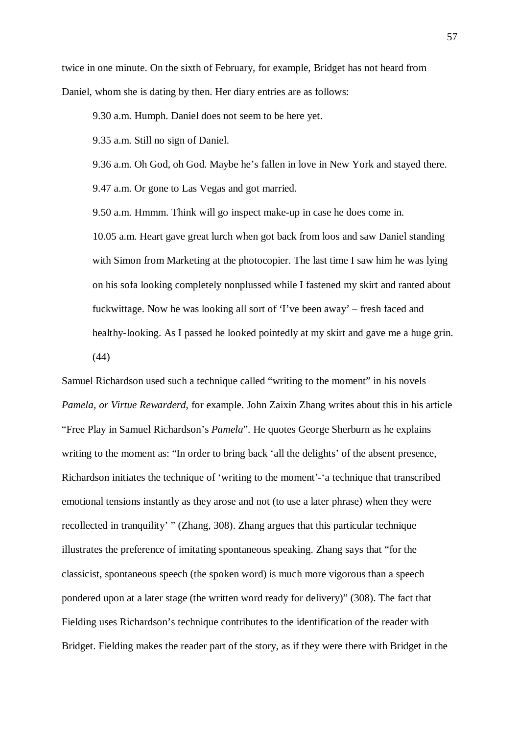twice in one minute. On the sixth of February, for example, Bridget has not heard from Daniel, whom she is dating by then. Her diary entries are as follows:

> 9.30 a.m. Humph. Daniel does not seem to be here yet.
>
> 9.35 a.m. Still no sign of Daniel.
>
> 9.36 a.m. Oh God, oh God. Maybe he's fallen in love in New York and stayed there.
>
> 9.47 a.m. Or gone to Las Vegas and got married.
>
> 9.50 a.m. Hmmm. Think will go inspect make-up in case he does come in.
>
> 10.05 a.m. Heart gave great lurch when got back from loos and saw Daniel standing with Simon from Marketing at the photocopier. The last time I saw him he was lying on his sofa looking completely nonplussed while I fastened my skirt and ranted about fuckwittage. Now he was looking all sort of 'I've been away' – fresh faced and healthy-looking. As I passed he looked pointedly at my skirt and gave me a huge grin. (44)

Samuel Richardson used such a technique called "writing to the moment" in his novels *Pamela, or Virtue Rewarderd*, for example. John Zaixin Zhang writes about this in his article "Free Play in Samuel Richardson's *Pamela*". He quotes George Sherburn as he explains writing to the moment as: "In order to bring back 'all the delights' of the absent presence, Richardson initiates the technique of 'writing to the moment'-'a technique that transcribed emotional tensions instantly as they arose and not (to use a later phrase) when they were recollected in tranquility' " (Zhang, 308). Zhang argues that this particular technique illustrates the preference of imitating spontaneous speaking. Zhang says that "for the classicist, spontaneous speech (the spoken word) is much more vigorous than a speech pondered upon at a later stage (the written word ready for delivery)" (308). The fact that Fielding uses Richardson's technique contributes to the identification of the reader with Bridget. Fielding makes the reader part of the story, as if they were there with Bridget in the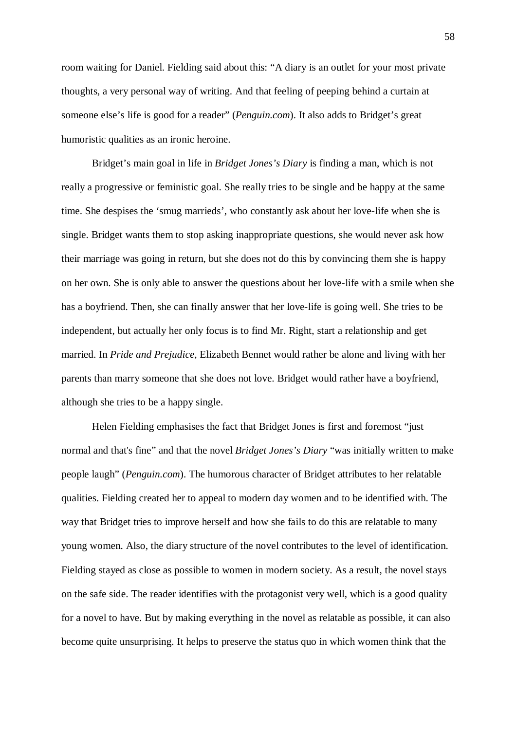room waiting for Daniel. Fielding said about this: "A diary is an outlet for your most private thoughts, a very personal way of writing. And that feeling of peeping behind a curtain at someone else's life is good for a reader" (*Penguin.com*). It also adds to Bridget's great humoristic qualities as an ironic heroine.

Bridget's main goal in life in *Bridget Jones's Diary* is finding a man, which is not really a progressive or feministic goal. She really tries to be single and be happy at the same time. She despises the 'smug marrieds', who constantly ask about her love-life when she is single. Bridget wants them to stop asking inappropriate questions, she would never ask how their marriage was going in return, but she does not do this by convincing them she is happy on her own. She is only able to answer the questions about her love-life with a smile when she has a boyfriend. Then, she can finally answer that her love-life is going well. She tries to be independent, but actually her only focus is to find Mr. Right, start a relationship and get married. In *Pride and Prejudice*, Elizabeth Bennet would rather be alone and living with her parents than marry someone that she does not love. Bridget would rather have a boyfriend, although she tries to be a happy single.

Helen Fielding emphasises the fact that Bridget Jones is first and foremost "just normal and that's fine" and that the novel *Bridget Jones's Diary* "was initially written to make people laugh" (*Penguin.com*). The humorous character of Bridget attributes to her relatable qualities. Fielding created her to appeal to modern day women and to be identified with. The way that Bridget tries to improve herself and how she fails to do this are relatable to many young women. Also, the diary structure of the novel contributes to the level of identification. Fielding stayed as close as possible to women in modern society. As a result, the novel stays on the safe side. The reader identifies with the protagonist very well, which is a good quality for a novel to have. But by making everything in the novel as relatable as possible, it can also become quite unsurprising. It helps to preserve the status quo in which women think that the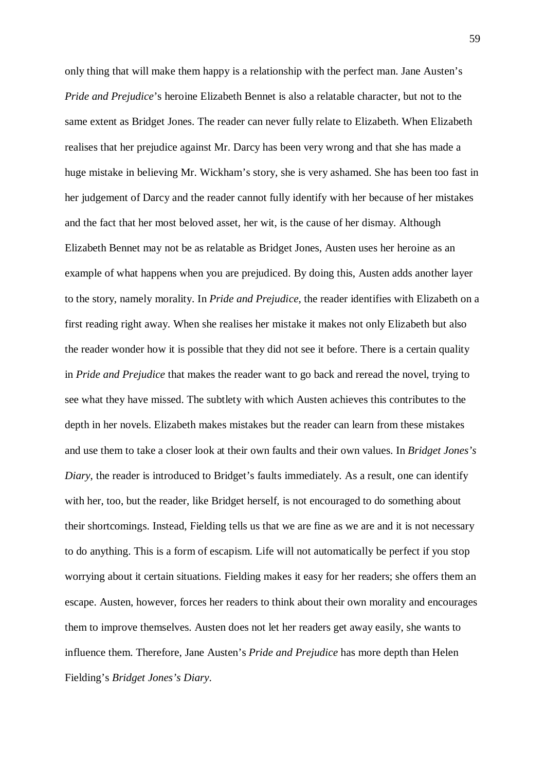only thing that will make them happy is a relationship with the perfect man. Jane Austen's *Pride and Prejudice*'s heroine Elizabeth Bennet is also a relatable character, but not to the same extent as Bridget Jones. The reader can never fully relate to Elizabeth. When Elizabeth realises that her prejudice against Mr. Darcy has been very wrong and that she has made a huge mistake in believing Mr. Wickham's story, she is very ashamed. She has been too fast in her judgement of Darcy and the reader cannot fully identify with her because of her mistakes and the fact that her most beloved asset, her wit, is the cause of her dismay. Although Elizabeth Bennet may not be as relatable as Bridget Jones, Austen uses her heroine as an example of what happens when you are prejudiced. By doing this, Austen adds another layer to the story, namely morality. In *Pride and Prejudice*, the reader identifies with Elizabeth on a first reading right away. When she realises her mistake it makes not only Elizabeth but also the reader wonder how it is possible that they did not see it before. There is a certain quality in *Pride and Prejudice* that makes the reader want to go back and reread the novel, trying to see what they have missed. The subtlety with which Austen achieves this contributes to the depth in her novels. Elizabeth makes mistakes but the reader can learn from these mistakes and use them to take a closer look at their own faults and their own values. In *Bridget Jones's Diary*, the reader is introduced to Bridget's faults immediately. As a result, one can identify with her, too, but the reader, like Bridget herself, is not encouraged to do something about their shortcomings. Instead, Fielding tells us that we are fine as we are and it is not necessary to do anything. This is a form of escapism. Life will not automatically be perfect if you stop worrying about it certain situations. Fielding makes it easy for her readers; she offers them an escape. Austen, however, forces her readers to think about their own morality and encourages them to improve themselves. Austen does not let her readers get away easily, she wants to influence them. Therefore, Jane Austen's *Pride and Prejudice* has more depth than Helen Fielding's *Bridget Jones's Diary*.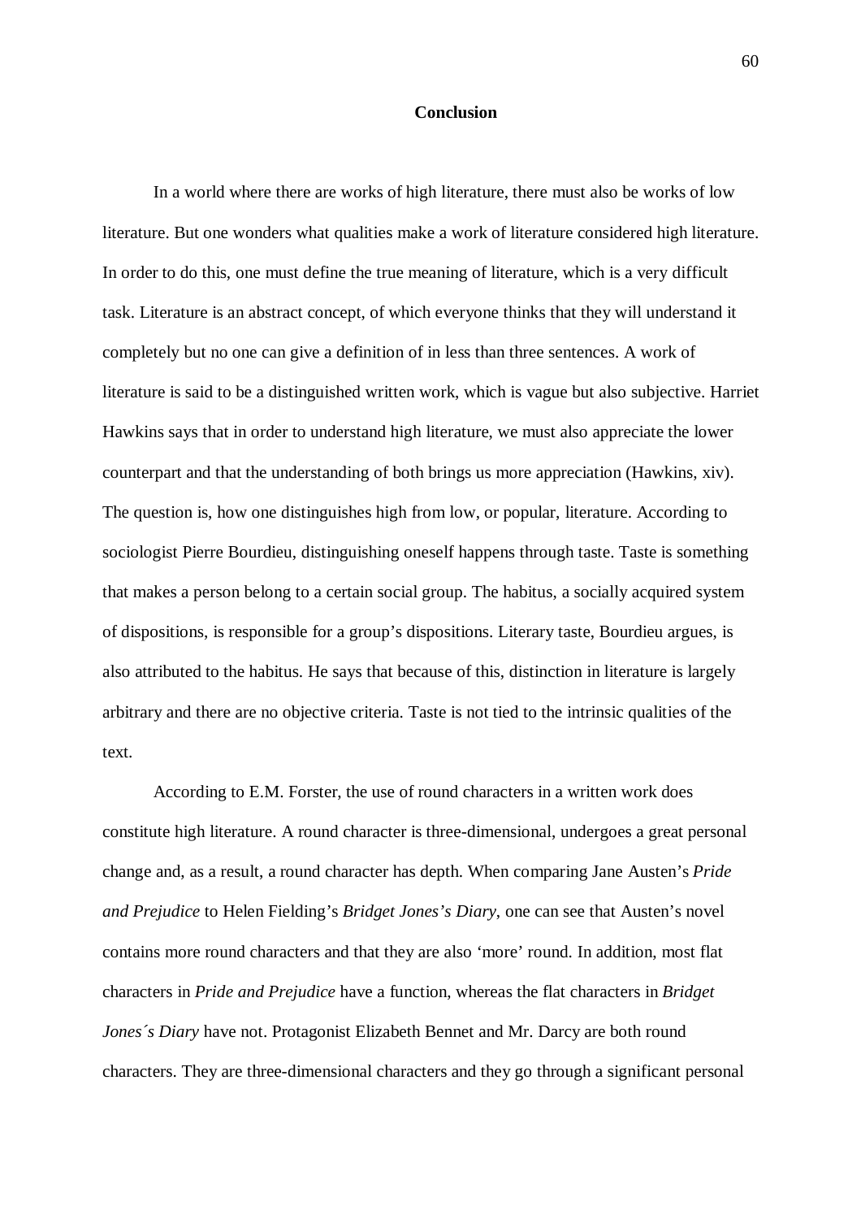# Conclusion

In a world where there are works of high literature, there must also be works of low literature. But one wonders what qualities make a work of literature considered high literature. In order to do this, one must define the true meaning of literature, which is a very difficult task. Literature is an abstract concept, of which everyone thinks that they will understand it completely but no one can give a definition of in less than three sentences. A work of literature is said to be a distinguished written work, which is vague but also subjective. Harriet Hawkins says that in order to understand high literature, we must also appreciate the lower counterpart and that the understanding of both brings us more appreciation (Hawkins, xiv). The question is, how one distinguishes high from low, or popular, literature. According to sociologist Pierre Bourdieu, distinguishing oneself happens through taste. Taste is something that makes a person belong to a certain social group. The habitus, a socially acquired system of dispositions, is responsible for a group's dispositions. Literary taste, Bourdieu argues, is also attributed to the habitus. He says that because of this, distinction in literature is largely arbitrary and there are no objective criteria. Taste is not tied to the intrinsic qualities of the text.

According to E.M. Forster, the use of round characters in a written work does constitute high literature. A round character is three-dimensional, undergoes a great personal change and, as a result, a round character has depth. When comparing Jane Austen's *Pride and Prejudice* to Helen Fielding's *Bridget Jones's Diary*, one can see that Austen's novel contains more round characters and that they are also 'more' round. In addition, most flat characters in *Pride and Prejudice* have a function, whereas the flat characters in *Bridget Jones´s Diary* have not. Protagonist Elizabeth Bennet and Mr. Darcy are both round characters. They are three-dimensional characters and they go through a significant personal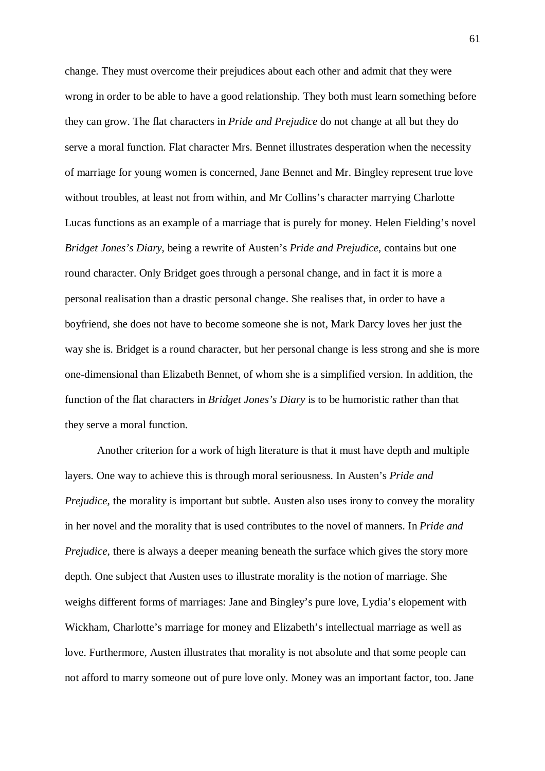change. They must overcome their prejudices about each other and admit that they were wrong in order to be able to have a good relationship. They both must learn something before they can grow. The flat characters in *Pride and Prejudice* do not change at all but they do serve a moral function. Flat character Mrs. Bennet illustrates desperation when the necessity of marriage for young women is concerned, Jane Bennet and Mr. Bingley represent true love without troubles, at least not from within, and Mr Collins's character marrying Charlotte Lucas functions as an example of a marriage that is purely for money. Helen Fielding's novel *Bridget Jones's Diary*, being a rewrite of Austen's *Pride and Prejudice*, contains but one round character. Only Bridget goes through a personal change, and in fact it is more a personal realisation than a drastic personal change. She realises that, in order to have a boyfriend, she does not have to become someone she is not, Mark Darcy loves her just the way she is. Bridget is a round character, but her personal change is less strong and she is more one-dimensional than Elizabeth Bennet, of whom she is a simplified version. In addition, the function of the flat characters in *Bridget Jones's Diary* is to be humoristic rather than that they serve a moral function.

Another criterion for a work of high literature is that it must have depth and multiple layers. One way to achieve this is through moral seriousness. In Austen's *Pride and Prejudice*, the morality is important but subtle. Austen also uses irony to convey the morality in her novel and the morality that is used contributes to the novel of manners. In *Pride and Prejudice*, there is always a deeper meaning beneath the surface which gives the story more depth. One subject that Austen uses to illustrate morality is the notion of marriage. She weighs different forms of marriages: Jane and Bingley's pure love, Lydia's elopement with Wickham, Charlotte's marriage for money and Elizabeth's intellectual marriage as well as love. Furthermore, Austen illustrates that morality is not absolute and that some people can not afford to marry someone out of pure love only. Money was an important factor, too. Jane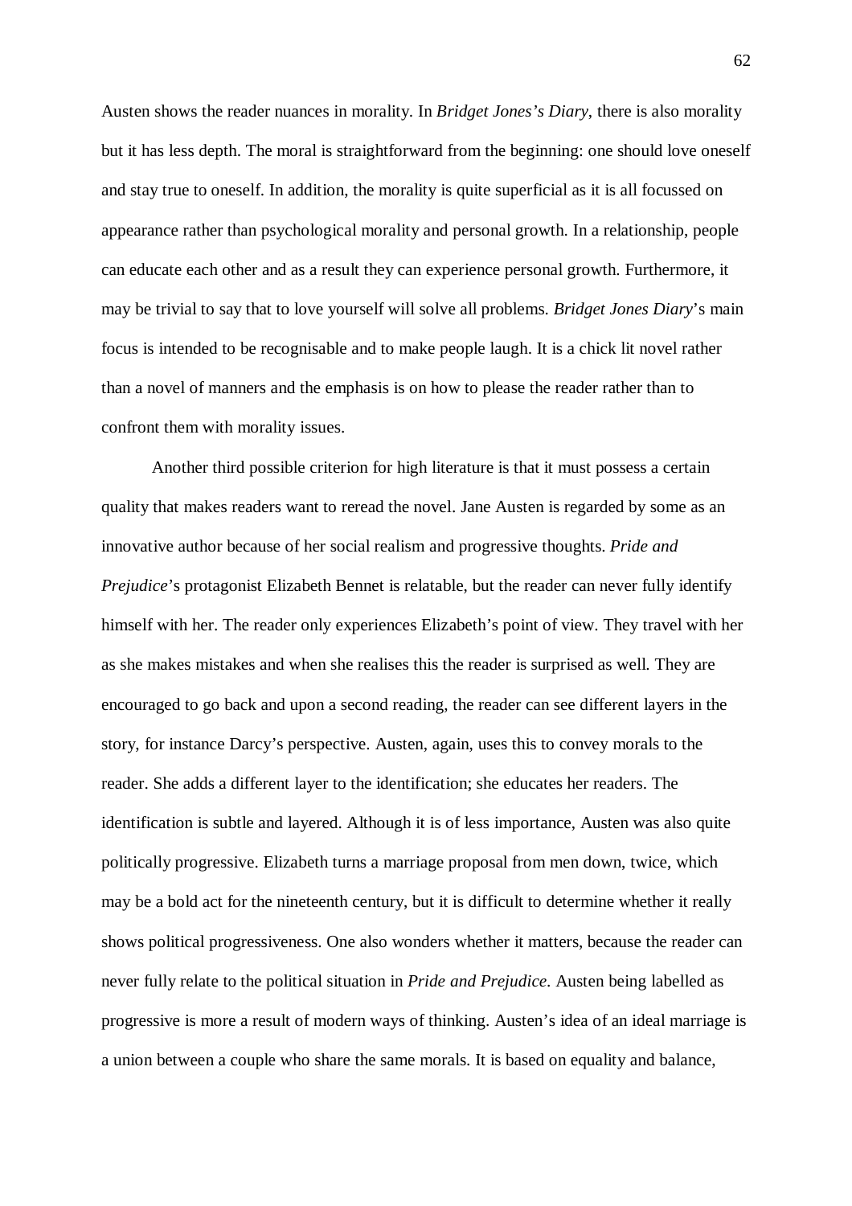Austen shows the reader nuances in morality. In *Bridget Jones's Diary*, there is also morality but it has less depth. The moral is straightforward from the beginning: one should love oneself and stay true to oneself. In addition, the morality is quite superficial as it is all focussed on appearance rather than psychological morality and personal growth. In a relationship, people can educate each other and as a result they can experience personal growth. Furthermore, it may be trivial to say that to love yourself will solve all problems. *Bridget Jones Diary*'s main focus is intended to be recognisable and to make people laugh. It is a chick lit novel rather than a novel of manners and the emphasis is on how to please the reader rather than to confront them with morality issues.

Another third possible criterion for high literature is that it must possess a certain quality that makes readers want to reread the novel. Jane Austen is regarded by some as an innovative author because of her social realism and progressive thoughts. *Pride and Prejudice*'s protagonist Elizabeth Bennet is relatable, but the reader can never fully identify himself with her. The reader only experiences Elizabeth's point of view. They travel with her as she makes mistakes and when she realises this the reader is surprised as well. They are encouraged to go back and upon a second reading, the reader can see different layers in the story, for instance Darcy's perspective. Austen, again, uses this to convey morals to the reader. She adds a different layer to the identification; she educates her readers. The identification is subtle and layered. Although it is of less importance, Austen was also quite politically progressive. Elizabeth turns a marriage proposal from men down, twice, which may be a bold act for the nineteenth century, but it is difficult to determine whether it really shows political progressiveness. One also wonders whether it matters, because the reader can never fully relate to the political situation in *Pride and Prejudice*. Austen being labelled as progressive is more a result of modern ways of thinking. Austen's idea of an ideal marriage is a union between a couple who share the same morals. It is based on equality and balance,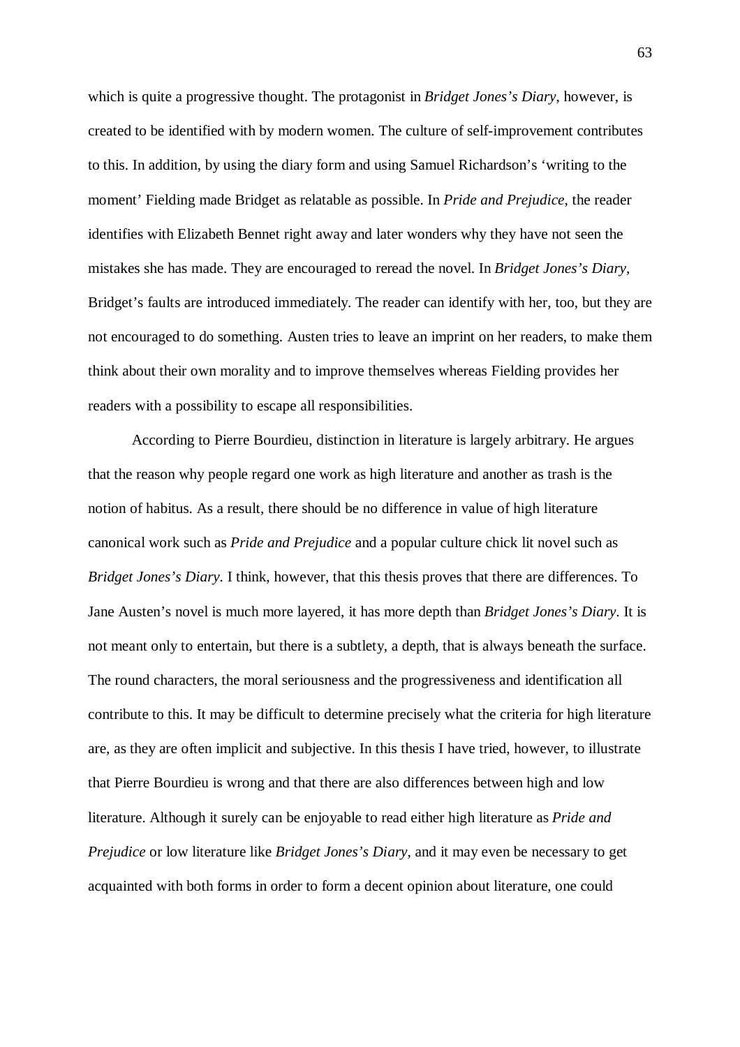which is quite a progressive thought. The protagonist in *Bridget Jones's Diary*, however, is created to be identified with by modern women. The culture of self-improvement contributes to this. In addition, by using the diary form and using Samuel Richardson's 'writing to the moment' Fielding made Bridget as relatable as possible. In *Pride and Prejudice*, the reader identifies with Elizabeth Bennet right away and later wonders why they have not seen the mistakes she has made. They are encouraged to reread the novel. In *Bridget Jones's Diary*, Bridget's faults are introduced immediately. The reader can identify with her, too, but they are not encouraged to do something. Austen tries to leave an imprint on her readers, to make them think about their own morality and to improve themselves whereas Fielding provides her readers with a possibility to escape all responsibilities.

According to Pierre Bourdieu, distinction in literature is largely arbitrary. He argues that the reason why people regard one work as high literature and another as trash is the notion of habitus. As a result, there should be no difference in value of high literature canonical work such as *Pride and Prejudice* and a popular culture chick lit novel such as *Bridget Jones's Diary*. I think, however, that this thesis proves that there are differences. To Jane Austen's novel is much more layered, it has more depth than *Bridget Jones's Diary*. It is not meant only to entertain, but there is a subtlety, a depth, that is always beneath the surface. The round characters, the moral seriousness and the progressiveness and identification all contribute to this. It may be difficult to determine precisely what the criteria for high literature are, as they are often implicit and subjective. In this thesis I have tried, however, to illustrate that Pierre Bourdieu is wrong and that there are also differences between high and low literature. Although it surely can be enjoyable to read either high literature as *Pride and Prejudice* or low literature like *Bridget Jones's Diary*, and it may even be necessary to get acquainted with both forms in order to form a decent opinion about literature, one could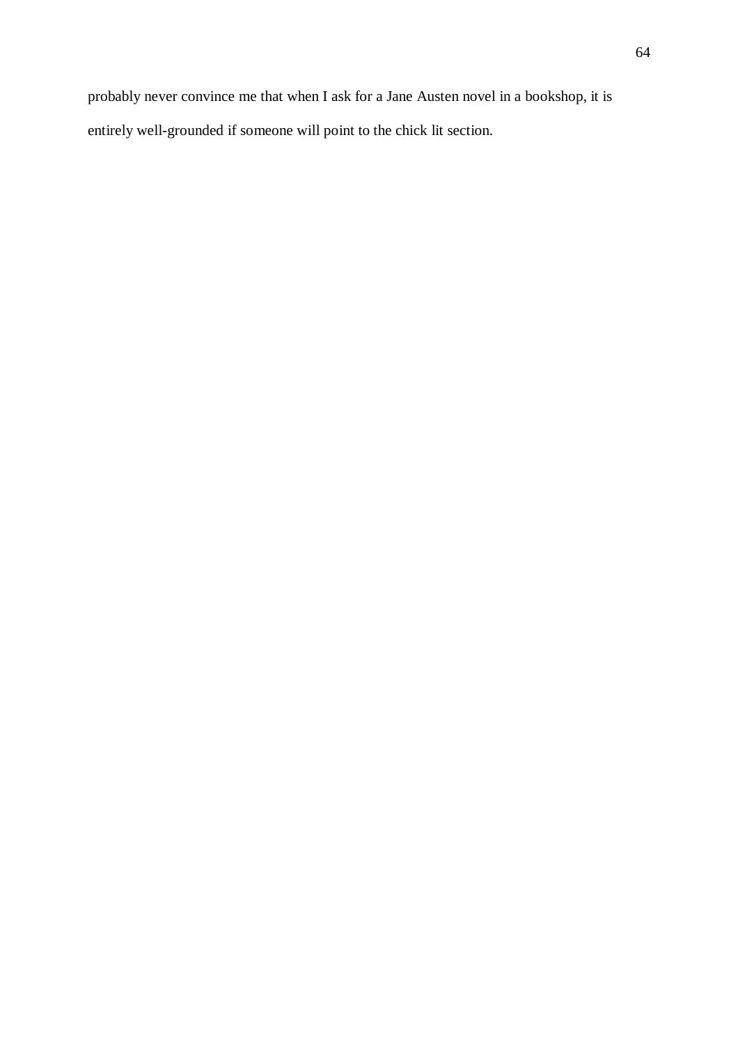probably never convince me that when I ask for a Jane Austen novel in a bookshop, it is entirely well-grounded if someone will point to the chick lit section.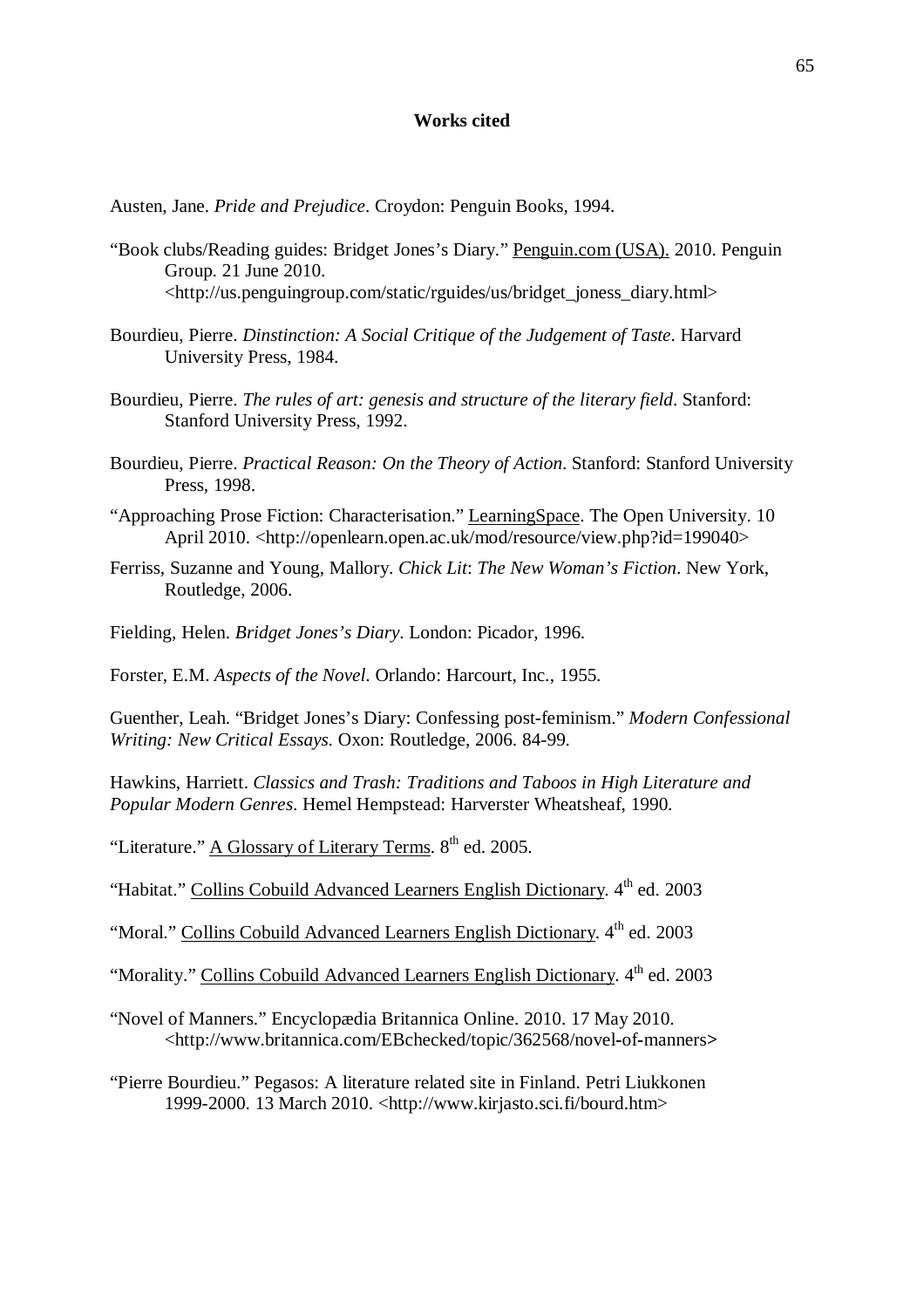# Works cited

Austen, Jane. *Pride and Prejudice*. Croydon: Penguin Books, 1994.

"Book clubs/Reading guides: Bridget Jones's Diary." Penguin.com (USA). 2010. Penguin Group. 21 June 2010. <http://us.penguingroup.com/static/rguides/us/bridget_joness_diary.html>

Bourdieu, Pierre. *Dinstinction: A Social Critique of the Judgement of Taste*. Harvard University Press, 1984.

Bourdieu, Pierre. *The rules of art: genesis and structure of the literary field*. Stanford: Stanford University Press, 1992.

Bourdieu, Pierre. *Practical Reason: On the Theory of Action*. Stanford: Stanford University Press, 1998.

"Approaching Prose Fiction: Characterisation." LearningSpace. The Open University. 10 April 2010. <http://openlearn.open.ac.uk/mod/resource/view.php?id=199040>

Ferriss, Suzanne and Young, Mallory. *Chick Lit*: *The New Woman's Fiction*. New York, Routledge, 2006.

Fielding, Helen. *Bridget Jones's Diary*. London: Picador, 1996.

Forster, E.M. *Aspects of the Novel*. Orlando: Harcourt, Inc., 1955.

Guenther, Leah. "Bridget Jones's Diary: Confessing post-feminism." *Modern Confessional Writing: New Critical Essays*. Oxon: Routledge, 2006. 84-99.

Hawkins, Harriett. *Classics and Trash: Traditions and Taboos in High Literature and Popular Modern Genres*. Hemel Hempstead: Harverster Wheatsheaf, 1990.

"Literature." A Glossary of Literary Terms. 8th ed. 2005.

"Habitat." Collins Cobuild Advanced Learners English Dictionary. 4th ed. 2003

"Moral." Collins Cobuild Advanced Learners English Dictionary. 4th ed. 2003

"Morality." Collins Cobuild Advanced Learners English Dictionary. 4th ed. 2003

"Novel of Manners." Encyclopædia Britannica Online. 2010. 17 May 2010. <http://www.britannica.com/EBchecked/topic/362568/novel-of-manners>

"Pierre Bourdieu." Pegasos: A literature related site in Finland. Petri Liukkonen 1999-2000. 13 March 2010. <http://www.kirjasto.sci.fi/bourd.htm>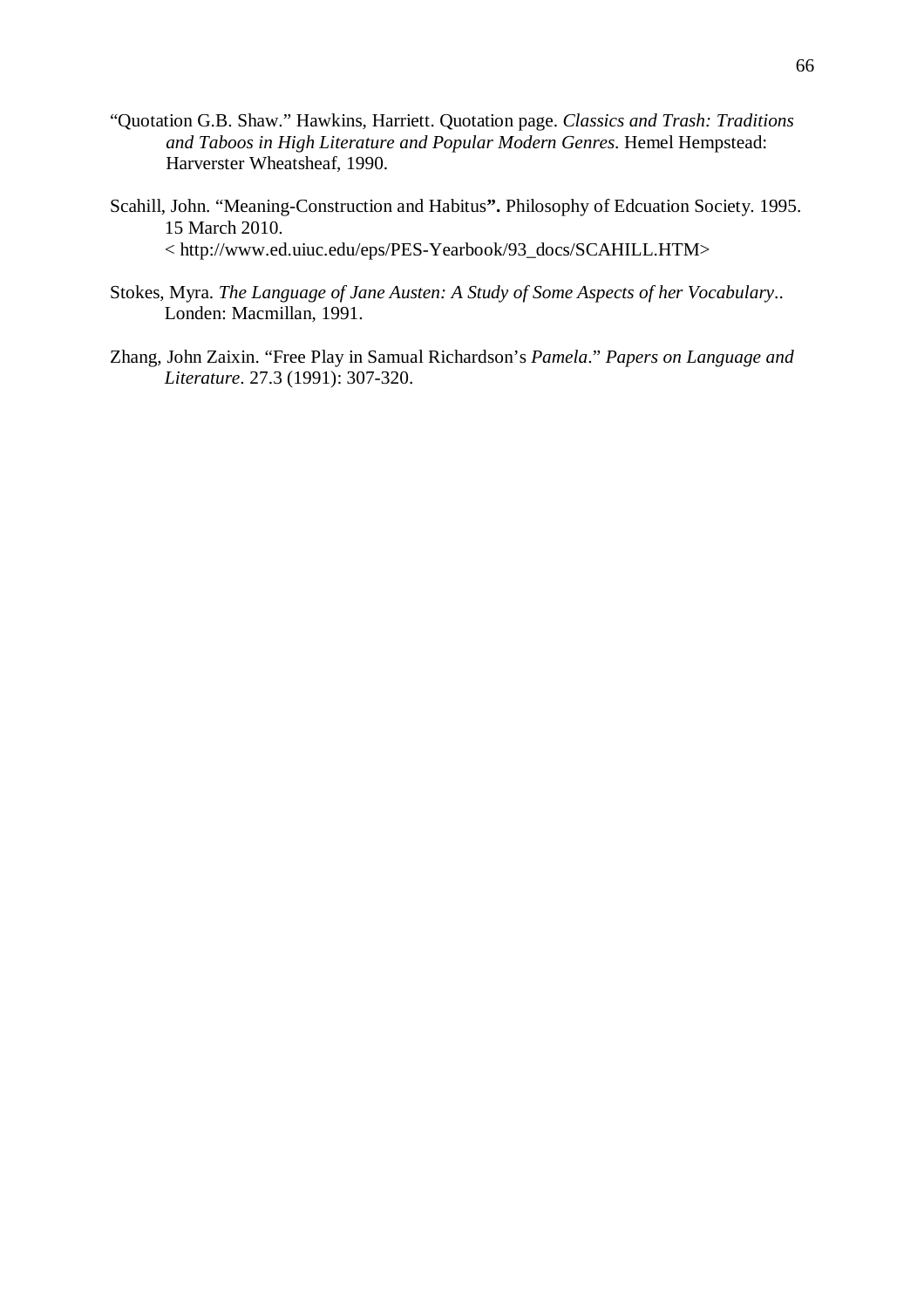"Quotation G.B. Shaw." Hawkins, Harriett. Quotation page. *Classics and Trash: Traditions and Taboos in High Literature and Popular Modern Genres*. Hemel Hempstead: Harverster Wheatsheaf, 1990.

Scahill, John. "Meaning-Construction and Habitus**".** Philosophy of Edcuation Society. 1995. 15 March 2010. < http://www.ed.uiuc.edu/eps/PES-Yearbook/93_docs/SCAHILL.HTM>

Stokes, Myra. *The Language of Jane Austen: A Study of Some Aspects of her Vocabulary*.. Londen: Macmillan, 1991.

Zhang, John Zaixin. "Free Play in Samual Richardson's *Pamela*." *Papers on Language and Literature*. 27.3 (1991): 307-320.